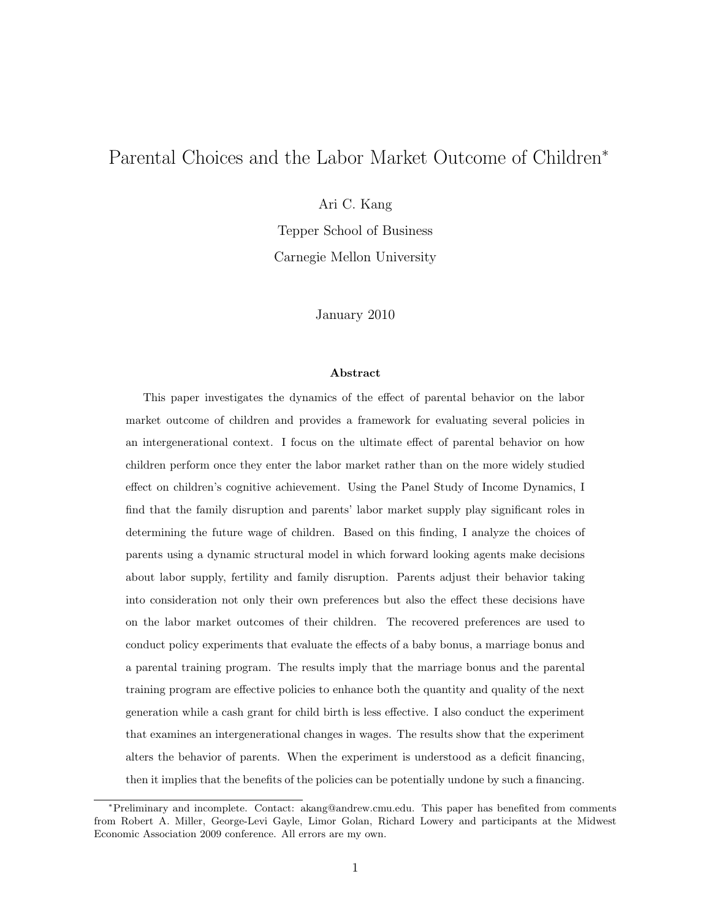# Parental Choices and the Labor Market Outcome of Children*

Ari C. Kang

Tepper School of Business

Carnegie Mellon University

January 2010

**Abstract**

This paper investigates the dynamics of the effect of parental behavior on the labor market outcome of children and provides a framework for evaluating several policies in an intergenerational context. I focus on the ultimate effect of parental behavior on how children perform once they enter the labor market rather than on the more widely studied effect on children's cognitive achievement. Using the Panel Study of Income Dynamics, I find that the family disruption and parents' labor market supply play significant roles in determining the future wage of children. Based on this finding, I analyze the choices of parents using a dynamic structural model in which forward looking agents make decisions about labor supply, fertility and family disruption. Parents adjust their behavior taking into consideration not only their own preferences but also the effect these decisions have on the labor market outcomes of their children. The recovered preferences are used to conduct policy experiments that evaluate the effects of a baby bonus, a marriage bonus and a parental training program. The results imply that the marriage bonus and the parental training program are effective policies to enhance both the quantity and quality of the next generation while a cash grant for child birth is less effective. I also conduct the experiment that examines an intergenerational changes in wages. The results show that the experiment alters the behavior of parents. When the experiment is understood as a deficit financing, then it implies that the benefits of the policies can be potentially undone by such a financing.

---

*Preliminary and incomplete. Contact: akang@andrew.cmu.edu. This paper has benefited from comments from Robert A. Miller, George-Levi Gayle, Limor Golan, Richard Lowery and participants at the Midwest Economic Association 2009 conference. All errors are my own.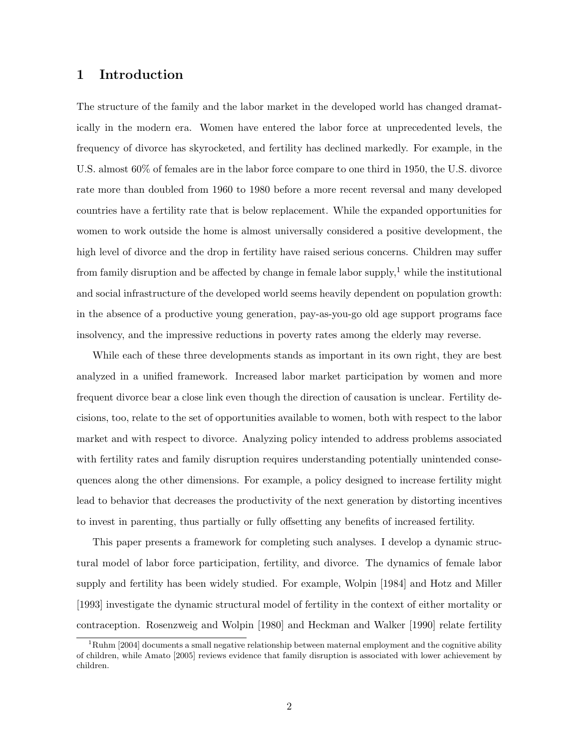# 1 Introduction

The structure of the family and the labor market in the developed world has changed dramatically in the modern era. Women have entered the labor force at unprecedented levels, the frequency of divorce has skyrocketed, and fertility has declined markedly. For example, in the U.S. almost 60% of females are in the labor force compare to one third in 1950, the U.S. divorce rate more than doubled from 1960 to 1980 before a more recent reversal and many developed countries have a fertility rate that is below replacement. While the expanded opportunities for women to work outside the home is almost universally considered a positive development, the high level of divorce and the drop in fertility have raised serious concerns. Children may suffer from family disruption and be affected by change in female labor supply,[1] while the institutional and social infrastructure of the developed world seems heavily dependent on population growth: in the absence of a productive young generation, pay-as-you-go old age support programs face insolvency, and the impressive reductions in poverty rates among the elderly may reverse.

While each of these three developments stands as important in its own right, they are best analyzed in a unified framework. Increased labor market participation by women and more frequent divorce bear a close link even though the direction of causation is unclear. Fertility decisions, too, relate to the set of opportunities available to women, both with respect to the labor market and with respect to divorce. Analyzing policy intended to address problems associated with fertility rates and family disruption requires understanding potentially unintended consequences along the other dimensions. For example, a policy designed to increase fertility might lead to behavior that decreases the productivity of the next generation by distorting incentives to invest in parenting, thus partially or fully offsetting any benefits of increased fertility.

This paper presents a framework for completing such analyses. I develop a dynamic structural model of labor force participation, fertility, and divorce. The dynamics of female labor supply and fertility has been widely studied. For example, Wolpin [1984] and Hotz and Miller [1993] investigate the dynamic structural model of fertility in the context of either mortality or contraception. Rosenzweig and Wolpin [1980] and Heckman and Walker [1990] relate fertility

[1] Ruhm [2004] documents a small negative relationship between maternal employment and the cognitive ability of children, while Amato [2005] reviews evidence that family disruption is associated with lower achievement by children.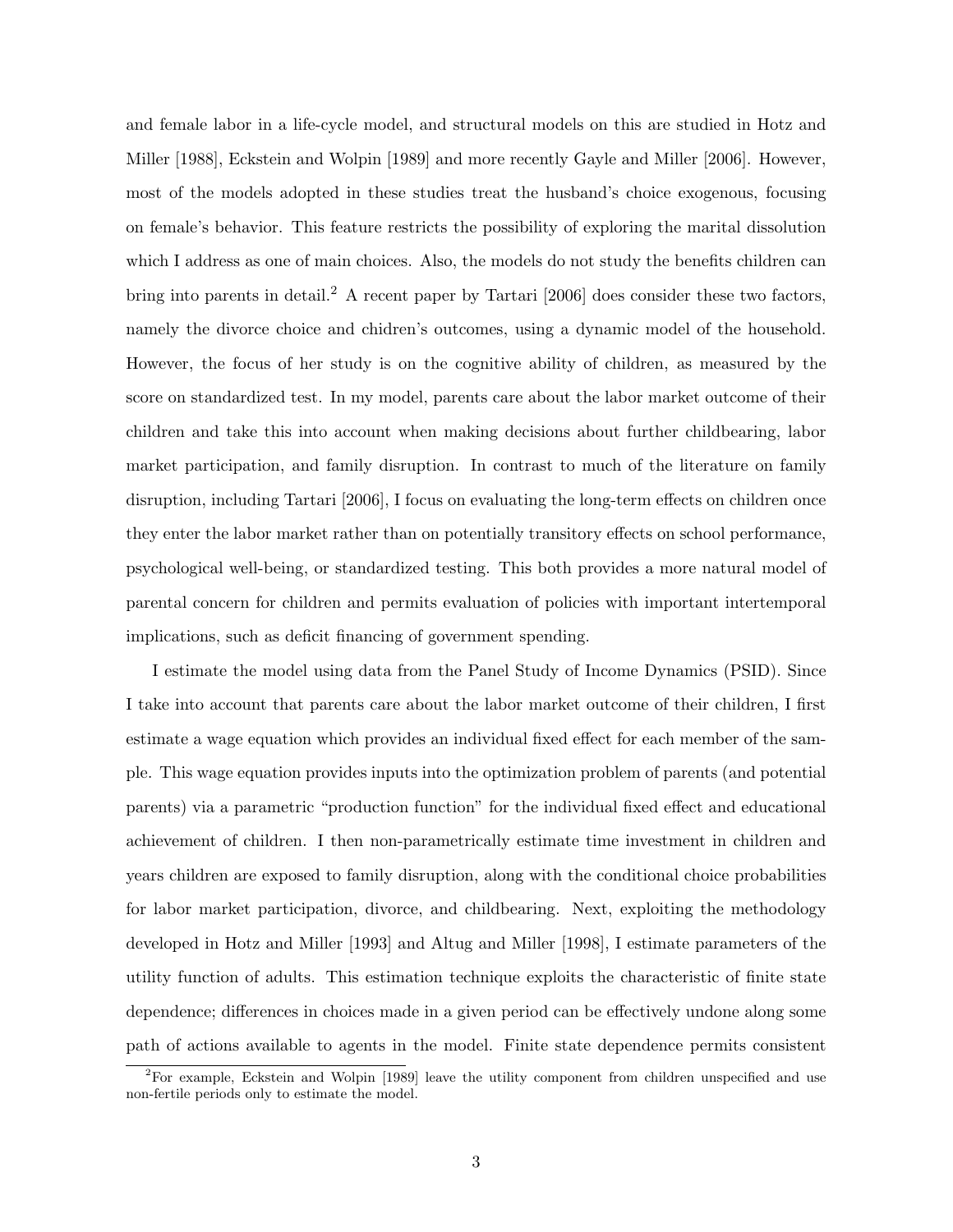and female labor in a life-cycle model, and structural models on this are studied in Hotz and Miller [1988], Eckstein and Wolpin [1989] and more recently Gayle and Miller [2006]. However, most of the models adopted in these studies treat the husband's choice exogenous, focusing on female's behavior. This feature restricts the possibility of exploring the marital dissolution which I address as one of main choices. Also, the models do not study the benefits children can bring into parents in detail.[2] A recent paper by Tartari [2006] does consider these two factors, namely the divorce choice and chidren's outcomes, using a dynamic model of the household. However, the focus of her study is on the cognitive ability of children, as measured by the score on standardized test. In my model, parents care about the labor market outcome of their children and take this into account when making decisions about further childbearing, labor market participation, and family disruption. In contrast to much of the literature on family disruption, including Tartari [2006], I focus on evaluating the long-term effects on children once they enter the labor market rather than on potentially transitory effects on school performance, psychological well-being, or standardized testing. This both provides a more natural model of parental concern for children and permits evaluation of policies with important intertemporal implications, such as deficit financing of government spending.

I estimate the model using data from the Panel Study of Income Dynamics (PSID). Since I take into account that parents care about the labor market outcome of their children, I first estimate a wage equation which provides an individual fixed effect for each member of the sample. This wage equation provides inputs into the optimization problem of parents (and potential parents) via a parametric "production function" for the individual fixed effect and educational achievement of children. I then non-parametrically estimate time investment in children and years children are exposed to family disruption, along with the conditional choice probabilities for labor market participation, divorce, and childbearing. Next, exploiting the methodology developed in Hotz and Miller [1993] and Altug and Miller [1998], I estimate parameters of the utility function of adults. This estimation technique exploits the characteristic of finite state dependence; differences in choices made in a given period can be effectively undone along some path of actions available to agents in the model. Finite state dependence permits consistent

[2] For example, Eckstein and Wolpin [1989] leave the utility component from children unspecified and use non-fertile periods only to estimate the model.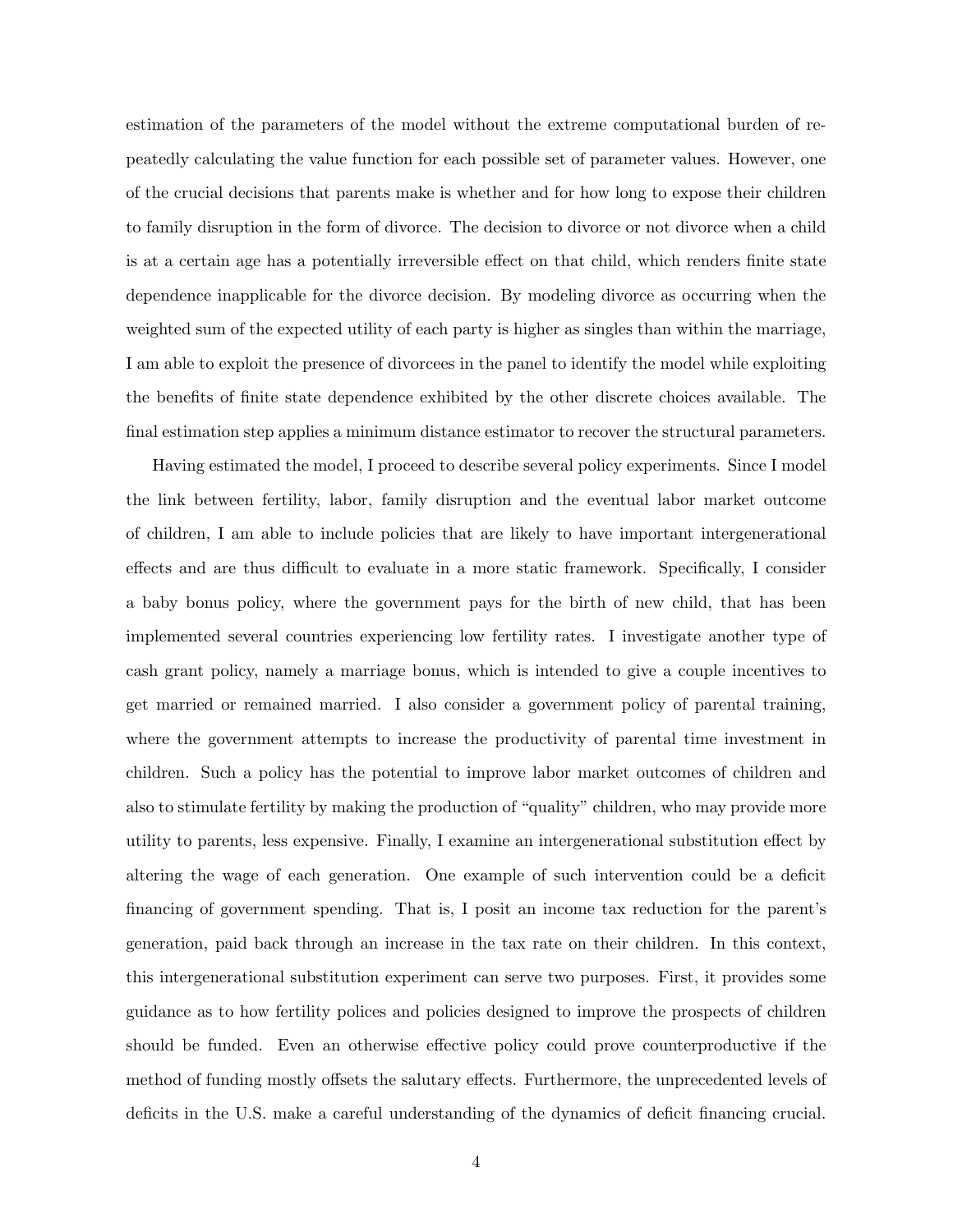estimation of the parameters of the model without the extreme computational burden of repeatedly calculating the value function for each possible set of parameter values. However, one of the crucial decisions that parents make is whether and for how long to expose their children to family disruption in the form of divorce. The decision to divorce or not divorce when a child is at a certain age has a potentially irreversible effect on that child, which renders finite state dependence inapplicable for the divorce decision. By modeling divorce as occurring when the weighted sum of the expected utility of each party is higher as singles than within the marriage, I am able to exploit the presence of divorcees in the panel to identify the model while exploiting the benefits of finite state dependence exhibited by the other discrete choices available. The final estimation step applies a minimum distance estimator to recover the structural parameters.

Having estimated the model, I proceed to describe several policy experiments. Since I model the link between fertility, labor, family disruption and the eventual labor market outcome of children, I am able to include policies that are likely to have important intergenerational effects and are thus difficult to evaluate in a more static framework. Specifically, I consider a baby bonus policy, where the government pays for the birth of new child, that has been implemented several countries experiencing low fertility rates. I investigate another type of cash grant policy, namely a marriage bonus, which is intended to give a couple incentives to get married or remained married. I also consider a government policy of parental training, where the government attempts to increase the productivity of parental time investment in children. Such a policy has the potential to improve labor market outcomes of children and also to stimulate fertility by making the production of "quality" children, who may provide more utility to parents, less expensive. Finally, I examine an intergenerational substitution effect by altering the wage of each generation. One example of such intervention could be a deficit financing of government spending. That is, I posit an income tax reduction for the parent's generation, paid back through an increase in the tax rate on their children. In this context, this intergenerational substitution experiment can serve two purposes. First, it provides some guidance as to how fertility polices and policies designed to improve the prospects of children should be funded. Even an otherwise effective policy could prove counterproductive if the method of funding mostly offsets the salutary effects. Furthermore, the unprecedented levels of deficits in the U.S. make a careful understanding of the dynamics of deficit financing crucial.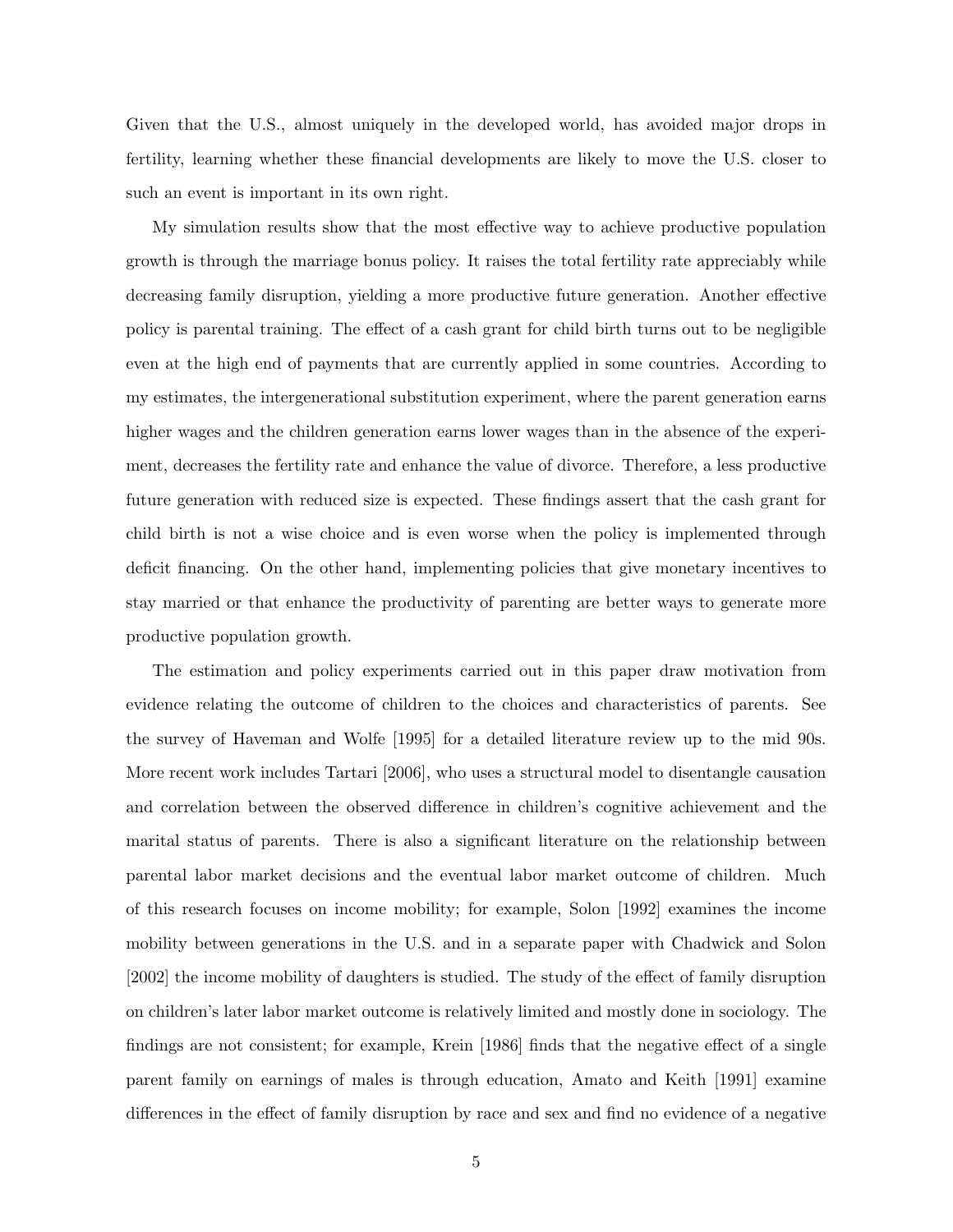Given that the U.S., almost uniquely in the developed world, has avoided major drops in fertility, learning whether these financial developments are likely to move the U.S. closer to such an event is important in its own right.

My simulation results show that the most effective way to achieve productive population growth is through the marriage bonus policy. It raises the total fertility rate appreciably while decreasing family disruption, yielding a more productive future generation. Another effective policy is parental training. The effect of a cash grant for child birth turns out to be negligible even at the high end of payments that are currently applied in some countries. According to my estimates, the intergenerational substitution experiment, where the parent generation earns higher wages and the children generation earns lower wages than in the absence of the experiment, decreases the fertility rate and enhance the value of divorce. Therefore, a less productive future generation with reduced size is expected. These findings assert that the cash grant for child birth is not a wise choice and is even worse when the policy is implemented through deficit financing. On the other hand, implementing policies that give monetary incentives to stay married or that enhance the productivity of parenting are better ways to generate more productive population growth.

The estimation and policy experiments carried out in this paper draw motivation from evidence relating the outcome of children to the choices and characteristics of parents. See the survey of Haveman and Wolfe [1995] for a detailed literature review up to the mid 90s. More recent work includes Tartari [2006], who uses a structural model to disentangle causation and correlation between the observed difference in children's cognitive achievement and the marital status of parents. There is also a significant literature on the relationship between parental labor market decisions and the eventual labor market outcome of children. Much of this research focuses on income mobility; for example, Solon [1992] examines the income mobility between generations in the U.S. and in a separate paper with Chadwick and Solon [2002] the income mobility of daughters is studied. The study of the effect of family disruption on children's later labor market outcome is relatively limited and mostly done in sociology. The findings are not consistent; for example, Krein [1986] finds that the negative effect of a single parent family on earnings of males is through education, Amato and Keith [1991] examine differences in the effect of family disruption by race and sex and find no evidence of a negative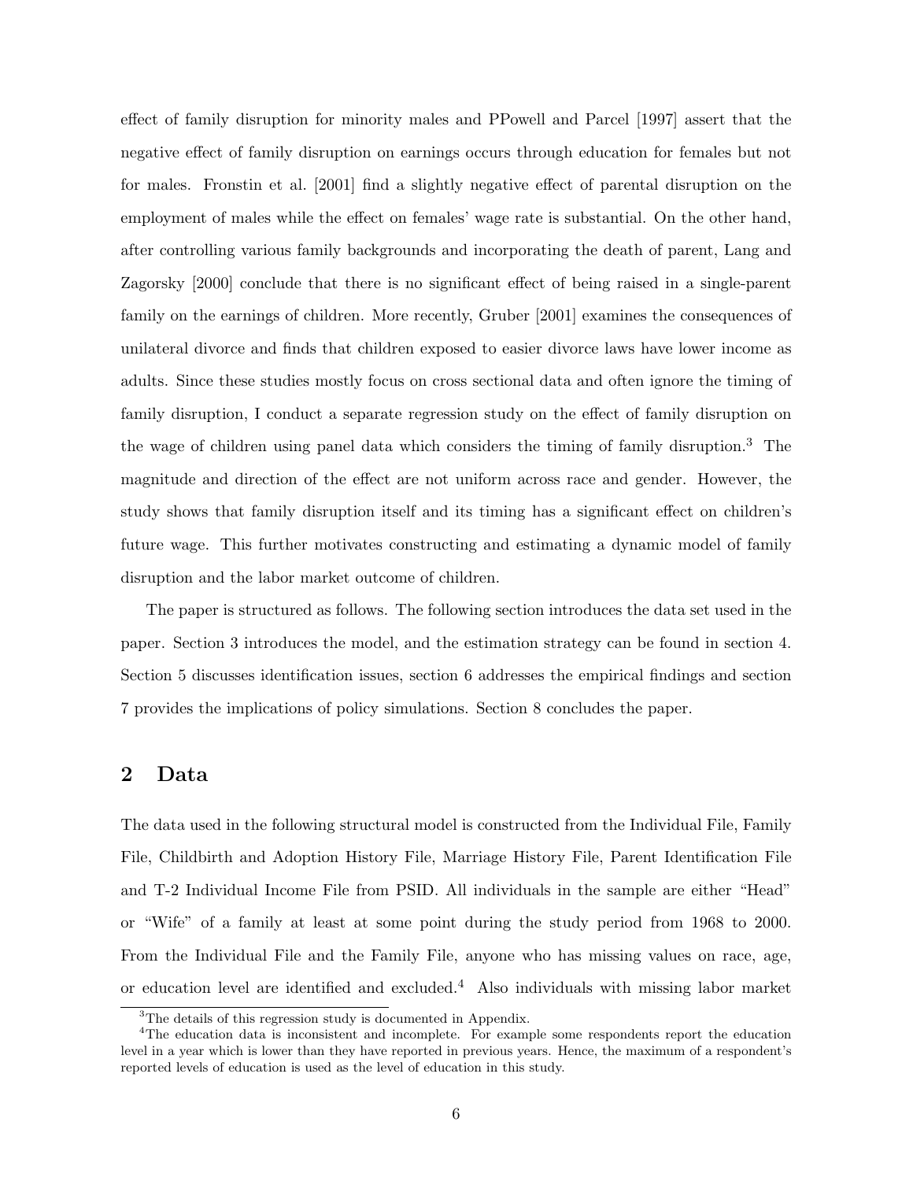effect of family disruption for minority males and PPowell and Parcel [1997] assert that the negative effect of family disruption on earnings occurs through education for females but not for males. Fronstin et al. [2001] find a slightly negative effect of parental disruption on the employment of males while the effect on females' wage rate is substantial. On the other hand, after controlling various family backgrounds and incorporating the death of parent, Lang and Zagorsky [2000] conclude that there is no significant effect of being raised in a single-parent family on the earnings of children. More recently, Gruber [2001] examines the consequences of unilateral divorce and finds that children exposed to easier divorce laws have lower income as adults. Since these studies mostly focus on cross sectional data and often ignore the timing of family disruption, I conduct a separate regression study on the effect of family disruption on the wage of children using panel data which considers the timing of family disruption.[3] The magnitude and direction of the effect are not uniform across race and gender. However, the study shows that family disruption itself and its timing has a significant effect on children's future wage. This further motivates constructing and estimating a dynamic model of family disruption and the labor market outcome of children.

The paper is structured as follows. The following section introduces the data set used in the paper. Section 3 introduces the model, and the estimation strategy can be found in section 4. Section 5 discusses identification issues, section 6 addresses the empirical findings and section 7 provides the implications of policy simulations. Section 8 concludes the paper.

## 2 Data

The data used in the following structural model is constructed from the Individual File, Family File, Childbirth and Adoption History File, Marriage History File, Parent Identification File and T-2 Individual Income File from PSID. All individuals in the sample are either "Head" or "Wife" of a family at least at some point during the study period from 1968 to 2000. From the Individual File and the Family File, anyone who has missing values on race, age, or education level are identified and excluded.[4] Also individuals with missing labor market

[3] The details of this regression study is documented in Appendix.

[4] The education data is inconsistent and incomplete. For example some respondents report the education level in a year which is lower than they have reported in previous years. Hence, the maximum of a respondent's reported levels of education is used as the level of education in this study.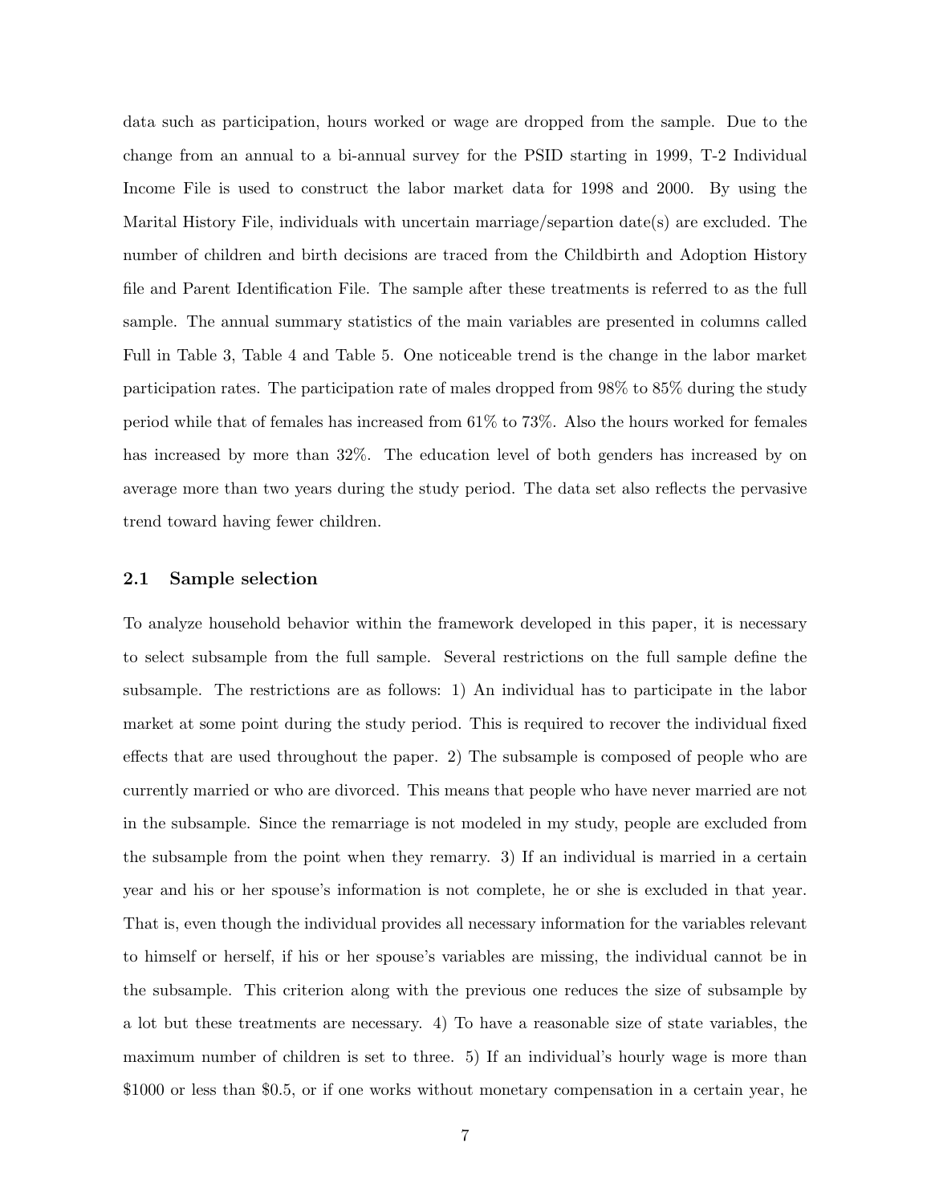data such as participation, hours worked or wage are dropped from the sample. Due to the change from an annual to a bi-annual survey for the PSID starting in 1999, T-2 Individual Income File is used to construct the labor market data for 1998 and 2000. By using the Marital History File, individuals with uncertain marriage/separtion date(s) are excluded. The number of children and birth decisions are traced from the Childbirth and Adoption History file and Parent Identification File. The sample after these treatments is referred to as the full sample. The annual summary statistics of the main variables are presented in columns called Full in Table 3, Table 4 and Table 5. One noticeable trend is the change in the labor market participation rates. The participation rate of males dropped from 98% to 85% during the study period while that of females has increased from 61% to 73%. Also the hours worked for females has increased by more than 32%. The education level of both genders has increased by on average more than two years during the study period. The data set also reflects the pervasive trend toward having fewer children.

## 2.1 Sample selection

To analyze household behavior within the framework developed in this paper, it is necessary to select subsample from the full sample. Several restrictions on the full sample define the subsample. The restrictions are as follows: 1) An individual has to participate in the labor market at some point during the study period. This is required to recover the individual fixed effects that are used throughout the paper. 2) The subsample is composed of people who are currently married or who are divorced. This means that people who have never married are not in the subsample. Since the remarriage is not modeled in my study, people are excluded from the subsample from the point when they remarry. 3) If an individual is married in a certain year and his or her spouse's information is not complete, he or she is excluded in that year. That is, even though the individual provides all necessary information for the variables relevant to himself or herself, if his or her spouse's variables are missing, the individual cannot be in the subsample. This criterion along with the previous one reduces the size of subsample by a lot but these treatments are necessary. 4) To have a reasonable size of state variables, the maximum number of children is set to three. 5) If an individual's hourly wage is more than \$1000 or less than \$0.5, or if one works without monetary compensation in a certain year, he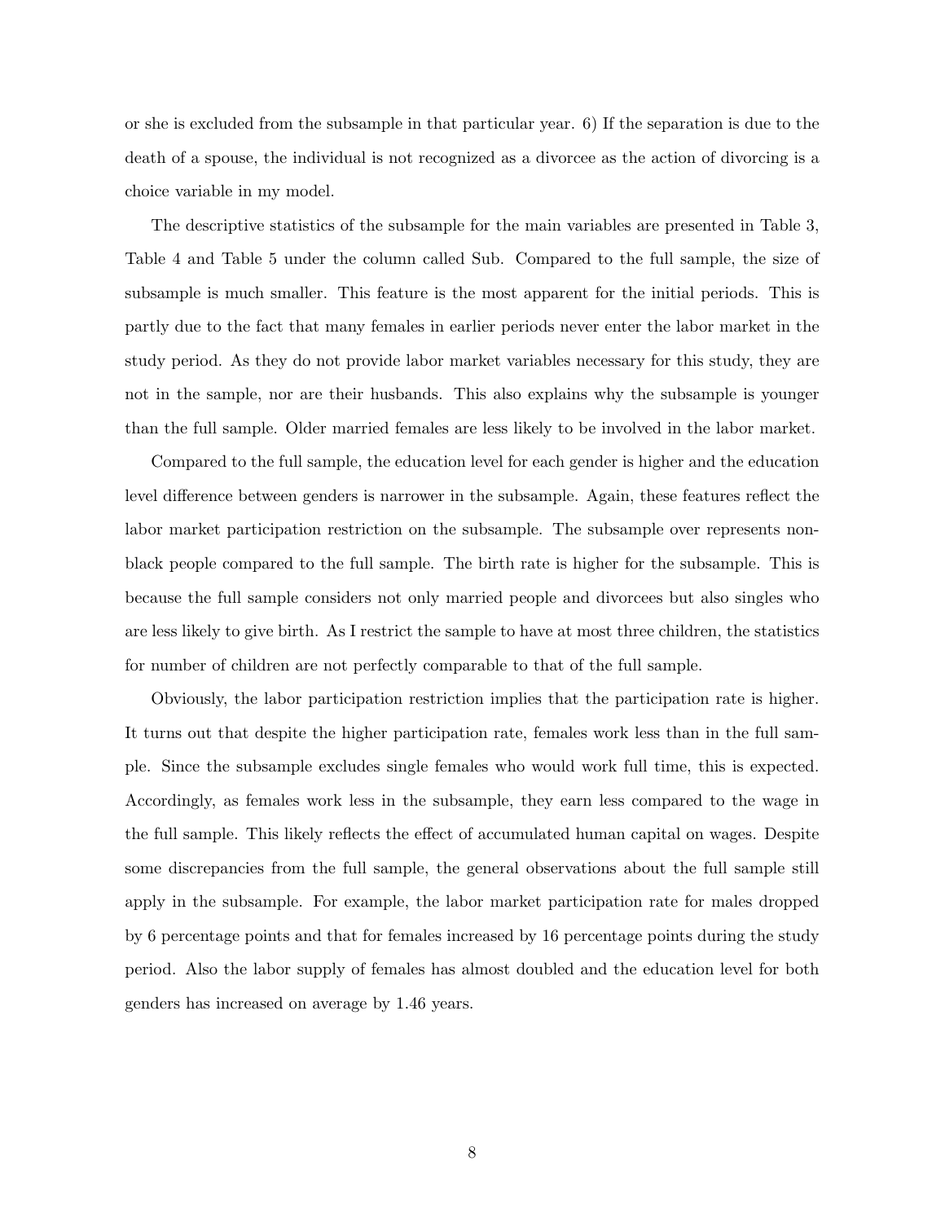or she is excluded from the subsample in that particular year. 6) If the separation is due to the death of a spouse, the individual is not recognized as a divorcee as the action of divorcing is a choice variable in my model.

The descriptive statistics of the subsample for the main variables are presented in Table 3, Table 4 and Table 5 under the column called Sub. Compared to the full sample, the size of subsample is much smaller. This feature is the most apparent for the initial periods. This is partly due to the fact that many females in earlier periods never enter the labor market in the study period. As they do not provide labor market variables necessary for this study, they are not in the sample, nor are their husbands. This also explains why the subsample is younger than the full sample. Older married females are less likely to be involved in the labor market.

Compared to the full sample, the education level for each gender is higher and the education level difference between genders is narrower in the subsample. Again, these features reflect the labor market participation restriction on the subsample. The subsample over represents non-black people compared to the full sample. The birth rate is higher for the subsample. This is because the full sample considers not only married people and divorcees but also singles who are less likely to give birth. As I restrict the sample to have at most three children, the statistics for number of children are not perfectly comparable to that of the full sample.

Obviously, the labor participation restriction implies that the participation rate is higher. It turns out that despite the higher participation rate, females work less than in the full sample. Since the subsample excludes single females who would work full time, this is expected. Accordingly, as females work less in the subsample, they earn less compared to the wage in the full sample. This likely reflects the effect of accumulated human capital on wages. Despite some discrepancies from the full sample, the general observations about the full sample still apply in the subsample. For example, the labor market participation rate for males dropped by 6 percentage points and that for females increased by 16 percentage points during the study period. Also the labor supply of females has almost doubled and the education level for both genders has increased on average by 1.46 years.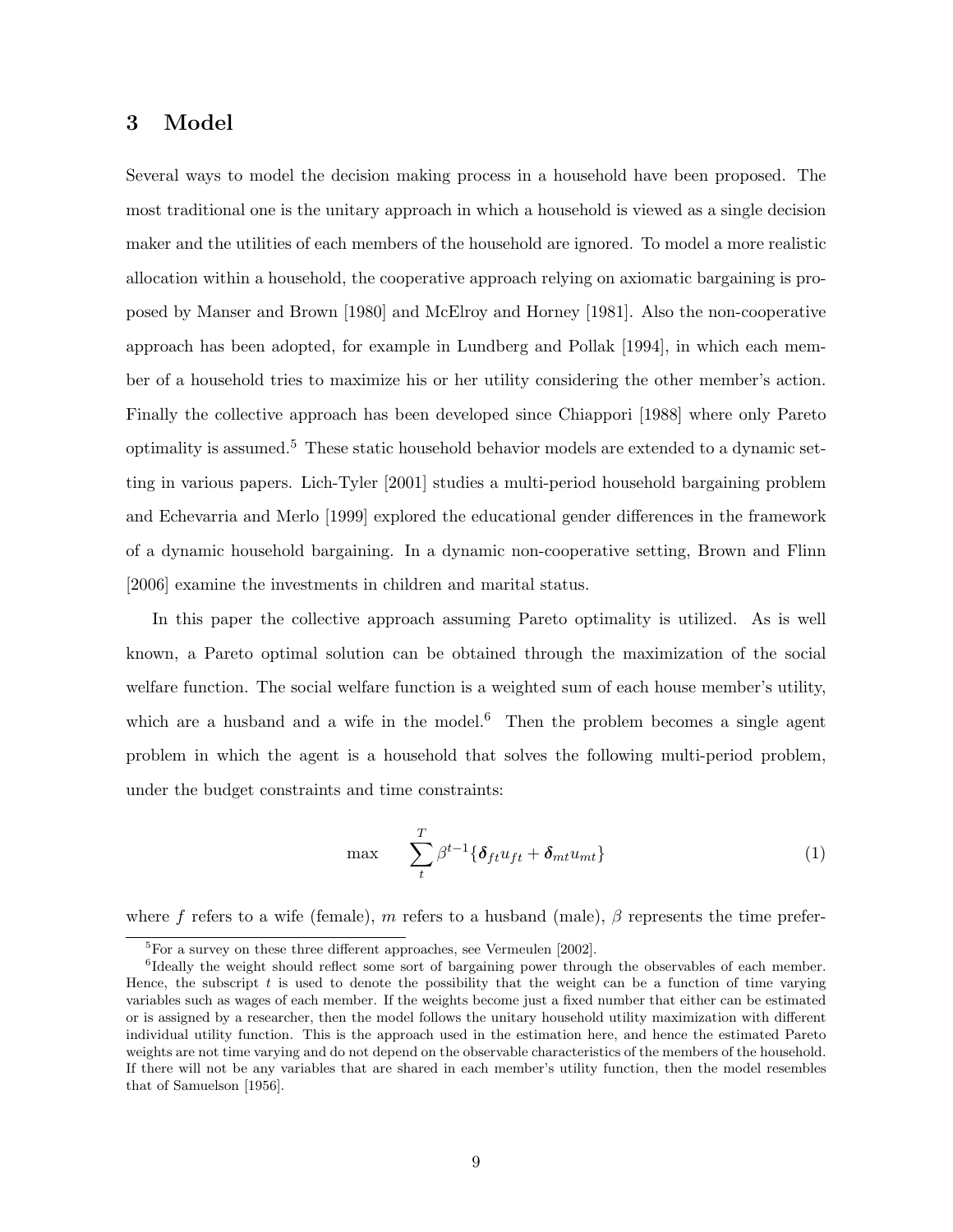## 3 Model

Several ways to model the decision making process in a household have been proposed. The most traditional one is the unitary approach in which a household is viewed as a single decision maker and the utilities of each members of the household are ignored. To model a more realistic allocation within a household, the cooperative approach relying on axiomatic bargaining is proposed by Manser and Brown [1980] and McElroy and Horney [1981]. Also the non-cooperative approach has been adopted, for example in Lundberg and Pollak [1994], in which each member of a household tries to maximize his or her utility considering the other member's action. Finally the collective approach has been developed since Chiappori [1988] where only Pareto optimality is assumed.[5] These static household behavior models are extended to a dynamic setting in various papers. Lich-Tyler [2001] studies a multi-period household bargaining problem and Echevarria and Merlo [1999] explored the educational gender differences in the framework of a dynamic household bargaining. In a dynamic non-cooperative setting, Brown and Flinn [2006] examine the investments in children and marital status.

In this paper the collective approach assuming Pareto optimality is utilized. As is well known, a Pareto optimal solution can be obtained through the maximization of the social welfare function. The social welfare function is a weighted sum of each house member's utility, which are a husband and a wife in the model.[6] Then the problem becomes a single agent problem in which the agent is a household that solves the following multi-period problem, under the budget constraints and time constraints:

$$\max \qquad \sum_{t}^{T} \beta^{t-1} \{ \boldsymbol{\delta}_{ft} u_{ft} + \boldsymbol{\delta}_{mt} u_{mt} \} \tag{1}$$

where $f$ refers to a wife (female), $m$ refers to a husband (male), $\beta$ represents the time prefer-

[5] For a survey on these three different approaches, see Vermeulen [2002].

[6] Ideally the weight should reflect some sort of bargaining power through the observables of each member. Hence, the subscript $t$ is used to denote the possibility that the weight can be a function of time varying variables such as wages of each member. If the weights become just a fixed number that either can be estimated or is assigned by a researcher, then the model follows the unitary household utility maximization with different individual utility function. This is the approach used in the estimation here, and hence the estimated Pareto weights are not time varying and do not depend on the observable characteristics of the members of the household. If there will not be any variables that are shared in each member's utility function, then the model resembles that of Samuelson [1956].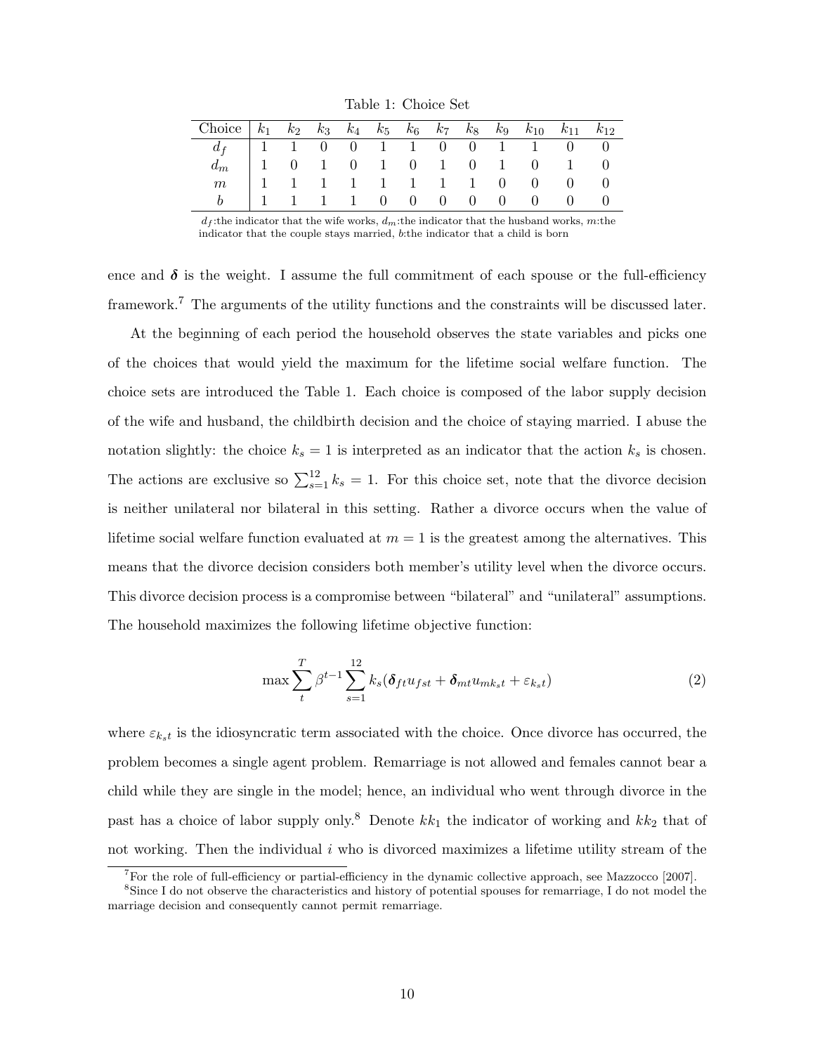Table 1: Choice Set

| Choice | $k_1$ | $k_2$ | $k_3$ | $k_4$ | $k_5$ | $k_6$ | $k_7$ | $k_8$ | $k_9$ | $k_{10}$ | $k_{11}$ | $k_{12}$ |
|---|---|---|---|---|---|---|---|---|---|---|---|---|
| $d_f$ | 1 | 1 | 0 | 0 | 1 | 1 | 0 | 0 | 1 | 1 | 0 | 0 |
| $d_m$ | 1 | 0 | 1 | 0 | 1 | 0 | 1 | 0 | 1 | 0 | 1 | 0 |
| $m$ | 1 | 1 | 1 | 1 | 1 | 1 | 1 | 1 | 0 | 0 | 0 | 0 |
| $b$ | 1 | 1 | 1 | 1 | 0 | 0 | 0 | 0 | 0 | 0 | 0 | 0 |

$d_f$:the indicator that the wife works, $d_m$:the indicator that the husband works, $m$:the indicator that the couple stays married, $b$:the indicator that a child is born

ence and $\boldsymbol{\delta}$ is the weight. I assume the full commitment of each spouse or the full-efficiency framework.[7] The arguments of the utility functions and the constraints will be discussed later.

At the beginning of each period the household observes the state variables and picks one of the choices that would yield the maximum for the lifetime social welfare function. The choice sets are introduced the Table 1. Each choice is composed of the labor supply decision of the wife and husband, the childbirth decision and the choice of staying married. I abuse the notation slightly: the choice $k_s = 1$ is interpreted as an indicator that the action $k_s$ is chosen. The actions are exclusive so $\sum_{s=1}^{12} k_s = 1$. For this choice set, note that the divorce decision is neither unilateral nor bilateral in this setting. Rather a divorce occurs when the value of lifetime social welfare function evaluated at $m = 1$ is the greatest among the alternatives. This means that the divorce decision considers both member's utility level when the divorce occurs. This divorce decision process is a compromise between "bilateral" and "unilateral" assumptions. The household maximizes the following lifetime objective function:

$$\max \sum_{t}^{T} \beta^{t-1} \sum_{s=1}^{12} k_s (\boldsymbol{\delta}_{ft} u_{fst} + \boldsymbol{\delta}_{mt} u_{mk_s t} + \varepsilon_{k_s t}) \tag{2}$$

where $\varepsilon_{k_s t}$ is the idiosyncratic term associated with the choice. Once divorce has occurred, the problem becomes a single agent problem. Remarriage is not allowed and females cannot bear a child while they are single in the model; hence, an individual who went through divorce in the past has a choice of labor supply only.[8] Denote $kk_1$ the indicator of working and $kk_2$ that of not working. Then the individual $i$ who is divorced maximizes a lifetime utility stream of the

[7] For the role of full-efficiency or partial-efficiency in the dynamic collective approach, see Mazzocco [2007].

[8] Since I do not observe the characteristics and history of potential spouses for remarriage, I do not model the marriage decision and consequently cannot permit remarriage.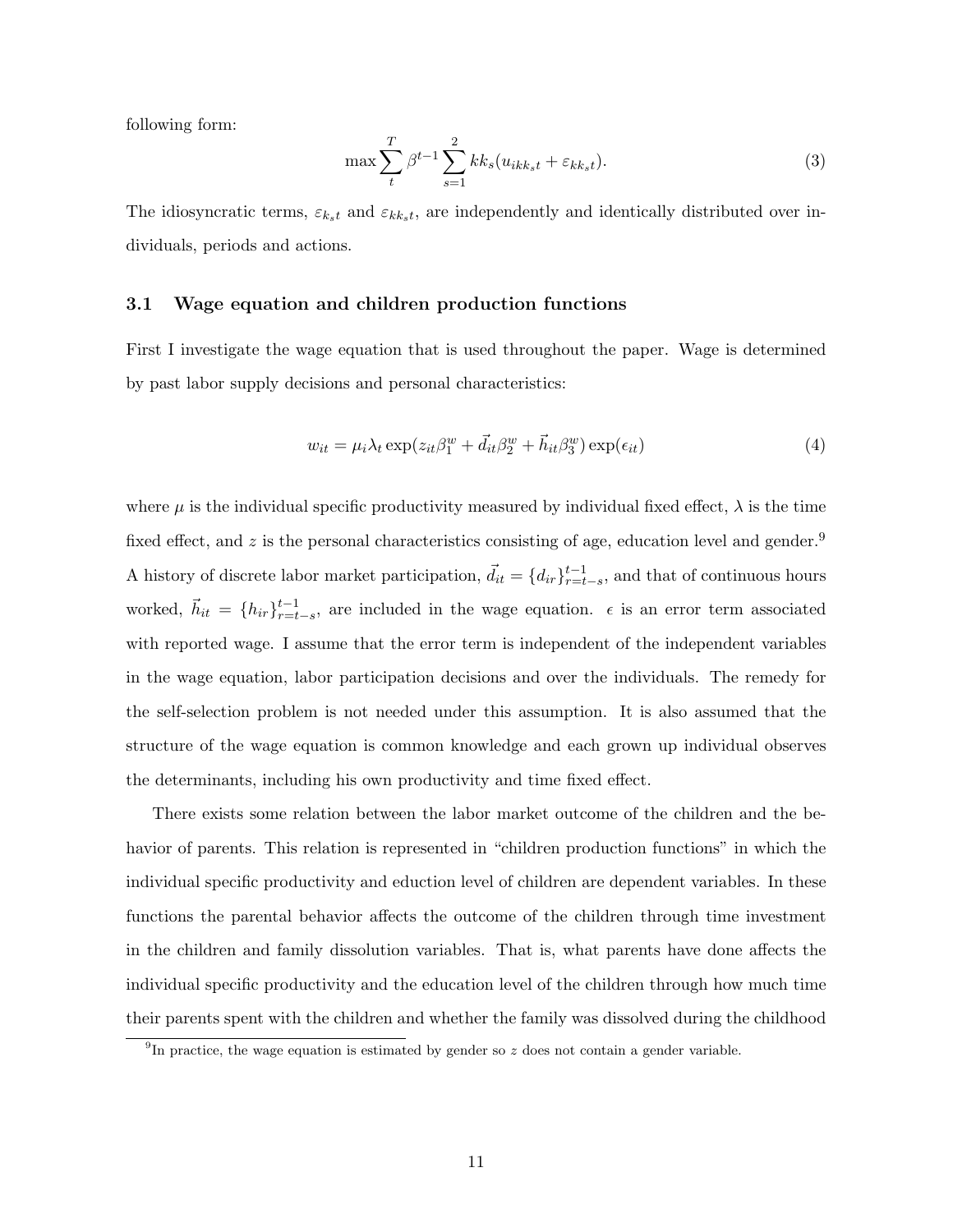following form:

$$\max \sum_{t}^{T} \beta^{t-1} \sum_{s=1}^{2} kk_s (u_{ikk_s t} + \varepsilon_{kk_s t}). \tag{3}$$

The idiosyncratic terms, $\varepsilon_{k_s t}$ and $\varepsilon_{kk_s t}$, are independently and identically distributed over individuals, periods and actions.

### 3.1 Wage equation and children production functions

First I investigate the wage equation that is used throughout the paper. Wage is determined by past labor supply decisions and personal characteristics:

$$w_{it} = \mu_i \lambda_t \exp(z_{it}\beta_1^w + \vec{d}_{it}\beta_2^w + \vec{h}_{it}\beta_3^w) \exp(\epsilon_{it}) \tag{4}$$

where $\mu$ is the individual specific productivity measured by individual fixed effect, $\lambda$ is the time fixed effect, and $z$ is the personal characteristics consisting of age, education level and gender.[9] A history of discrete labor market participation, $\vec{d}_{it} = \{d_{ir}\}_{r=t-s}^{t-1}$, and that of continuous hours worked, $\vec{h}_{it} = \{h_{ir}\}_{r=t-s}^{t-1}$, are included in the wage equation. $\epsilon$ is an error term associated with reported wage. I assume that the error term is independent of the independent variables in the wage equation, labor participation decisions and over the individuals. The remedy for the self-selection problem is not needed under this assumption. It is also assumed that the structure of the wage equation is common knowledge and each grown up individual observes the determinants, including his own productivity and time fixed effect.

There exists some relation between the labor market outcome of the children and the behavior of parents. This relation is represented in "children production functions" in which the individual specific productivity and eduction level of children are dependent variables. In these functions the parental behavior affects the outcome of the children through time investment in the children and family dissolution variables. That is, what parents have done affects the individual specific productivity and the education level of the children through how much time their parents spent with the children and whether the family was dissolved during the childhood

[9] In practice, the wage equation is estimated by gender so $z$ does not contain a gender variable.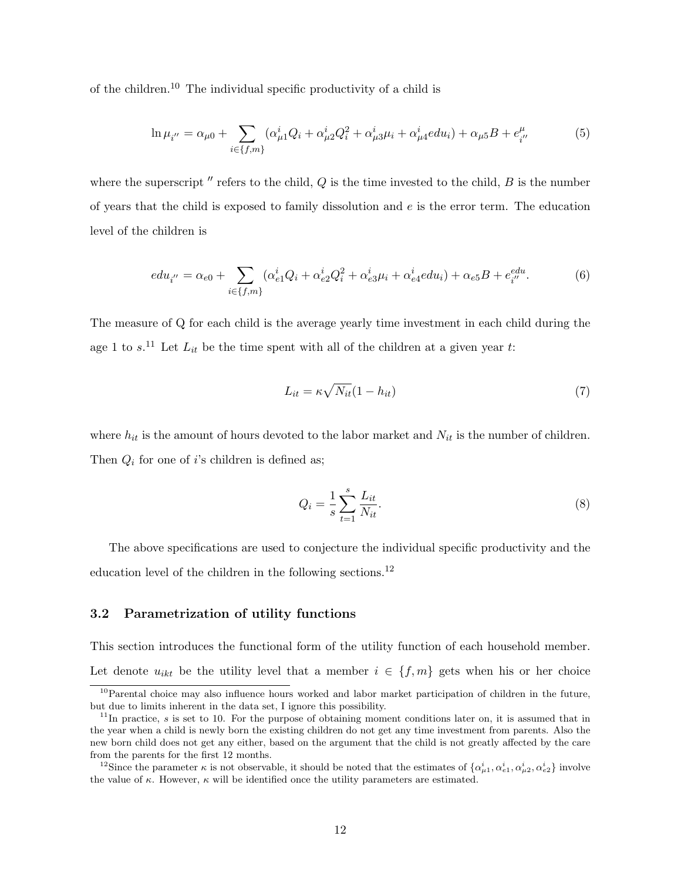of the children.[10] The individual specific productivity of a child is

$$\ln \mu_{i''} = \alpha_{\mu 0} + \sum_{i \in \{f,m\}} (\alpha^i_{\mu 1} Q_i + \alpha^i_{\mu 2} Q_i^2 + \alpha^i_{\mu 3} \mu_i + \alpha^i_{\mu 4} edu_i) + \alpha_{\mu 5} B + e^{\mu}_{i''} \tag{5}$$

where the superscript $''$ refers to the child, $Q$ is the time invested to the child, $B$ is the number of years that the child is exposed to family dissolution and $e$ is the error term. The education level of the children is

$$edu_{i''} = \alpha_{e0} + \sum_{i \in \{f,m\}} (\alpha^i_{e1} Q_i + \alpha^i_{e2} Q_i^2 + \alpha^i_{e3} \mu_i + \alpha^i_{e4} edu_i) + \alpha_{e5} B + e^{edu}_{i''}. \tag{6}$$

The measure of Q for each child is the average yearly time investment in each child during the age 1 to $s$.[11] Let $L_{it}$ be the time spent with all of the children at a given year $t$:

$$L_{it} = \kappa \sqrt{N_{it}} (1 - h_{it}) \tag{7}$$

where $h_{it}$ is the amount of hours devoted to the labor market and $N_{it}$ is the number of children. Then $Q_i$ for one of $i$'s children is defined as;

$$Q_i = \frac{1}{s} \sum_{t=1}^{s} \frac{L_{it}}{N_{it}}. \tag{8}$$

The above specifications are used to conjecture the individual specific productivity and the education level of the children in the following sections.[12]

### 3.2 Parametrization of utility functions

This section introduces the functional form of the utility function of each household member. Let denote $u_{ikt}$ be the utility level that a member $i \in \{f, m\}$ gets when his or her choice

---

[10] Parental choice may also influence hours worked and labor market participation of children in the future, but due to limits inherent in the data set, I ignore this possibility.

[11] In practice, $s$ is set to 10. For the purpose of obtaining moment conditions later on, it is assumed that in the year when a child is newly born the existing children do not get any time investment from parents. Also the new born child does not get any either, based on the argument that the child is not greatly affected by the care from the parents for the first 12 months.

[12] Since the parameter $\kappa$ is not observable, it should be noted that the estimates of $\{\alpha^i_{\mu 1}, \alpha^i_{e1}, \alpha^i_{\mu 2}, \alpha^i_{e2}\}$ involve the value of $\kappa$. However, $\kappa$ will be identified once the utility parameters are estimated.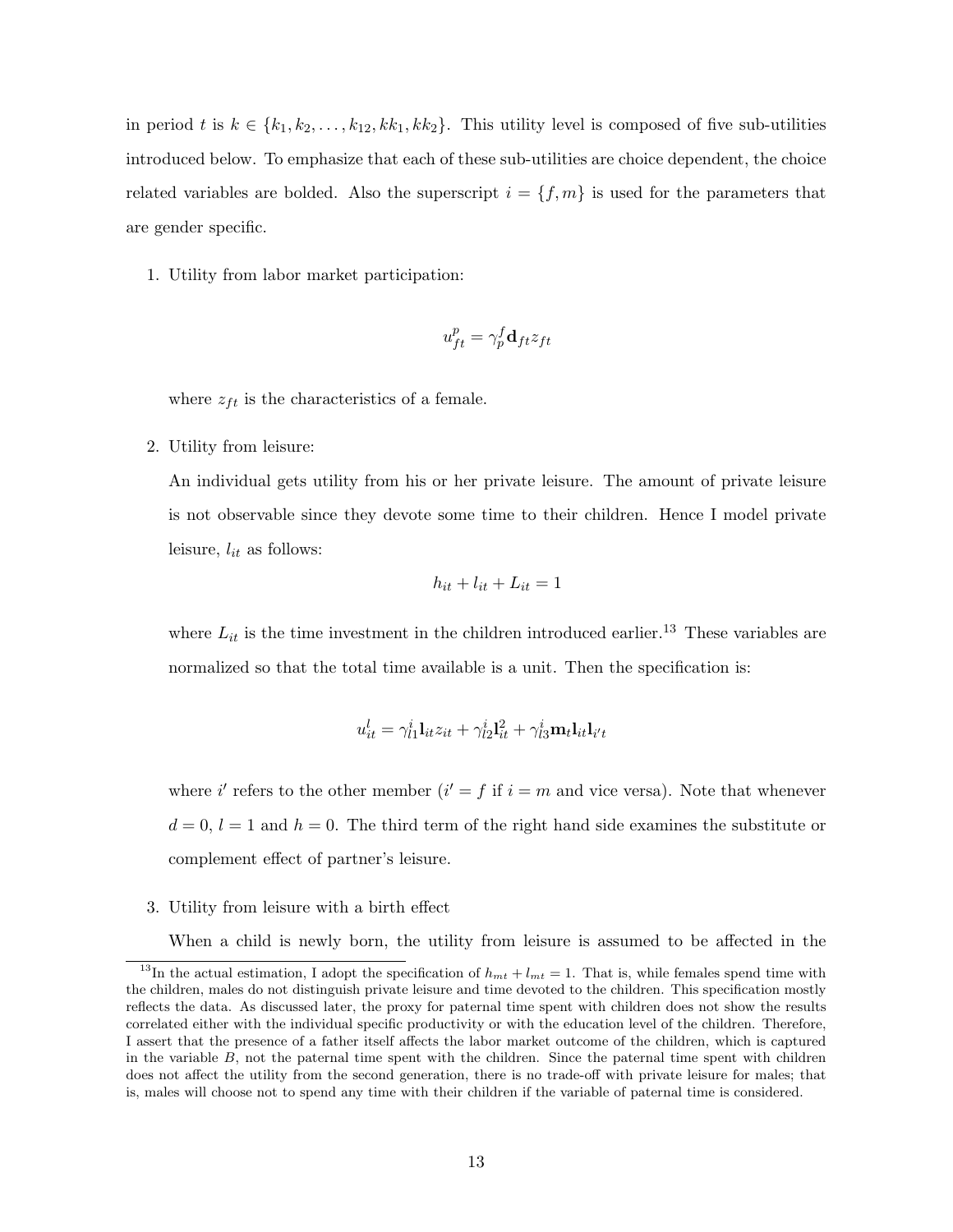in period $t$ is $k \in \{k_1, k_2, \ldots, k_{12}, kk_1, kk_2\}$. This utility level is composed of five sub-utilities introduced below. To emphasize that each of these sub-utilities are choice dependent, the choice related variables are bolded. Also the superscript $i = \{f, m\}$ is used for the parameters that are gender specific.

1. Utility from labor market participation:

$$u^p_{ft} = \gamma^f_p \mathbf{d}_{ft} z_{ft}$$

   where $z_{ft}$ is the characteristics of a female.

2. Utility from leisure:

   An individual gets utility from his or her private leisure. The amount of private leisure is not observable since they devote some time to their children. Hence I model private leisure, $l_{it}$ as follows:

$$h_{it} + l_{it} + L_{it} = 1$$

   where $L_{it}$ is the time investment in the children introduced earlier.[13] These variables are normalized so that the total time available is a unit. Then the specification is:

$$u^l_{it} = \gamma^i_{l1} \mathbf{l}_{it} z_{it} + \gamma^i_{l2} \mathbf{l}^2_{it} + \gamma^i_{l3} \mathbf{m}_t \mathbf{l}_{it} \mathbf{l}_{i't}$$

   where $i'$ refers to the other member ($i' = f$ if $i = m$ and vice versa). Note that whenever $d = 0$, $l = 1$ and $h = 0$. The third term of the right hand side examines the substitute or complement effect of partner's leisure.

3. Utility from leisure with a birth effect

   When a child is newly born, the utility from leisure is assumed to be affected in the

[13] In the actual estimation, I adopt the specification of $h_{mt} + l_{mt} = 1$. That is, while females spend time with the children, males do not distinguish private leisure and time devoted to the children. This specification mostly reflects the data. As discussed later, the proxy for paternal time spent with children does not show the results correlated either with the individual specific productivity or with the education level of the children. Therefore, I assert that the presence of a father itself affects the labor market outcome of the children, which is captured in the variable $B$, not the paternal time spent with the children. Since the paternal time spent with children does not affect the utility from the second generation, there is no trade-off with private leisure for males; that is, males will choose not to spend any time with their children if the variable of paternal time is considered.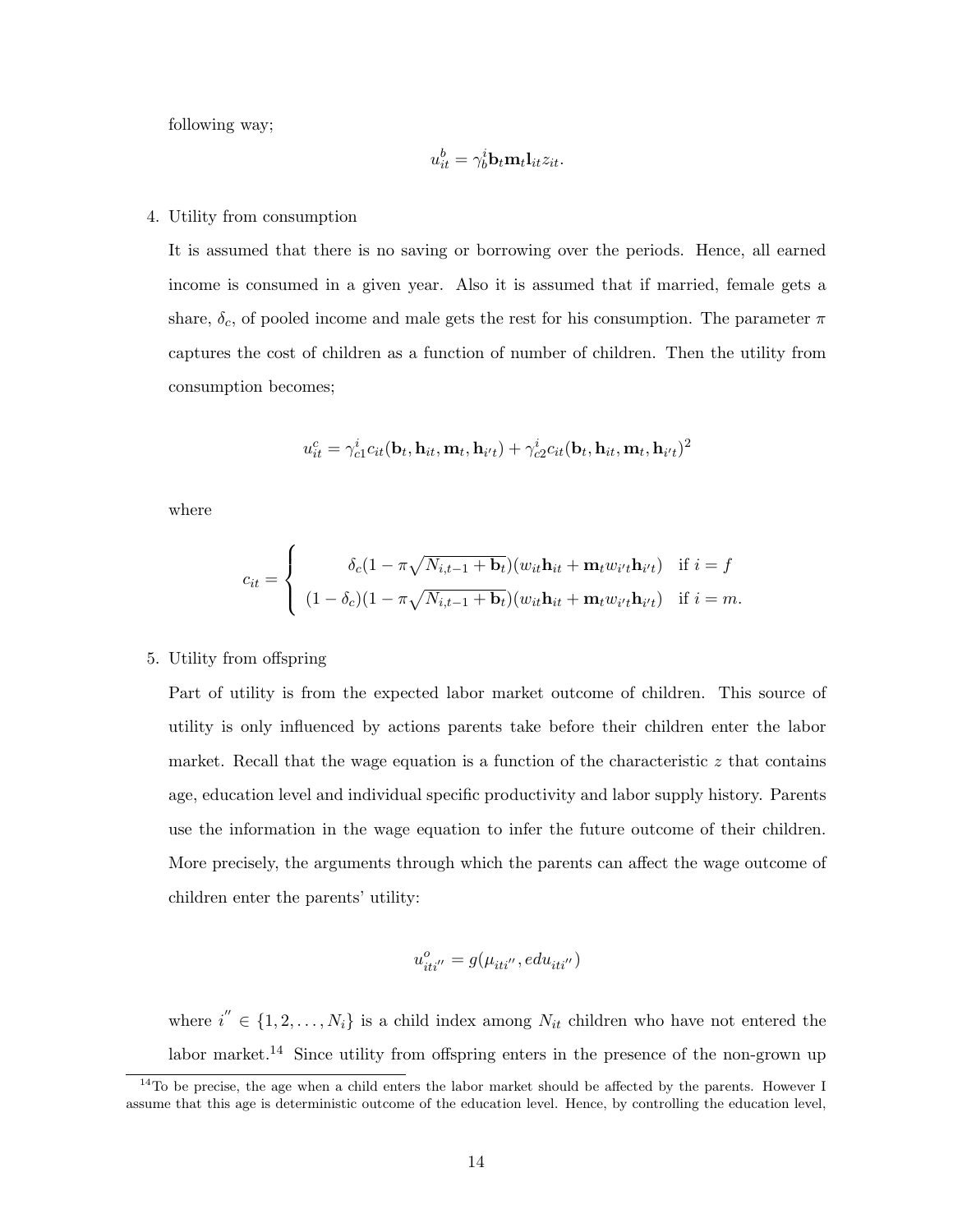following way;

$$u^b_{it} = \gamma^i_b \mathbf{b}_t \mathbf{m}_t \mathbf{l}_{it} z_{it}.$$

4. Utility from consumption

   It is assumed that there is no saving or borrowing over the periods. Hence, all earned income is consumed in a given year. Also it is assumed that if married, female gets a share, $\delta_c$, of pooled income and male gets the rest for his consumption. The parameter $\pi$ captures the cost of children as a function of number of children. Then the utility from consumption becomes;

$$u^c_{it} = \gamma^i_{c1} c_{it}(\mathbf{b}_t, \mathbf{h}_{it}, \mathbf{m}_t, \mathbf{h}_{i't}) + \gamma^i_{c2} c_{it}(\mathbf{b}_t, \mathbf{h}_{it}, \mathbf{m}_t, \mathbf{h}_{i't})^2$$

   where

$$c_{it} = \begin{cases} \delta_c(1 - \pi\sqrt{N_{i,t-1} + \mathbf{b}_t})(w_{it}\mathbf{h}_{it} + \mathbf{m}_t w_{i't}\mathbf{h}_{i't}) & \text{if } i = f \\ (1 - \delta_c)(1 - \pi\sqrt{N_{i,t-1} + \mathbf{b}_t})(w_{it}\mathbf{h}_{it} + \mathbf{m}_t w_{i't}\mathbf{h}_{i't}) & \text{if } i = m. \end{cases}$$

5. Utility from offspring

   Part of utility is from the expected labor market outcome of children. This source of utility is only influenced by actions parents take before their children enter the labor market. Recall that the wage equation is a function of the characteristic $z$ that contains age, education level and individual specific productivity and labor supply history. Parents use the information in the wage equation to infer the future outcome of their children. More precisely, the arguments through which the parents can affect the wage outcome of children enter the parents' utility:

$$u^o_{iti''} = g(\mu_{iti''}, edu_{iti''})$$

   where $i'' \in \{1, 2, \ldots, N_i\}$ is a child index among $N_{it}$ children who have not entered the labor market.[14] Since utility from offspring enters in the presence of the non-grown up

[14] To be precise, the age when a child enters the labor market should be affected by the parents. However I assume that this age is deterministic outcome of the education level. Hence, by controlling the education level,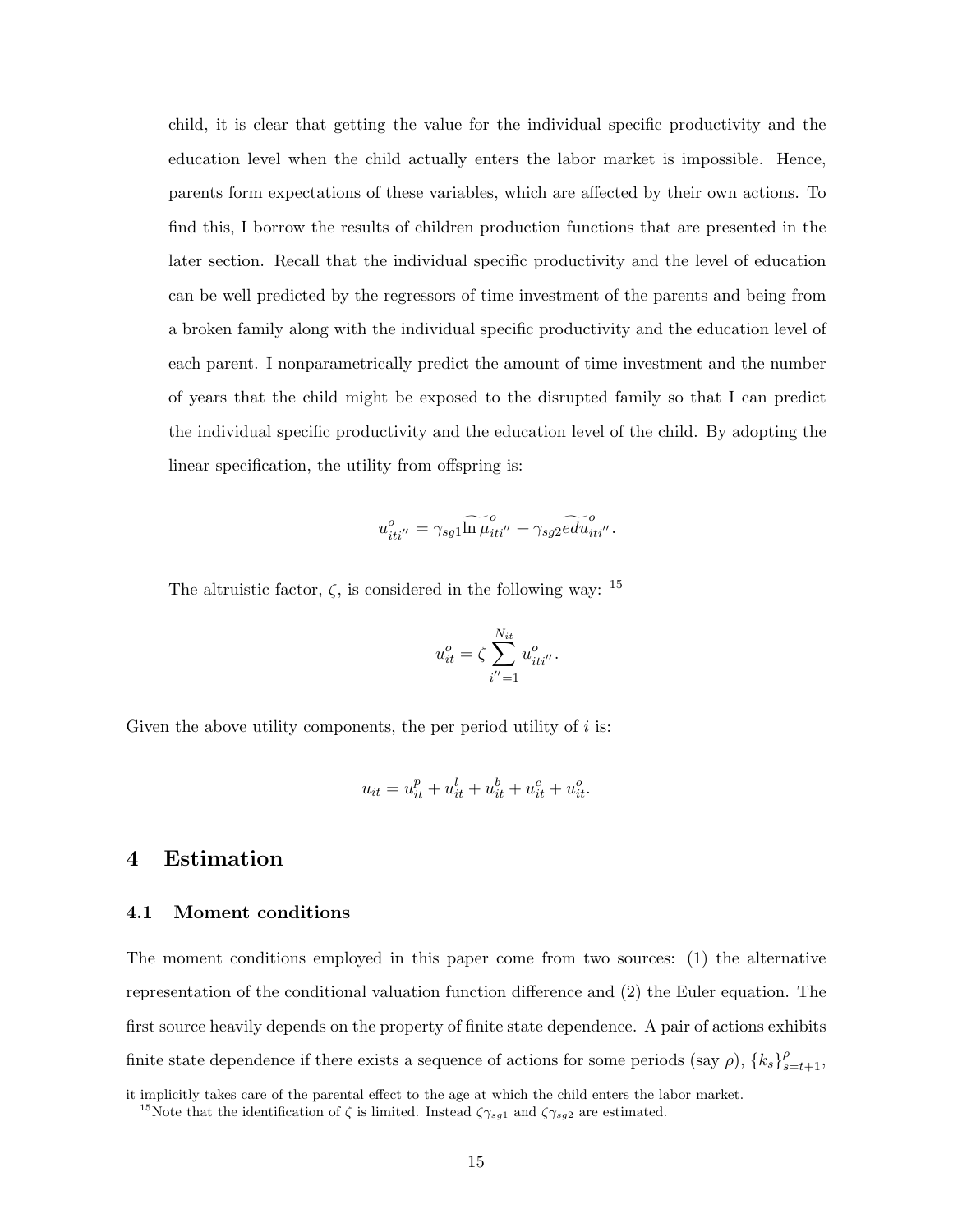child, it is clear that getting the value for the individual specific productivity and the education level when the child actually enters the labor market is impossible. Hence, parents form expectations of these variables, which are affected by their own actions. To find this, I borrow the results of children production functions that are presented in the later section. Recall that the individual specific productivity and the level of education can be well predicted by the regressors of time investment of the parents and being from a broken family along with the individual specific productivity and the education level of each parent. I nonparametrically predict the amount of time investment and the number of years that the child might be exposed to the disrupted family so that I can predict the individual specific productivity and the education level of the child. By adopting the linear specification, the utility from offspring is:

$$u^o_{iti''} = \gamma_{sg1}\widetilde{\ln\mu}^o_{iti''} + \gamma_{sg2}\widetilde{edu}^o_{iti''}.$$

The altruistic factor, $\zeta$, is considered in the following way: [15]

$$u^o_{it} = \zeta \sum_{i''=1}^{N_{it}} u^o_{iti''}.$$

Given the above utility components, the per period utility of $i$ is:

$$u_{it} = u^p_{it} + u^l_{it} + u^b_{it} + u^c_{it} + u^o_{it}.$$

# 4 Estimation

## 4.1 Moment conditions

The moment conditions employed in this paper come from two sources: (1) the alternative representation of the conditional valuation function difference and (2) the Euler equation. The first source heavily depends on the property of finite state dependence. A pair of actions exhibits finite state dependence if there exists a sequence of actions for some periods (say $\rho$), $\{k_s\}^{\rho}_{s=t+1}$,

---

it implicitly takes care of the parental effect to the age at which the child enters the labor market.

[15] Note that the identification of $\zeta$ is limited. Instead $\zeta\gamma_{sg1}$ and $\zeta\gamma_{sg2}$ are estimated.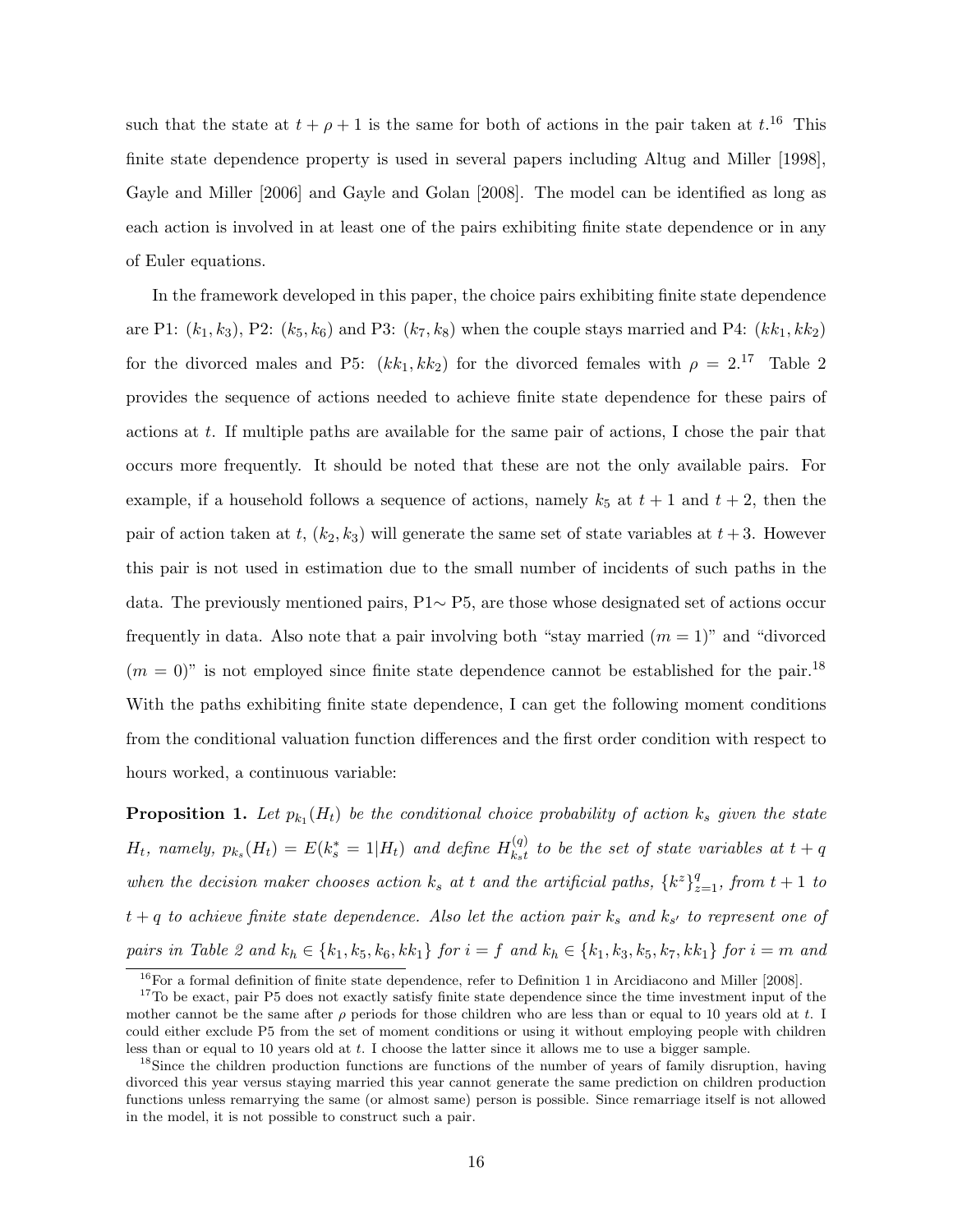such that the state at $t+\rho+1$ is the same for both of actions in the pair taken at $t$.[16] This finite state dependence property is used in several papers including Altug and Miller [1998], Gayle and Miller [2006] and Gayle and Golan [2008]. The model can be identified as long as each action is involved in at least one of the pairs exhibiting finite state dependence or in any of Euler equations.

In the framework developed in this paper, the choice pairs exhibiting finite state dependence are P1: $(k_1, k_3)$, P2: $(k_5, k_6)$ and P3: $(k_7, k_8)$ when the couple stays married and P4: $(kk_1, kk_2)$ for the divorced males and P5: $(kk_1, kk_2)$ for the divorced females with $\rho = 2$.[17] Table 2 provides the sequence of actions needed to achieve finite state dependence for these pairs of actions at $t$. If multiple paths are available for the same pair of actions, I chose the pair that occurs more frequently. It should be noted that these are not the only available pairs. For example, if a household follows a sequence of actions, namely $k_5$ at $t+1$ and $t+2$, then the pair of action taken at $t$, $(k_2, k_3)$ will generate the same set of state variables at $t+3$. However this pair is not used in estimation due to the small number of incidents of such paths in the data. The previously mentioned pairs, P1$\sim$ P5, are those whose designated set of actions occur frequently in data. Also note that a pair involving both "stay married ($m=1$)" and "divorced ($m=0$)" is not employed since finite state dependence cannot be established for the pair.[18] With the paths exhibiting finite state dependence, I can get the following moment conditions from the conditional valuation function differences and the first order condition with respect to hours worked, a continuous variable:

**Proposition 1.** *Let $p_{k_1}(H_t)$ be the conditional choice probability of action $k_s$ given the state $H_t$, namely, $p_{k_s}(H_t) = E(k_s^* = 1|H_t)$ and define $H_{k_s t}^{(q)}$ to be the set of state variables at $t+q$ when the decision maker chooses action $k_s$ at $t$ and the artificial paths, $\{k^z\}_{z=1}^q$, from $t+1$ to $t+q$ to achieve finite state dependence. Also let the action pair $k_s$ and $k_{s'}$ to represent one of pairs in Table 2 and $k_h \in \{k_1, k_5, k_6, kk_1\}$ for $i=f$ and $k_h \in \{k_1, k_3, k_5, k_7, kk_1\}$ for $i=m$ and*

[16] For a formal definition of finite state dependence, refer to Definition 1 in Arcidiacono and Miller [2008].

[17] To be exact, pair P5 does not exactly satisfy finite state dependence since the time investment input of the mother cannot be the same after $\rho$ periods for those children who are less than or equal to 10 years old at $t$. I could either exclude P5 from the set of moment conditions or using it without employing people with children less than or equal to 10 years old at $t$. I choose the latter since it allows me to use a bigger sample.

[18] Since the children production functions are functions of the number of years of family disruption, having divorced this year versus staying married this year cannot generate the same prediction on children production functions unless remarrying the same (or almost same) person is possible. Since remarriage itself is not allowed in the model, it is not possible to construct such a pair.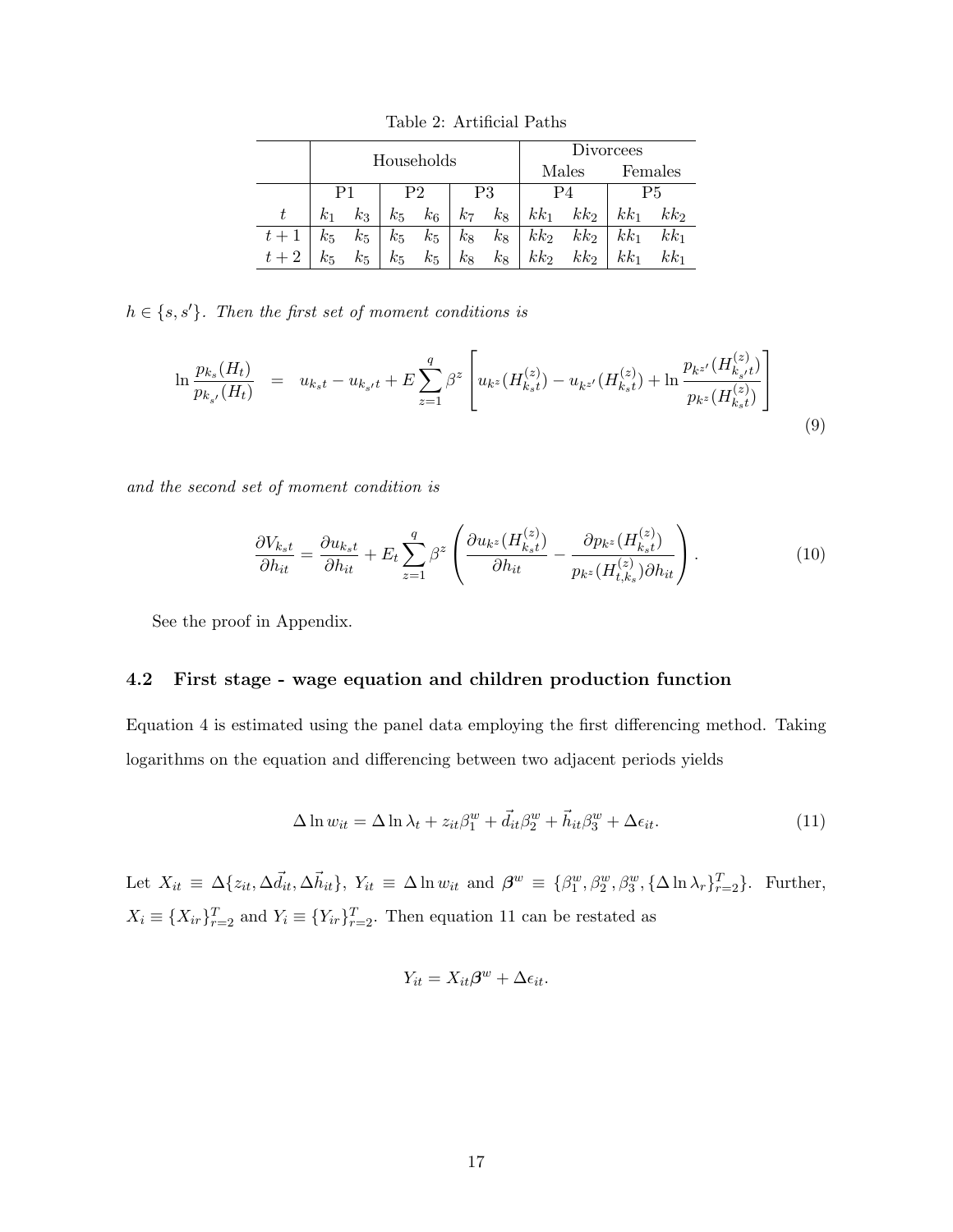Table 2: Artificial Paths

| | Households | | | | | | Divorcees | | | |
|---|---|---|---|---|---|---|---|---|---|---|
| | | | | | | | Males | | Females | |
| | P1 | | P2 | | P3 | | P4 | | P5 | |
| $t$ | $k_1$ | $k_3$ | $k_5$ | $k_6$ | $k_7$ | $k_8$ | $kk_1$ | $kk_2$ | $kk_1$ | $kk_2$ |
| $t+1$ | $k_5$ | $k_5$ | $k_5$ | $k_5$ | $k_8$ | $k_8$ | $kk_2$ | $kk_2$ | $kk_1$ | $kk_1$ |
| $t+2$ | $k_5$ | $k_5$ | $k_5$ | $k_5$ | $k_8$ | $k_8$ | $kk_2$ | $kk_2$ | $kk_1$ | $kk_1$ |

*$h \in \{s, s'\}$. Then the first set of moment conditions is*

$$\ln \frac{p_{k_s}(H_t)}{p_{k_{s'}}(H_t)} \quad = \quad u_{k_s t} - u_{k_{s'} t} + E \sum_{z=1}^{q} \beta^z \left[ u_{k^z}(H_{k_s t}^{(z)}) - u_{k^{z'}}(H_{k_s t}^{(z)}) + \ln \frac{p_{k^{z'}}(H_{k_{s'} t}^{(z)})}{p_{k^z}(H_{k_s t}^{(z)})} \right] \tag{9}$$

*and the second set of moment condition is*

$$\frac{\partial V_{k_s t}}{\partial h_{it}} = \frac{\partial u_{k_s t}}{\partial h_{it}} + E_t \sum_{z=1}^{q} \beta^z \left( \frac{\partial u_{k^z}(H_{k_s t}^{(z)})}{\partial h_{it}} - \frac{\partial p_{k^z}(H_{k_s t}^{(z)})}{p_{k^z}(H_{t,k_s}^{(z)}) \partial h_{it}} \right). \tag{10}$$

See the proof in Appendix.

## 4.2 First stage - wage equation and children production function

Equation 4 is estimated using the panel data employing the first differencing method. Taking logarithms on the equation and differencing between two adjacent periods yields

$$\Delta \ln w_{it} = \Delta \ln \lambda_t + z_{it} \beta_1^w + \vec{d}_{it} \beta_2^w + \vec{h}_{it} \beta_3^w + \Delta \epsilon_{it}. \tag{11}$$

Let $X_{it} \equiv \Delta\{z_{it}, \Delta\vec{d}_{it}, \Delta\vec{h}_{it}\}$, $Y_{it} \equiv \Delta \ln w_{it}$ and $\boldsymbol{\beta}^w \equiv \{\beta_1^w, \beta_2^w, \beta_3^w, \{\Delta \ln \lambda_r\}_{r=2}^T\}$. Further, $X_i \equiv \{X_{ir}\}_{r=2}^T$ and $Y_i \equiv \{Y_{ir}\}_{r=2}^T$. Then equation 11 can be restated as

$$Y_{it} = X_{it} \boldsymbol{\beta}^w + \Delta \epsilon_{it}.$$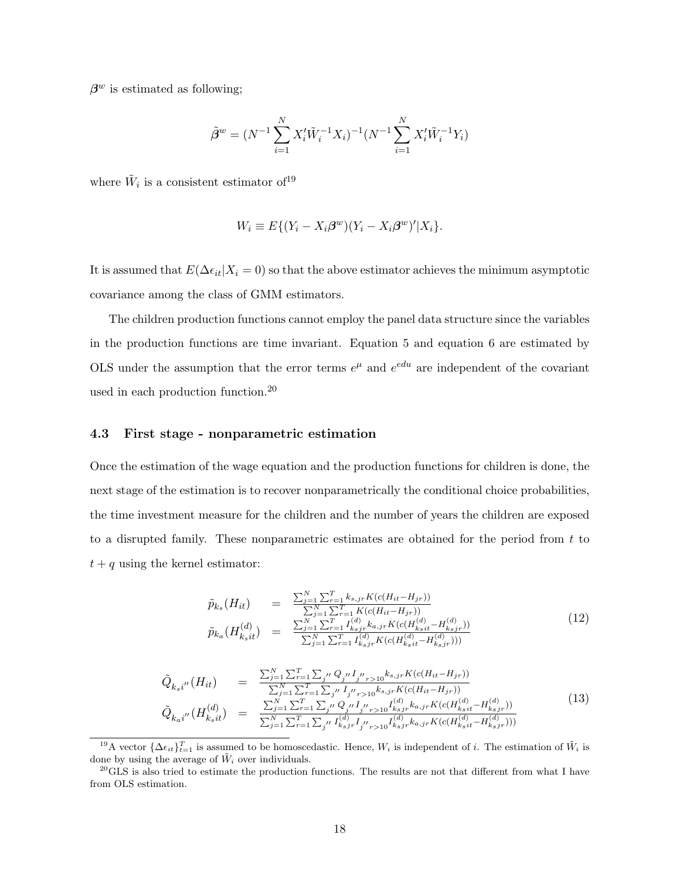$\boldsymbol{\beta}^w$ is estimated as following;

$$\tilde{\boldsymbol{\beta}}^w = (N^{-1}\sum_{i=1}^{N} X_i' \tilde{W}_i^{-1} X_i)^{-1}(N^{-1}\sum_{i=1}^{N} X_i' \tilde{W}_i^{-1} Y_i)$$

where $\tilde{W}_i$ is a consistent estimator of[19]

$$W_i \equiv E\{(Y_i - X_i\boldsymbol{\beta}^w)(Y_i - X_i\boldsymbol{\beta}^w)'|X_i\}.$$

It is assumed that $E(\Delta\epsilon_{it}|X_i = 0)$ so that the above estimator achieves the minimum asymptotic covariance among the class of GMM estimators.

The children production functions cannot employ the panel data structure since the variables in the production functions are time invariant. Equation 5 and equation 6 are estimated by OLS under the assumption that the error terms $e^{\mu}$ and $e^{edu}$ are independent of the covariant used in each production function.[20]

### 4.3 First stage - nonparametric estimation

Once the estimation of the wage equation and the production functions for children is done, the next stage of the estimation is to recover nonparametrically the conditional choice probabilities, the time investment measure for the children and the number of years the children are exposed to a disrupted family. These nonparametric estimates are obtained for the period from $t$ to $t+q$ using the kernel estimator:

$$\begin{aligned}
\tilde{p}_{k_s}(H_{it}) &= \frac{\sum_{j=1}^{N}\sum_{r=1}^{T} k_{s,jr} K(c(H_{it}-H_{jr}))}{\sum_{j=1}^{N}\sum_{r=1}^{T} K(c(H_{it}-H_{jr}))} \\
\tilde{p}_{k_a}(H_{k_s it}^{(d)}) &= \frac{\sum_{j=1}^{N}\sum_{r=1}^{T} I_{k_s jr}^{(d)} k_{a,jr} K(c(H_{k_s it}^{(d)}-H_{k_s jr}^{(d)}))}{\sum_{j=1}^{N}\sum_{r=1}^{T} I_{k_s jr}^{(d)} K(c(H_{k_s it}^{(d)}-H_{k_s jr}^{(d)})))}
\end{aligned} \tag{12}$$

$$\begin{aligned}
\tilde{Q}_{k_s i''}(H_{it}) &= \frac{\sum_{j=1}^{N}\sum_{r=1}^{T}\sum_{j''} Q_{j''} I_{j''r>10} k_{s,jr} K(c(H_{it}-H_{jr}))}{\sum_{j=1}^{N}\sum_{r=1}^{T}\sum_{j''} I_{j''r>10} k_{s,jr} K(c(H_{it}-H_{jr}))} \\
\tilde{Q}_{k_a i''}(H_{k_s it}^{(d)}) &= \frac{\sum_{j=1}^{N}\sum_{r=1}^{T}\sum_{j''} Q_{j''} I_{j''r>10} I_{k_s jr}^{(d)} k_{a,jr} K(c(H_{k_s it}^{(d)}-H_{k_s jr}^{(d)}))}{\sum_{j=1}^{N}\sum_{r=1}^{T}\sum_{j''} I_{k_s jr}^{(d)} I_{j''r>10} I_{k_s jr}^{(d)} k_{a,jr} K(c(H_{k_s it}^{(d)}-H_{k_s jr}^{(d)})))}
\end{aligned} \tag{13}$$

---

[19] A vector $\{\Delta\epsilon_{it}\}_{t=1}^{T}$ is assumed to be homoscedastic. Hence, $W_i$ is independent of $i$. The estimation of $\tilde{W}_i$ is done by using the average of $\tilde{W}_i$ over individuals.

[20] GLS is also tried to estimate the production functions. The results are not that different from what I have from OLS estimation.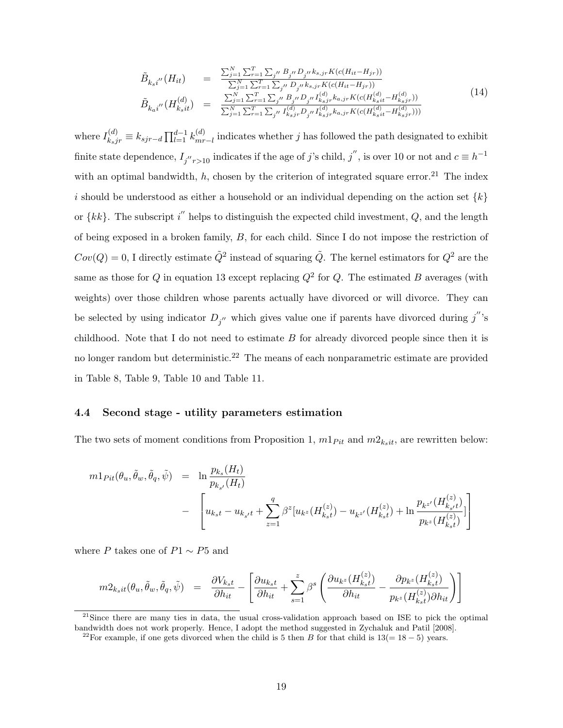$$
\begin{array}{lcl}
\tilde{B}_{k_s i''}(H_{it}) & = & \frac{\sum_{j=1}^{N}\sum_{r=1}^{T}\sum_{j''} B_{j''} D_{j''} k_{s,jr} K(c(H_{it}-H_{jr}))}{\sum_{j=1}^{N}\sum_{r=1}^{T}\sum_{j''} D_{j''} k_{s,jr} K(c(H_{it}-H_{jr}))} \\
\tilde{B}_{k_a i''}(H^{(d)}_{k_s it}) & = & \frac{\sum_{j=1}^{N}\sum_{r=1}^{T}\sum_{j''} B_{j''} D_{j''} I^{(d)}_{k_s jr} k_{a,jr} K(c(H^{(d)}_{k_s it}-H^{(d)}_{k_s jr}))}{\sum_{j=1}^{N}\sum_{r=1}^{T}\sum_{j''} I^{(d)}_{k_s jr} D_{j''} I^{(d)}_{k_s jr} k_{a,jr} K(c(H^{(d)}_{k_s it}-H^{(d)}_{k_s jr})))}
\end{array}
\tag{14}
$$

where $I^{(d)}_{k_s jr} \equiv k_{sjr-d}\prod_{l=1}^{d-1} k^{(d)}_{mr-l}$ indicates whether $j$ has followed the path designated to exhibit finite state dependence, $I_{j'' r>10}$ indicates if the age of $j$'s child, $j''$, is over 10 or not and $c \equiv h^{-1}$ with an optimal bandwidth, $h$, chosen by the criterion of integrated square error.[21] The index $i$ should be understood as either a household or an individual depending on the action set $\{k\}$ or $\{kk\}$. The subscript $i''$ helps to distinguish the expected child investment, $Q$, and the length of being exposed in a broken family, $B$, for each child. Since I do not impose the restriction of $Cov(Q) = 0$, I directly estimate $\tilde{Q}^2$ instead of squaring $\tilde{Q}$. The kernel estimators for $Q^2$ are the same as those for $Q$ in equation 13 except replacing $Q^2$ for $Q$. The estimated $B$ averages (with weights) over those children whose parents actually have divorced or will divorce. They can be selected by using indicator $D_{j''}$ which gives value one if parents have divorced during $j''$'s childhood. Note that I do not need to estimate $B$ for already divorced people since then it is no longer random but deterministic.[22] The means of each nonparametric estimate are provided in Table 8, Table 9, Table 10 and Table 11.

### 4.4 Second stage - utility parameters estimation

The two sets of moment conditions from Proposition 1, $m1_{Pit}$ and $m2_{k_s it}$, are rewritten below:

$$
\begin{array}{lcl}
m1_{Pit}(\theta_u, \tilde{\theta}_w, \tilde{\theta}_q, \tilde{\psi}) & = & \ln \frac{p_{k_s}(H_t)}{p_{k_{s'}}(H_t)} \\
& - & \left[ u_{k_s t} - u_{k_{s'} t} + \sum_{z=1}^{q} \beta^z [u_{k^z}(H^{(z)}_{k_s t}) - u_{k^{z'}}(H^{(z)}_{k_s t}) + \ln \frac{p_{k^{z'}}(H^{(z)}_{k_{s'} t})}{p_{k^z}(H^{(z)}_{k_s t})}] \right]
\end{array}
$$

where $P$ takes one of $P1 \sim P5$ and

$$
m2_{k_s it}(\theta_u, \tilde{\theta}_w, \tilde{\theta}_q, \tilde{\psi}) = \frac{\partial V_{k_s t}}{\partial h_{it}} - \left[ \frac{\partial u_{k_s t}}{\partial h_{it}} + \sum_{s=1}^{z} \beta^s \left( \frac{\partial u_{k^z}(H^{(z)}_{k_s t})}{\partial h_{it}} - \frac{\partial p_{k^z}(H^{(z)}_{k_s t})}{p_{k^z}(H^{(z)}_{k_s t}) \partial h_{it}} \right) \right]
$$

[21] Since there are many ties in data, the usual cross-validation approach based on ISE to pick the optimal bandwidth does not work properly. Hence, I adopt the method suggested in Zychaluk and Patil [2008].

[22] For example, if one gets divorced when the child is 5 then $B$ for that child is 13(= 18 − 5) years.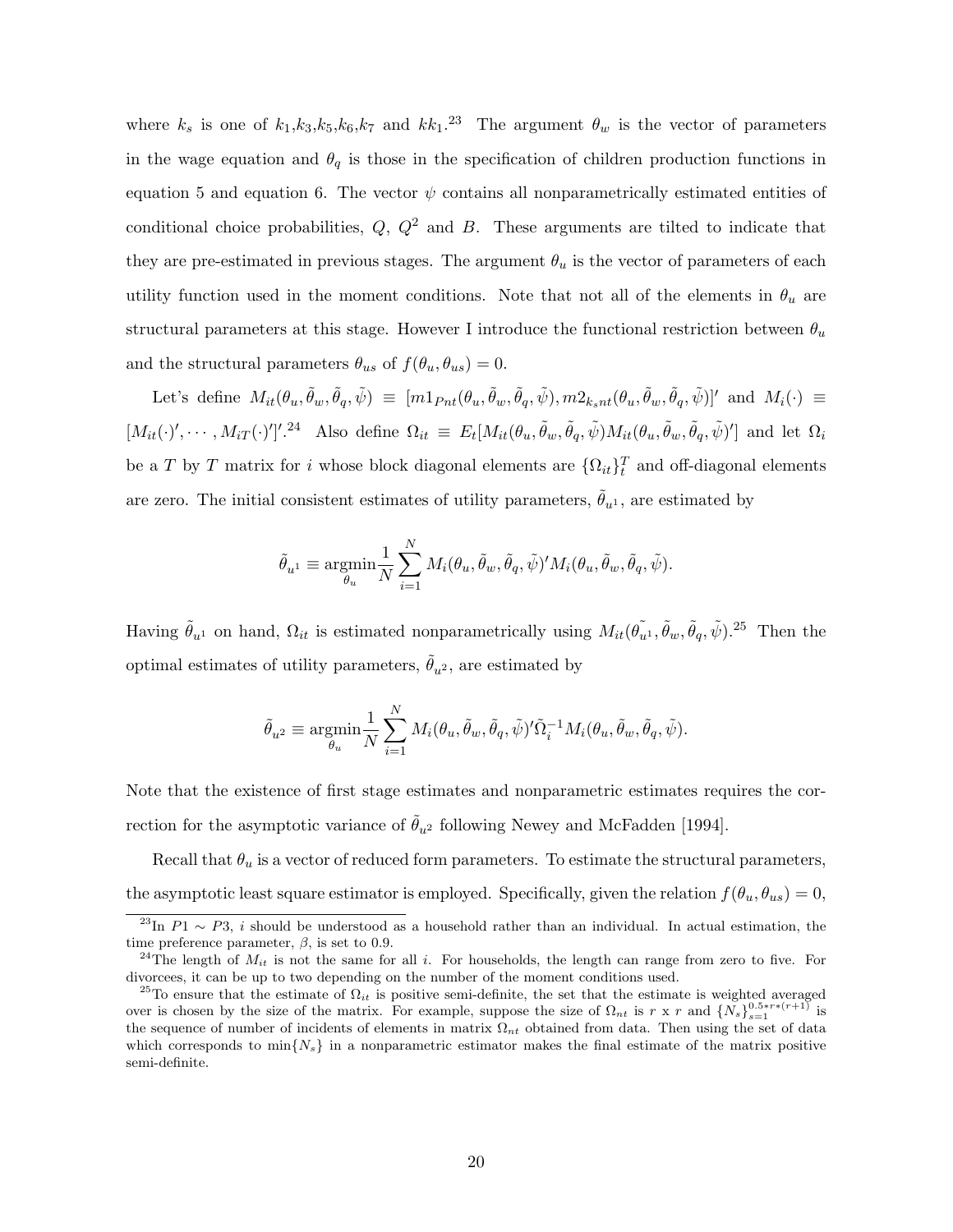where $k_s$ is one of $k_1$,$k_3$,$k_5$,$k_6$,$k_7$ and $kk_1$.[23] The argument $\theta_w$ is the vector of parameters in the wage equation and $\theta_q$ is those in the specification of children production functions in equation 5 and equation 6. The vector $\psi$ contains all nonparametrically estimated entities of conditional choice probabilities, $Q$, $Q^2$ and $B$. These arguments are tilted to indicate that they are pre-estimated in previous stages. The argument $\theta_u$ is the vector of parameters of each utility function used in the moment conditions. Note that not all of the elements in $\theta_u$ are structural parameters at this stage. However I introduce the functional restriction between $\theta_u$ and the structural parameters $\theta_{us}$ of $f(\theta_u, \theta_{us}) = 0$.

Let's define $M_{it}(\theta_u, \tilde{\theta}_w, \tilde{\theta}_q, \tilde{\psi}) \equiv [m1_{Pnt}(\theta_u, \tilde{\theta}_w, \tilde{\theta}_q, \tilde{\psi}), m2_{k_snt}(\theta_u, \tilde{\theta}_w, \tilde{\theta}_q, \tilde{\psi})]'$ and $M_i(\cdot) \equiv [M_{it}(\cdot)', \cdots, M_{iT}(\cdot)']'$.[24] Also define $\Omega_{it} \equiv E_t[M_{it}(\theta_u, \tilde{\theta}_w, \tilde{\theta}_q, \tilde{\psi})M_{it}(\theta_u, \tilde{\theta}_w, \tilde{\theta}_q, \tilde{\psi})']$ and let $\Omega_i$ be a $T$ by $T$ matrix for $i$ whose block diagonal elements are $\{\Omega_{it}\}_t^T$ and off-diagonal elements are zero. The initial consistent estimates of utility parameters, $\tilde{\theta}_{u^1}$, are estimated by

$$\tilde{\theta}_{u^1} \equiv \underset{\theta_u}{\text{argmin}} \frac{1}{N} \sum_{i=1}^{N} M_i(\theta_u, \tilde{\theta}_w, \tilde{\theta}_q, \tilde{\psi})' M_i(\theta_u, \tilde{\theta}_w, \tilde{\theta}_q, \tilde{\psi}).$$

Having $\tilde{\theta}_{u^1}$ on hand, $\Omega_{it}$ is estimated nonparametrically using $M_{it}(\tilde{\theta_{u^1}}, \tilde{\theta}_w, \tilde{\theta}_q, \tilde{\psi})$.[25] Then the optimal estimates of utility parameters, $\tilde{\theta}_{u^2}$, are estimated by

$$\tilde{\theta}_{u^2} \equiv \underset{\theta_u}{\text{argmin}} \frac{1}{N} \sum_{i=1}^{N} M_i(\theta_u, \tilde{\theta}_w, \tilde{\theta}_q, \tilde{\psi})' \tilde{\Omega}_i^{-1} M_i(\theta_u, \tilde{\theta}_w, \tilde{\theta}_q, \tilde{\psi}).$$

Note that the existence of first stage estimates and nonparametric estimates requires the correction for the asymptotic variance of $\tilde{\theta}_{u^2}$ following Newey and McFadden [1994].

Recall that $\theta_u$ is a vector of reduced form parameters. To estimate the structural parameters, the asymptotic least square estimator is employed. Specifically, given the relation $f(\theta_u, \theta_{us}) = 0$,

---

[23] In $P1 \sim P3$, $i$ should be understood as a household rather than an individual. In actual estimation, the time preference parameter, $\beta$, is set to 0.9.

[24] The length of $M_{it}$ is not the same for all $i$. For households, the length can range from zero to five. For divorcees, it can be up to two depending on the number of the moment conditions used.

[25] To ensure that the estimate of $\Omega_{it}$ is positive semi-definite, the set that the estimate is weighted averaged over is chosen by the size of the matrix. For example, suppose the size of $\Omega_{nt}$ is $r$ x $r$ and $\{N_s\}_{s=1}^{0.5*r*(r+1)}$ is the sequence of number of incidents of elements in matrix $\Omega_{nt}$ obtained from data. Then using the set of data which corresponds to $\min\{N_s\}$ in a nonparametric estimator makes the final estimate of the matrix positive semi-definite.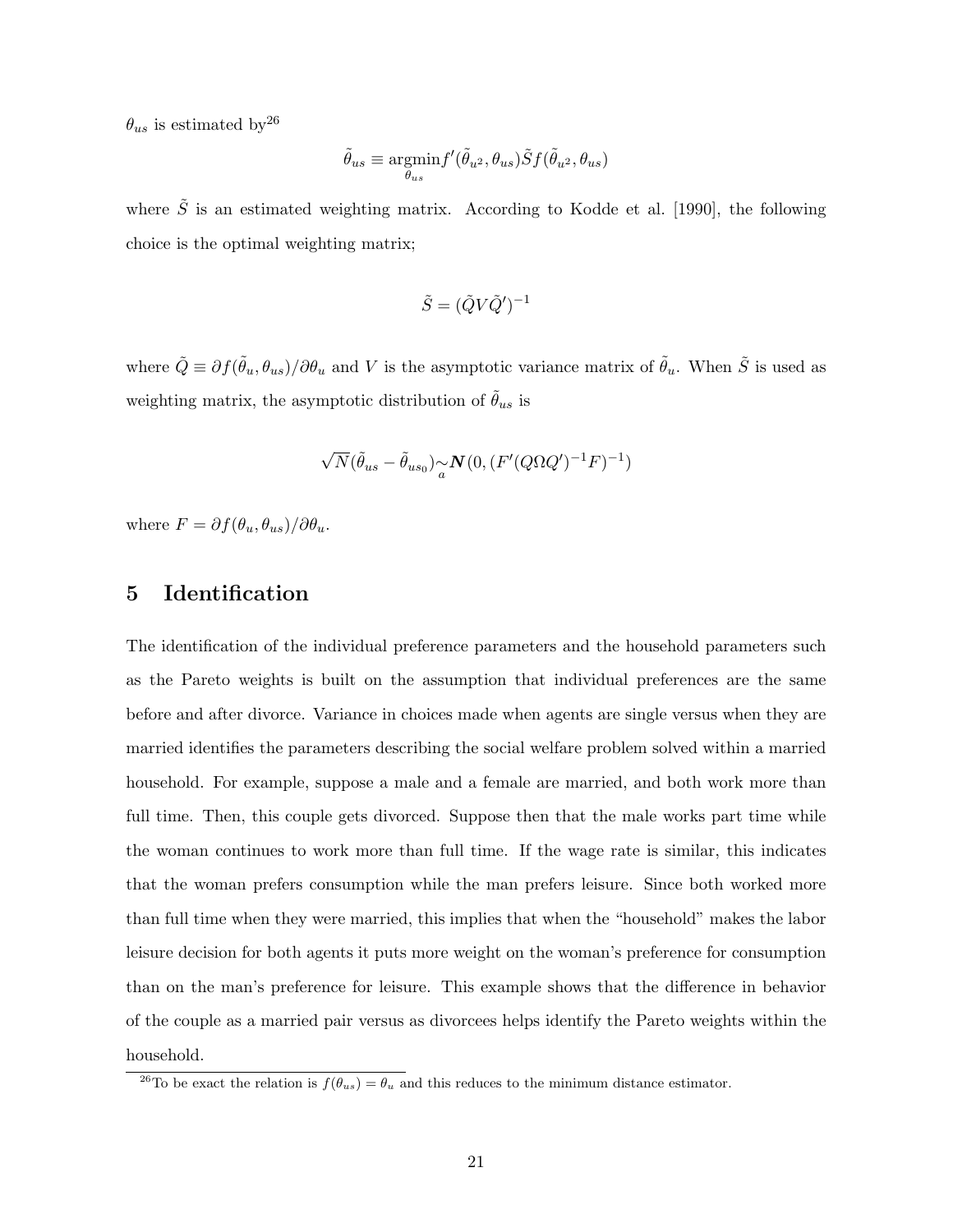$\theta_{us}$ is estimated by[26]

$$\tilde{\theta}_{us} \equiv \underset{\theta_{us}}{\operatorname{argmin}} f'(\tilde{\theta}_{u^2}, \theta_{us}) \tilde{S} f(\tilde{\theta}_{u^2}, \theta_{us})$$

where $\tilde{S}$ is an estimated weighting matrix. According to Kodde et al. [1990], the following choice is the optimal weighting matrix;

$$\tilde{S} = (\tilde{Q} V \tilde{Q}')^{-1}$$

where $\tilde{Q} \equiv \partial f(\tilde{\theta}_u, \theta_{us})/\partial \theta_u$ and $V$ is the asymptotic variance matrix of $\tilde{\theta}_u$. When $\tilde{S}$ is used as weighting matrix, the asymptotic distribution of $\tilde{\theta}_{us}$ is

$$\sqrt{N}(\tilde{\theta}_{us} - \tilde{\theta}_{us_0}) \underset{a}{\sim} \boldsymbol{N}(0, (F'(Q \Omega Q')^{-1} F)^{-1})$$

where $F = \partial f(\theta_u, \theta_{us})/\partial \theta_u$.

## 5 Identification

The identification of the individual preference parameters and the household parameters such as the Pareto weights is built on the assumption that individual preferences are the same before and after divorce. Variance in choices made when agents are single versus when they are married identifies the parameters describing the social welfare problem solved within a married household. For example, suppose a male and a female are married, and both work more than full time. Then, this couple gets divorced. Suppose then that the male works part time while the woman continues to work more than full time. If the wage rate is similar, this indicates that the woman prefers consumption while the man prefers leisure. Since both worked more than full time when they were married, this implies that when the "household" makes the labor leisure decision for both agents it puts more weight on the woman's preference for consumption than on the man's preference for leisure. This example shows that the difference in behavior of the couple as a married pair versus as divorcees helps identify the Pareto weights within the household.

[26] To be exact the relation is $f(\theta_{us}) = \theta_u$ and this reduces to the minimum distance estimator.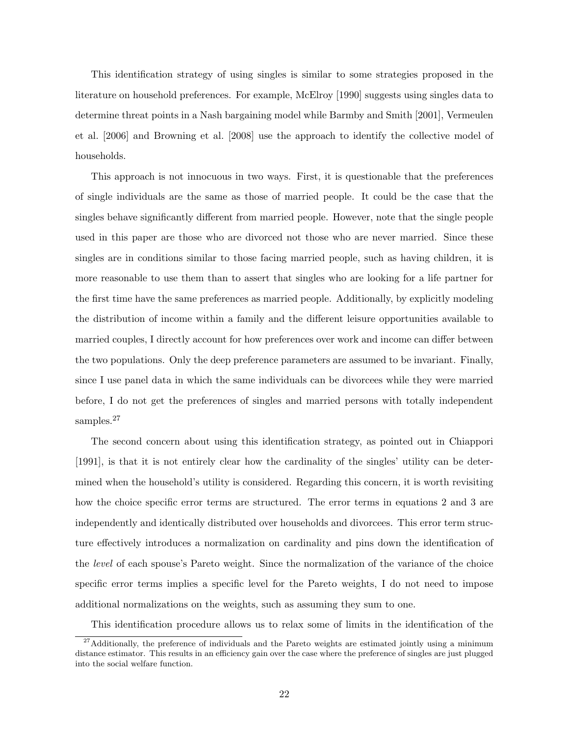This identification strategy of using singles is similar to some strategies proposed in the literature on household preferences. For example, McElroy [1990] suggests using singles data to determine threat points in a Nash bargaining model while Barmby and Smith [2001], Vermeulen et al. [2006] and Browning et al. [2008] use the approach to identify the collective model of households.

This approach is not innocuous in two ways. First, it is questionable that the preferences of single individuals are the same as those of married people. It could be the case that the singles behave significantly different from married people. However, note that the single people used in this paper are those who are divorced not those who are never married. Since these singles are in conditions similar to those facing married people, such as having children, it is more reasonable to use them than to assert that singles who are looking for a life partner for the first time have the same preferences as married people. Additionally, by explicitly modeling the distribution of income within a family and the different leisure opportunities available to married couples, I directly account for how preferences over work and income can differ between the two populations. Only the deep preference parameters are assumed to be invariant. Finally, since I use panel data in which the same individuals can be divorcees while they were married before, I do not get the preferences of singles and married persons with totally independent samples.[27]

The second concern about using this identification strategy, as pointed out in Chiappori [1991], is that it is not entirely clear how the cardinality of the singles' utility can be determined when the household's utility is considered. Regarding this concern, it is worth revisiting how the choice specific error terms are structured. The error terms in equations 2 and 3 are independently and identically distributed over households and divorcees. This error term structure effectively introduces a normalization on cardinality and pins down the identification of the *level* of each spouse's Pareto weight. Since the normalization of the variance of the choice specific error terms implies a specific level for the Pareto weights, I do not need to impose additional normalizations on the weights, such as assuming they sum to one.

This identification procedure allows us to relax some of limits in the identification of the

[27] Additionally, the preference of individuals and the Pareto weights are estimated jointly using a minimum distance estimator. This results in an efficiency gain over the case where the preference of singles are just plugged into the social welfare function.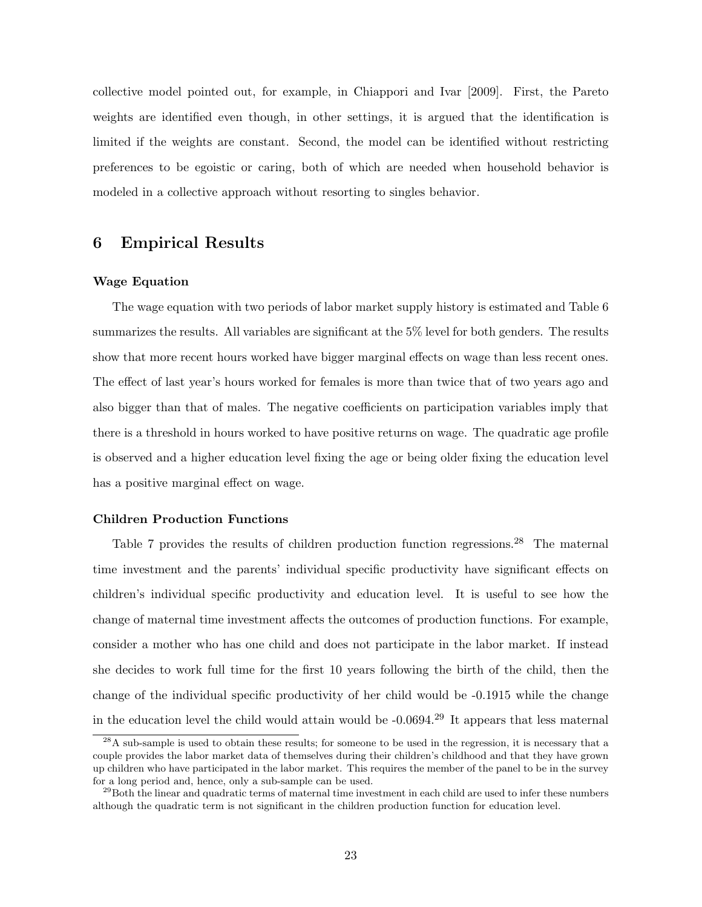collective model pointed out, for example, in Chiappori and Ivar [2009]. First, the Pareto weights are identified even though, in other settings, it is argued that the identification is limited if the weights are constant. Second, the model can be identified without restricting preferences to be egoistic or caring, both of which are needed when household behavior is modeled in a collective approach without resorting to singles behavior.

## 6 Empirical Results

#### Wage Equation

The wage equation with two periods of labor market supply history is estimated and Table 6 summarizes the results. All variables are significant at the 5% level for both genders. The results show that more recent hours worked have bigger marginal effects on wage than less recent ones. The effect of last year's hours worked for females is more than twice that of two years ago and also bigger than that of males. The negative coefficients on participation variables imply that there is a threshold in hours worked to have positive returns on wage. The quadratic age profile is observed and a higher education level fixing the age or being older fixing the education level has a positive marginal effect on wage.

#### Children Production Functions

Table 7 provides the results of children production function regressions.[28] The maternal time investment and the parents' individual specific productivity have significant effects on children's individual specific productivity and education level. It is useful to see how the change of maternal time investment affects the outcomes of production functions. For example, consider a mother who has one child and does not participate in the labor market. If instead she decides to work full time for the first 10 years following the birth of the child, then the change of the individual specific productivity of her child would be -0.1915 while the change in the education level the child would attain would be -0.0694.[29] It appears that less maternal

[28] A sub-sample is used to obtain these results; for someone to be used in the regression, it is necessary that a couple provides the labor market data of themselves during their children's childhood and that they have grown up children who have participated in the labor market. This requires the member of the panel to be in the survey for a long period and, hence, only a sub-sample can be used.

[29] Both the linear and quadratic terms of maternal time investment in each child are used to infer these numbers although the quadratic term is not significant in the children production function for education level.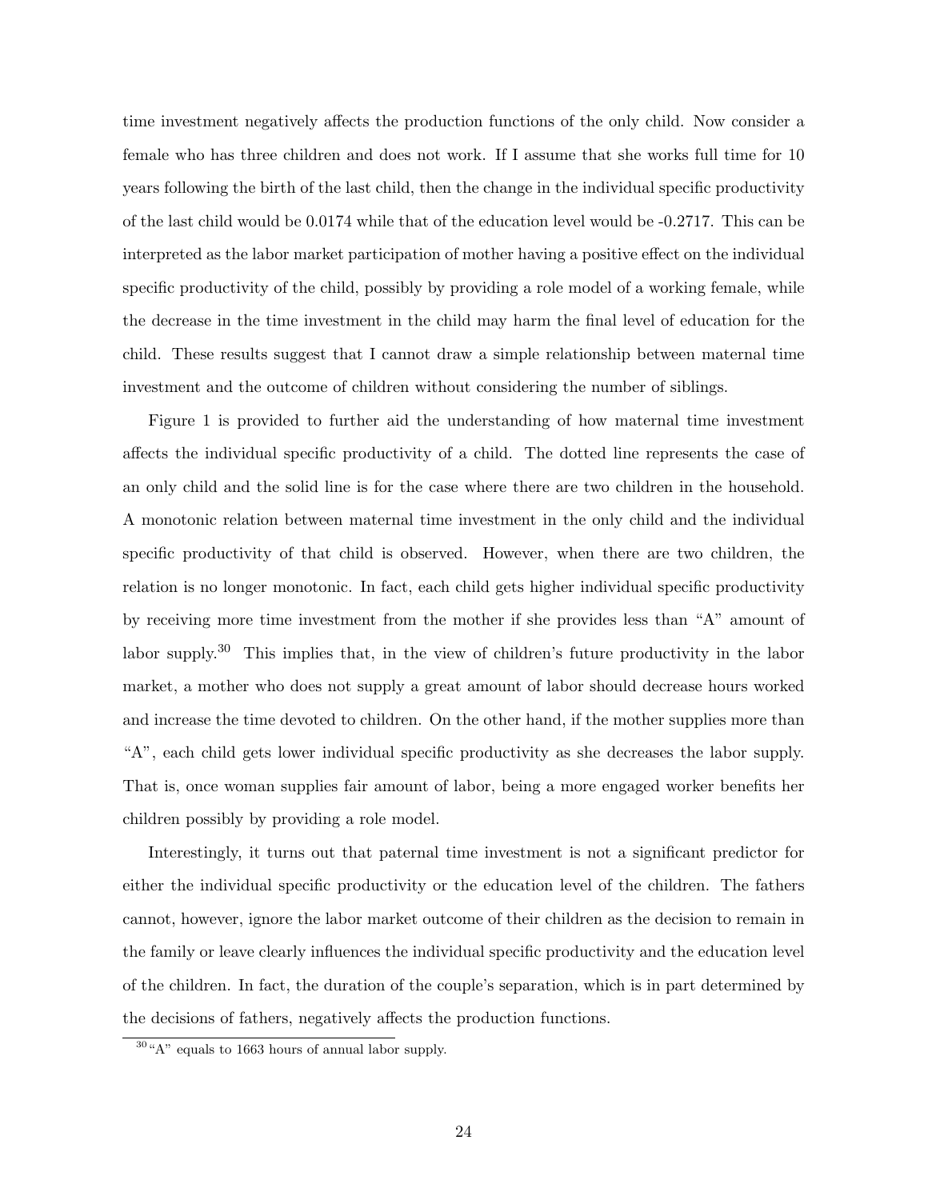time investment negatively affects the production functions of the only child. Now consider a female who has three children and does not work. If I assume that she works full time for 10 years following the birth of the last child, then the change in the individual specific productivity of the last child would be 0.0174 while that of the education level would be -0.2717. This can be interpreted as the labor market participation of mother having a positive effect on the individual specific productivity of the child, possibly by providing a role model of a working female, while the decrease in the time investment in the child may harm the final level of education for the child. These results suggest that I cannot draw a simple relationship between maternal time investment and the outcome of children without considering the number of siblings.

Figure 1 is provided to further aid the understanding of how maternal time investment affects the individual specific productivity of a child. The dotted line represents the case of an only child and the solid line is for the case where there are two children in the household. A monotonic relation between maternal time investment in the only child and the individual specific productivity of that child is observed. However, when there are two children, the relation is no longer monotonic. In fact, each child gets higher individual specific productivity by receiving more time investment from the mother if she provides less than "A" amount of labor supply.[30] This implies that, in the view of children's future productivity in the labor market, a mother who does not supply a great amount of labor should decrease hours worked and increase the time devoted to children. On the other hand, if the mother supplies more than "A", each child gets lower individual specific productivity as she decreases the labor supply. That is, once woman supplies fair amount of labor, being a more engaged worker benefits her children possibly by providing a role model.

Interestingly, it turns out that paternal time investment is not a significant predictor for either the individual specific productivity or the education level of the children. The fathers cannot, however, ignore the labor market outcome of their children as the decision to remain in the family or leave clearly influences the individual specific productivity and the education level of the children. In fact, the duration of the couple's separation, which is in part determined by the decisions of fathers, negatively affects the production functions.

[30] "A" equals to 1663 hours of annual labor supply.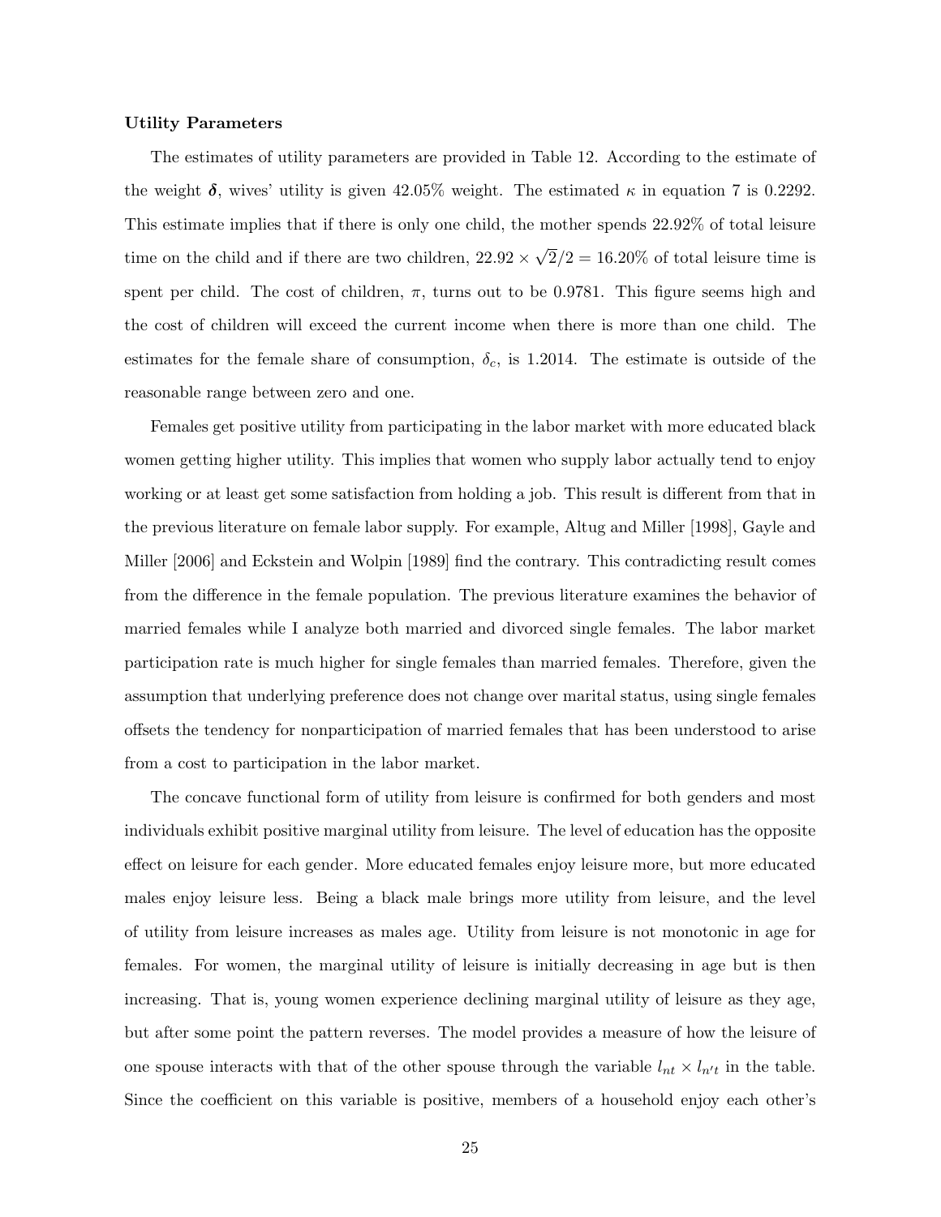**Utility Parameters**

The estimates of utility parameters are provided in Table 12. According to the estimate of the weight $\boldsymbol{\delta}$, wives' utility is given 42.05% weight. The estimated $\kappa$ in equation 7 is 0.2292. This estimate implies that if there is only one child, the mother spends 22.92% of total leisure time on the child and if there are two children, $22.92 \times \sqrt{2}/2 = 16.20\%$ of total leisure time is spent per child. The cost of children, $\pi$, turns out to be 0.9781. This figure seems high and the cost of children will exceed the current income when there is more than one child. The estimates for the female share of consumption, $\delta_c$, is 1.2014. The estimate is outside of the reasonable range between zero and one.

Females get positive utility from participating in the labor market with more educated black women getting higher utility. This implies that women who supply labor actually tend to enjoy working or at least get some satisfaction from holding a job. This result is different from that in the previous literature on female labor supply. For example, Altug and Miller [1998], Gayle and Miller [2006] and Eckstein and Wolpin [1989] find the contrary. This contradicting result comes from the difference in the female population. The previous literature examines the behavior of married females while I analyze both married and divorced single females. The labor market participation rate is much higher for single females than married females. Therefore, given the assumption that underlying preference does not change over marital status, using single females offsets the tendency for nonparticipation of married females that has been understood to arise from a cost to participation in the labor market.

The concave functional form of utility from leisure is confirmed for both genders and most individuals exhibit positive marginal utility from leisure. The level of education has the opposite effect on leisure for each gender. More educated females enjoy leisure more, but more educated males enjoy leisure less. Being a black male brings more utility from leisure, and the level of utility from leisure increases as males age. Utility from leisure is not monotonic in age for females. For women, the marginal utility of leisure is initially decreasing in age but is then increasing. That is, young women experience declining marginal utility of leisure as they age, but after some point the pattern reverses. The model provides a measure of how the leisure of one spouse interacts with that of the other spouse through the variable $l_{nt} \times l_{n't}$ in the table. Since the coefficient on this variable is positive, members of a household enjoy each other's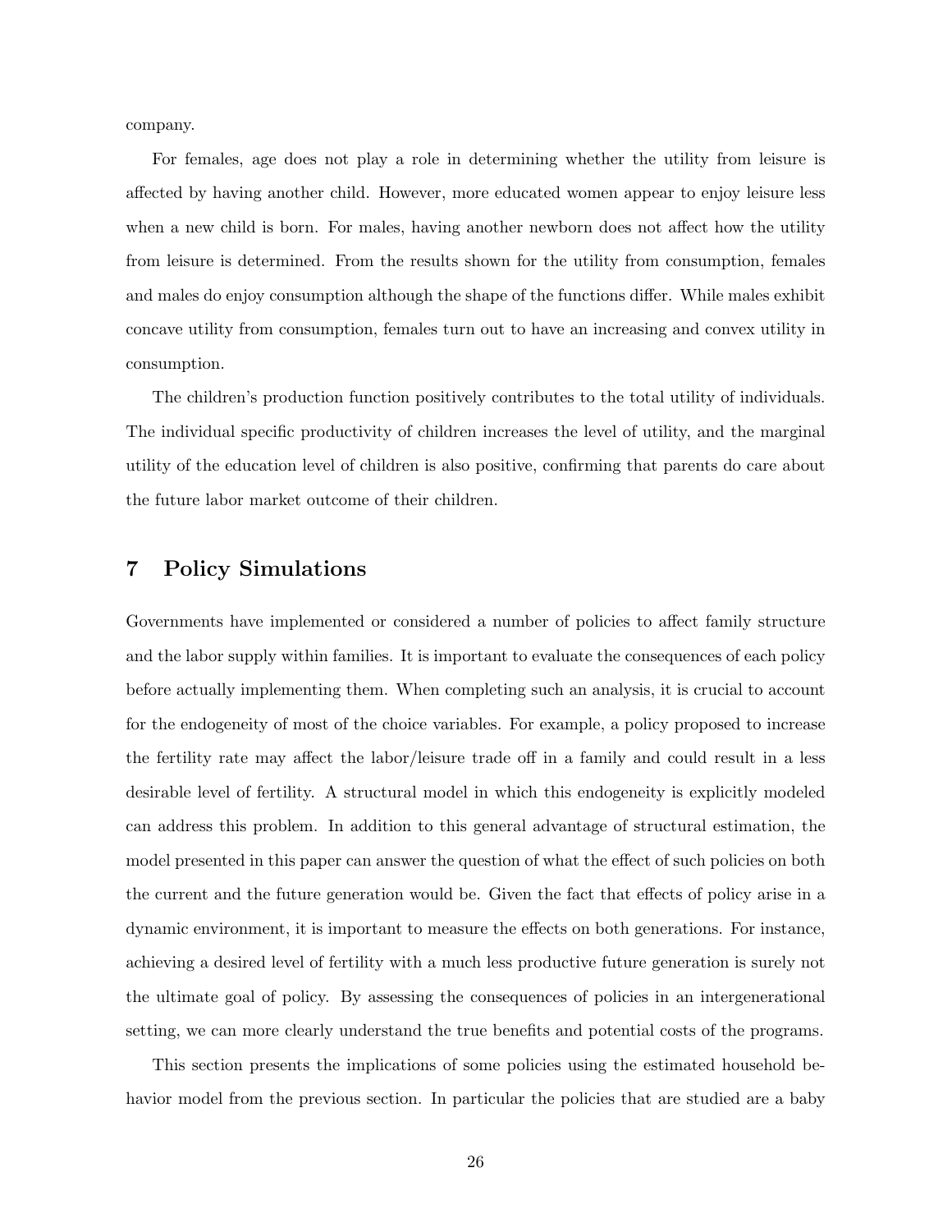company.

For females, age does not play a role in determining whether the utility from leisure is affected by having another child. However, more educated women appear to enjoy leisure less when a new child is born. For males, having another newborn does not affect how the utility from leisure is determined. From the results shown for the utility from consumption, females and males do enjoy consumption although the shape of the functions differ. While males exhibit concave utility from consumption, females turn out to have an increasing and convex utility in consumption.

The children's production function positively contributes to the total utility of individuals. The individual specific productivity of children increases the level of utility, and the marginal utility of the education level of children is also positive, confirming that parents do care about the future labor market outcome of their children.

## 7 Policy Simulations

Governments have implemented or considered a number of policies to affect family structure and the labor supply within families. It is important to evaluate the consequences of each policy before actually implementing them. When completing such an analysis, it is crucial to account for the endogeneity of most of the choice variables. For example, a policy proposed to increase the fertility rate may affect the labor/leisure trade off in a family and could result in a less desirable level of fertility. A structural model in which this endogeneity is explicitly modeled can address this problem. In addition to this general advantage of structural estimation, the model presented in this paper can answer the question of what the effect of such policies on both the current and the future generation would be. Given the fact that effects of policy arise in a dynamic environment, it is important to measure the effects on both generations. For instance, achieving a desired level of fertility with a much less productive future generation is surely not the ultimate goal of policy. By assessing the consequences of policies in an intergenerational setting, we can more clearly understand the true benefits and potential costs of the programs.

This section presents the implications of some policies using the estimated household behavior model from the previous section. In particular the policies that are studied are a baby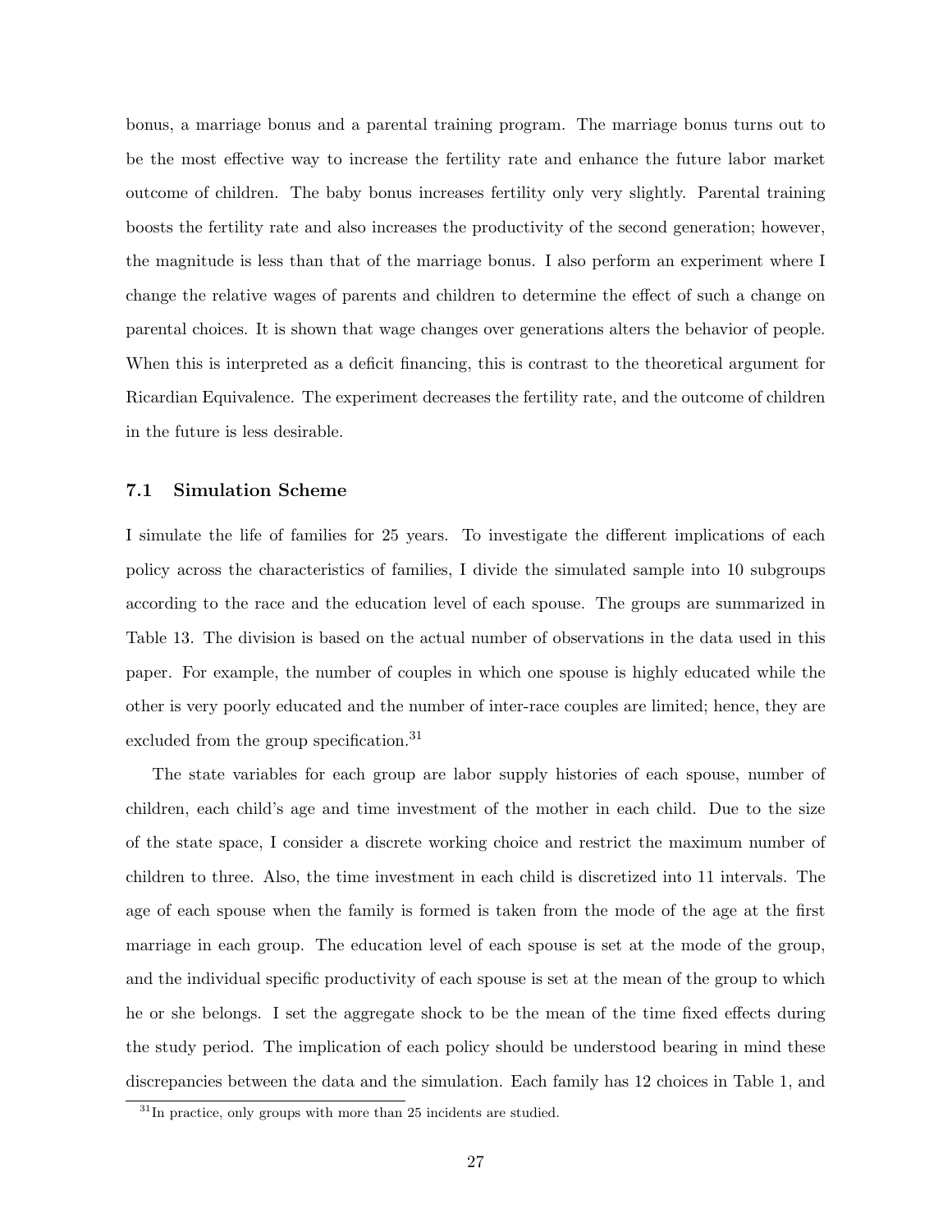bonus, a marriage bonus and a parental training program. The marriage bonus turns out to be the most effective way to increase the fertility rate and enhance the future labor market outcome of children. The baby bonus increases fertility only very slightly. Parental training boosts the fertility rate and also increases the productivity of the second generation; however, the magnitude is less than that of the marriage bonus. I also perform an experiment where I change the relative wages of parents and children to determine the effect of such a change on parental choices. It is shown that wage changes over generations alters the behavior of people. When this is interpreted as a deficit financing, this is contrast to the theoretical argument for Ricardian Equivalence. The experiment decreases the fertility rate, and the outcome of children in the future is less desirable.

### 7.1 Simulation Scheme

I simulate the life of families for 25 years. To investigate the different implications of each policy across the characteristics of families, I divide the simulated sample into 10 subgroups according to the race and the education level of each spouse. The groups are summarized in Table 13. The division is based on the actual number of observations in the data used in this paper. For example, the number of couples in which one spouse is highly educated while the other is very poorly educated and the number of inter-race couples are limited; hence, they are excluded from the group specification.[31]

The state variables for each group are labor supply histories of each spouse, number of children, each child's age and time investment of the mother in each child. Due to the size of the state space, I consider a discrete working choice and restrict the maximum number of children to three. Also, the time investment in each child is discretized into 11 intervals. The age of each spouse when the family is formed is taken from the mode of the age at the first marriage in each group. The education level of each spouse is set at the mode of the group, and the individual specific productivity of each spouse is set at the mean of the group to which he or she belongs. I set the aggregate shock to be the mean of the time fixed effects during the study period. The implication of each policy should be understood bearing in mind these discrepancies between the data and the simulation. Each family has 12 choices in Table 1, and

[31] In practice, only groups with more than 25 incidents are studied.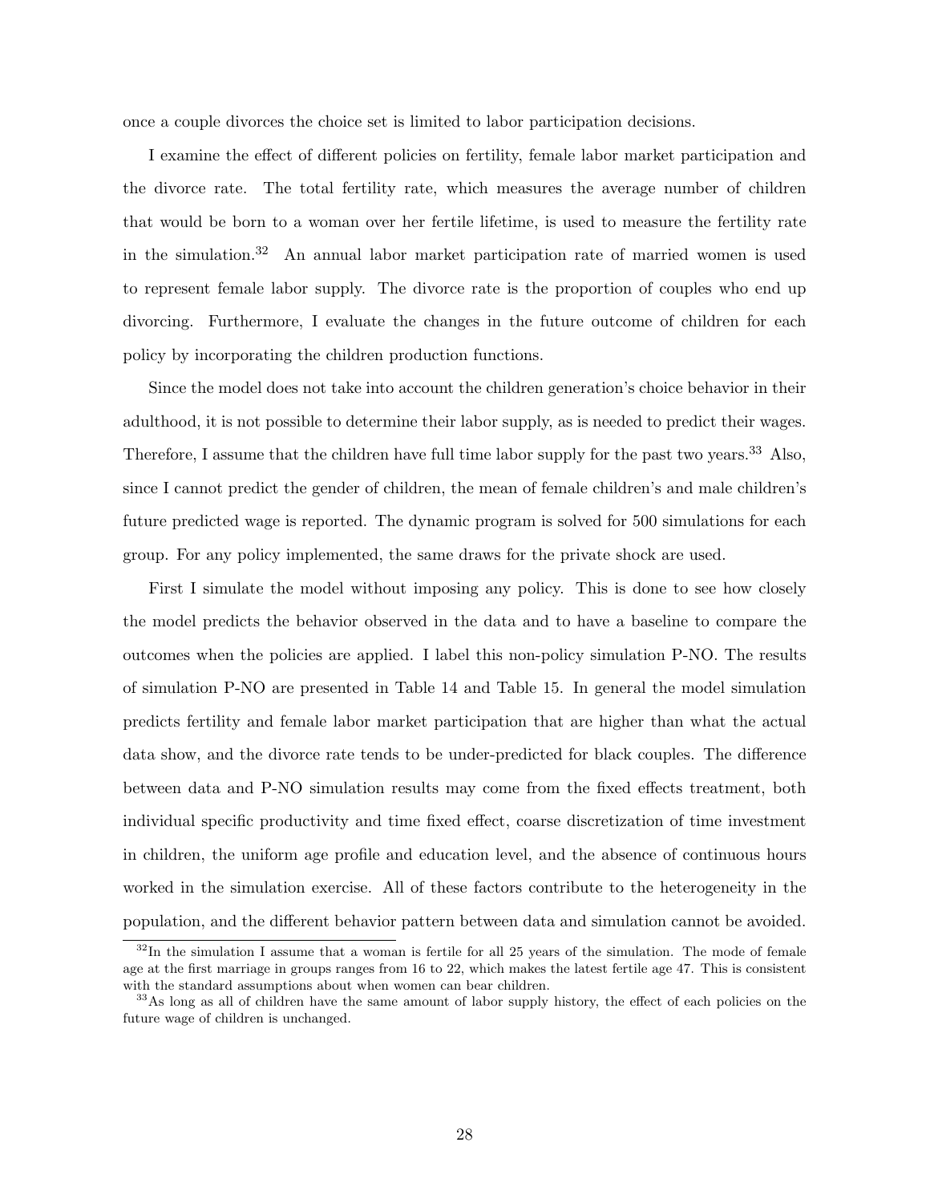once a couple divorces the choice set is limited to labor participation decisions.

I examine the effect of different policies on fertility, female labor market participation and the divorce rate. The total fertility rate, which measures the average number of children that would be born to a woman over her fertile lifetime, is used to measure the fertility rate in the simulation.[32] An annual labor market participation rate of married women is used to represent female labor supply. The divorce rate is the proportion of couples who end up divorcing. Furthermore, I evaluate the changes in the future outcome of children for each policy by incorporating the children production functions.

Since the model does not take into account the children generation's choice behavior in their adulthood, it is not possible to determine their labor supply, as is needed to predict their wages. Therefore, I assume that the children have full time labor supply for the past two years.[33] Also, since I cannot predict the gender of children, the mean of female children's and male children's future predicted wage is reported. The dynamic program is solved for 500 simulations for each group. For any policy implemented, the same draws for the private shock are used.

First I simulate the model without imposing any policy. This is done to see how closely the model predicts the behavior observed in the data and to have a baseline to compare the outcomes when the policies are applied. I label this non-policy simulation P-NO. The results of simulation P-NO are presented in Table 14 and Table 15. In general the model simulation predicts fertility and female labor market participation that are higher than what the actual data show, and the divorce rate tends to be under-predicted for black couples. The difference between data and P-NO simulation results may come from the fixed effects treatment, both individual specific productivity and time fixed effect, coarse discretization of time investment in children, the uniform age profile and education level, and the absence of continuous hours worked in the simulation exercise. All of these factors contribute to the heterogeneity in the population, and the different behavior pattern between data and simulation cannot be avoided.

[32] In the simulation I assume that a woman is fertile for all 25 years of the simulation. The mode of female age at the first marriage in groups ranges from 16 to 22, which makes the latest fertile age 47. This is consistent with the standard assumptions about when women can bear children.

[33] As long as all of children have the same amount of labor supply history, the effect of each policies on the future wage of children is unchanged.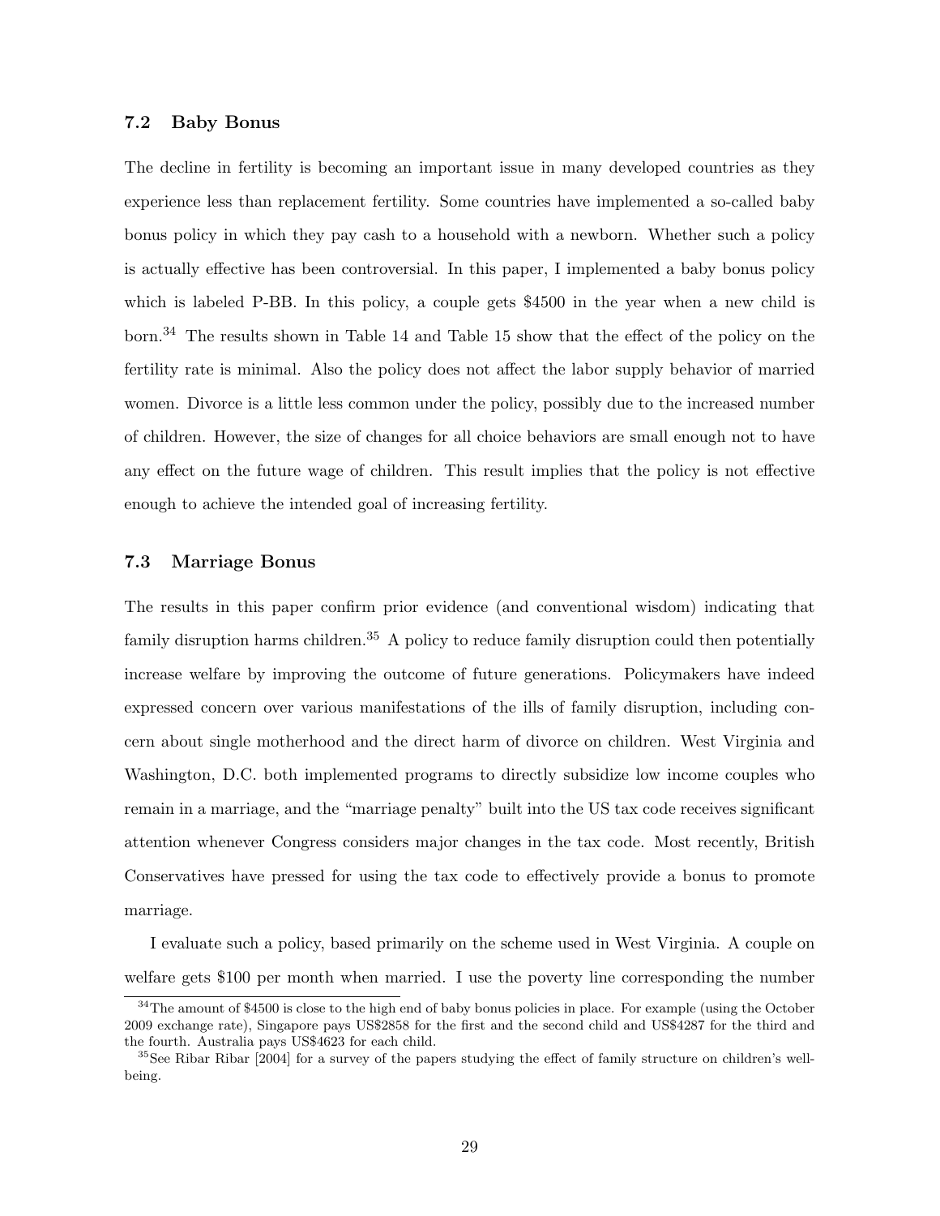### 7.2 Baby Bonus

The decline in fertility is becoming an important issue in many developed countries as they experience less than replacement fertility. Some countries have implemented a so-called baby bonus policy in which they pay cash to a household with a newborn. Whether such a policy is actually effective has been controversial. In this paper, I implemented a baby bonus policy which is labeled P-BB. In this policy, a couple gets $4500 in the year when a new child is born.[34] The results shown in Table 14 and Table 15 show that the effect of the policy on the fertility rate is minimal. Also the policy does not affect the labor supply behavior of married women. Divorce is a little less common under the policy, possibly due to the increased number of children. However, the size of changes for all choice behaviors are small enough not to have any effect on the future wage of children. This result implies that the policy is not effective enough to achieve the intended goal of increasing fertility.

### 7.3 Marriage Bonus

The results in this paper confirm prior evidence (and conventional wisdom) indicating that family disruption harms children.[35] A policy to reduce family disruption could then potentially increase welfare by improving the outcome of future generations. Policymakers have indeed expressed concern over various manifestations of the ills of family disruption, including concern about single motherhood and the direct harm of divorce on children. West Virginia and Washington, D.C. both implemented programs to directly subsidize low income couples who remain in a marriage, and the "marriage penalty" built into the US tax code receives significant attention whenever Congress considers major changes in the tax code. Most recently, British Conservatives have pressed for using the tax code to effectively provide a bonus to promote marriage.

I evaluate such a policy, based primarily on the scheme used in West Virginia. A couple on welfare gets $100 per month when married. I use the poverty line corresponding the number

[34] The amount of $4500 is close to the high end of baby bonus policies in place. For example (using the October 2009 exchange rate), Singapore pays US$2858 for the first and the second child and US$4287 for the third and the fourth. Australia pays US$4623 for each child.

[35] See Ribar Ribar [2004] for a survey of the papers studying the effect of family structure on children's well-being.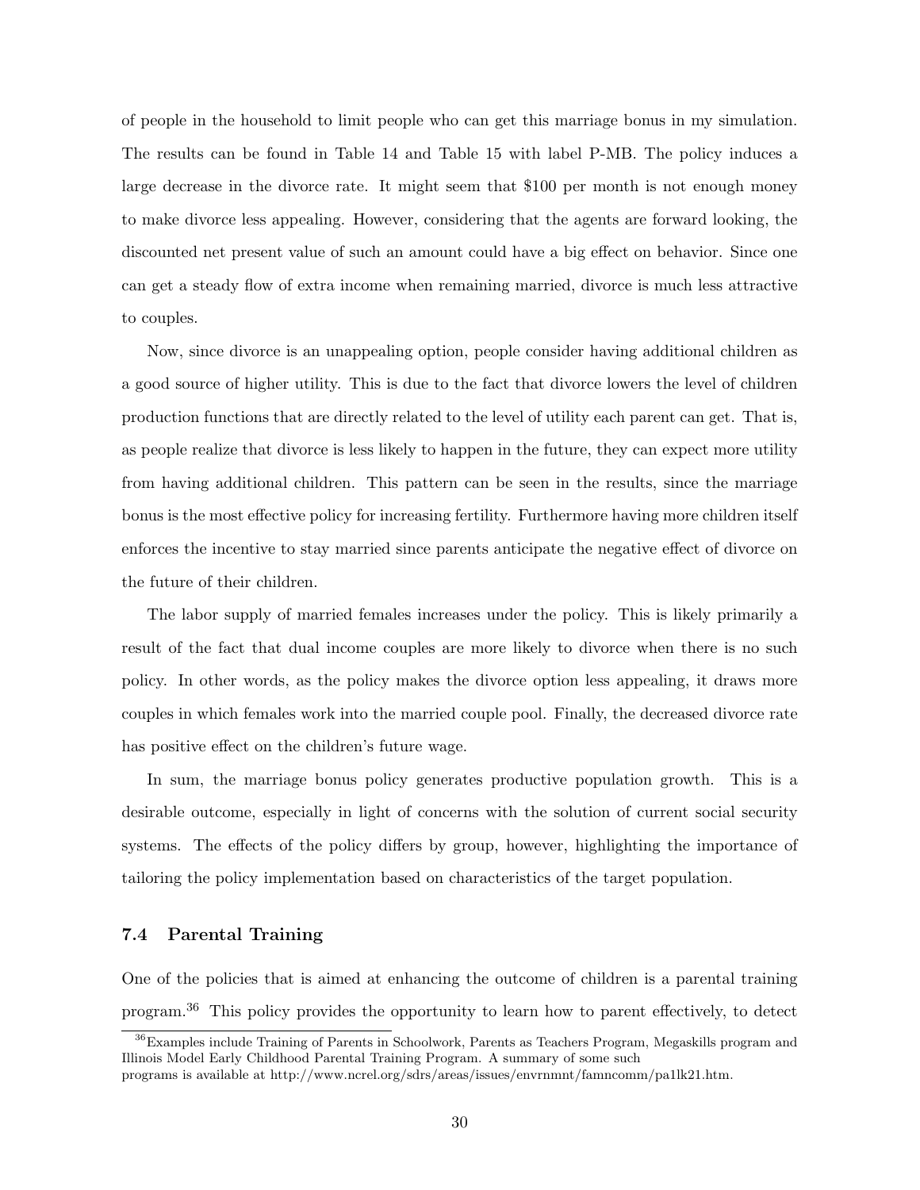of people in the household to limit people who can get this marriage bonus in my simulation. The results can be found in Table 14 and Table 15 with label P-MB. The policy induces a large decrease in the divorce rate. It might seem that $100 per month is not enough money to make divorce less appealing. However, considering that the agents are forward looking, the discounted net present value of such an amount could have a big effect on behavior. Since one can get a steady flow of extra income when remaining married, divorce is much less attractive to couples.

Now, since divorce is an unappealing option, people consider having additional children as a good source of higher utility. This is due to the fact that divorce lowers the level of children production functions that are directly related to the level of utility each parent can get. That is, as people realize that divorce is less likely to happen in the future, they can expect more utility from having additional children. This pattern can be seen in the results, since the marriage bonus is the most effective policy for increasing fertility. Furthermore having more children itself enforces the incentive to stay married since parents anticipate the negative effect of divorce on the future of their children.

The labor supply of married females increases under the policy. This is likely primarily a result of the fact that dual income couples are more likely to divorce when there is no such policy. In other words, as the policy makes the divorce option less appealing, it draws more couples in which females work into the married couple pool. Finally, the decreased divorce rate has positive effect on the children's future wage.

In sum, the marriage bonus policy generates productive population growth. This is a desirable outcome, especially in light of concerns with the solution of current social security systems. The effects of the policy differs by group, however, highlighting the importance of tailoring the policy implementation based on characteristics of the target population.

### 7.4 Parental Training

One of the policies that is aimed at enhancing the outcome of children is a parental training program.[36] This policy provides the opportunity to learn how to parent effectively, to detect

[36] Examples include Training of Parents in Schoolwork, Parents as Teachers Program, Megaskills program and Illinois Model Early Childhood Parental Training Program. A summary of some such programs is available at http://www.ncrel.org/sdrs/areas/issues/envrnmnt/famncomm/pa1lk21.htm.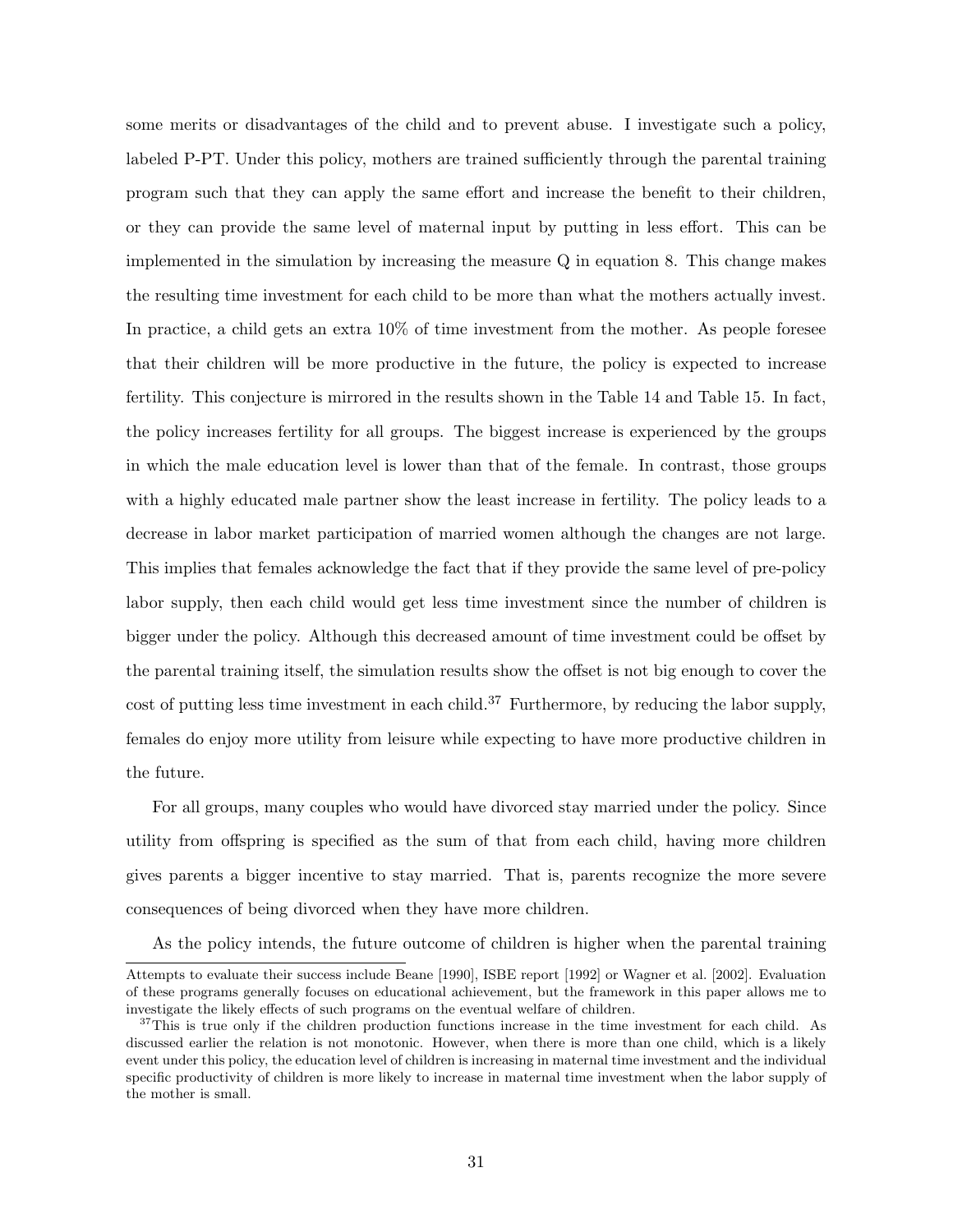some merits or disadvantages of the child and to prevent abuse. I investigate such a policy, labeled P-PT. Under this policy, mothers are trained sufficiently through the parental training program such that they can apply the same effort and increase the benefit to their children, or they can provide the same level of maternal input by putting in less effort. This can be implemented in the simulation by increasing the measure Q in equation 8. This change makes the resulting time investment for each child to be more than what the mothers actually invest. In practice, a child gets an extra 10% of time investment from the mother. As people foresee that their children will be more productive in the future, the policy is expected to increase fertility. This conjecture is mirrored in the results shown in the Table 14 and Table 15. In fact, the policy increases fertility for all groups. The biggest increase is experienced by the groups in which the male education level is lower than that of the female. In contrast, those groups with a highly educated male partner show the least increase in fertility. The policy leads to a decrease in labor market participation of married women although the changes are not large. This implies that females acknowledge the fact that if they provide the same level of pre-policy labor supply, then each child would get less time investment since the number of children is bigger under the policy. Although this decreased amount of time investment could be offset by the parental training itself, the simulation results show the offset is not big enough to cover the cost of putting less time investment in each child.[37] Furthermore, by reducing the labor supply, females do enjoy more utility from leisure while expecting to have more productive children in the future.

For all groups, many couples who would have divorced stay married under the policy. Since utility from offspring is specified as the sum of that from each child, having more children gives parents a bigger incentive to stay married. That is, parents recognize the more severe consequences of being divorced when they have more children.

As the policy intends, the future outcome of children is higher when the parental training

---

Attempts to evaluate their success include Beane [1990], ISBE report [1992] or Wagner et al. [2002]. Evaluation of these programs generally focuses on educational achievement, but the framework in this paper allows me to investigate the likely effects of such programs on the eventual welfare of children.

[37] This is true only if the children production functions increase in the time investment for each child. As discussed earlier the relation is not monotonic. However, when there is more than one child, which is a likely event under this policy, the education level of children is increasing in maternal time investment and the individual specific productivity of children is more likely to increase in maternal time investment when the labor supply of the mother is small.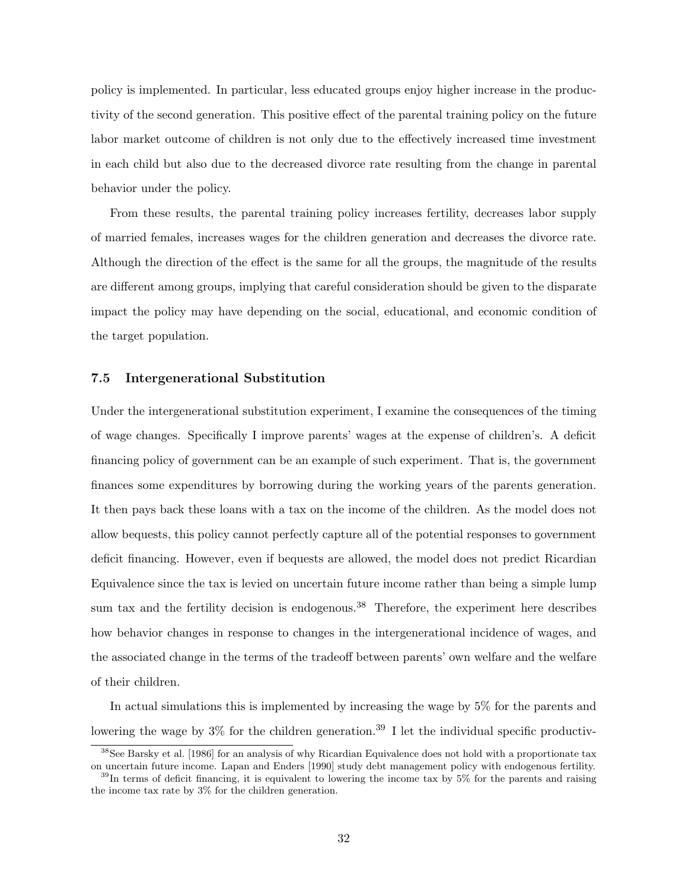policy is implemented. In particular, less educated groups enjoy higher increase in the productivity of the second generation. This positive effect of the parental training policy on the future labor market outcome of children is not only due to the effectively increased time investment in each child but also due to the decreased divorce rate resulting from the change in parental behavior under the policy.

From these results, the parental training policy increases fertility, decreases labor supply of married females, increases wages for the children generation and decreases the divorce rate. Although the direction of the effect is the same for all the groups, the magnitude of the results are different among groups, implying that careful consideration should be given to the disparate impact the policy may have depending on the social, educational, and economic condition of the target population.

### 7.5 Intergenerational Substitution

Under the intergenerational substitution experiment, I examine the consequences of the timing of wage changes. Specifically I improve parents' wages at the expense of children's. A deficit financing policy of government can be an example of such experiment. That is, the government finances some expenditures by borrowing during the working years of the parents generation. It then pays back these loans with a tax on the income of the children. As the model does not allow bequests, this policy cannot perfectly capture all of the potential responses to government deficit financing. However, even if bequests are allowed, the model does not predict Ricardian Equivalence since the tax is levied on uncertain future income rather than being a simple lump sum tax and the fertility decision is endogenous.[38] Therefore, the experiment here describes how behavior changes in response to changes in the intergenerational incidence of wages, and the associated change in the terms of the tradeoff between parents' own welfare and the welfare of their children.

In actual simulations this is implemented by increasing the wage by 5% for the parents and lowering the wage by 3% for the children generation.[39] I let the individual specific productiv-

[38] See Barsky et al. [1986] for an analysis of why Ricardian Equivalence does not hold with a proportionate tax on uncertain future income. Lapan and Enders [1990] study debt management policy with endogenous fertility.

[39] In terms of deficit financing, it is equivalent to lowering the income tax by 5% for the parents and raising the income tax rate by 3% for the children generation.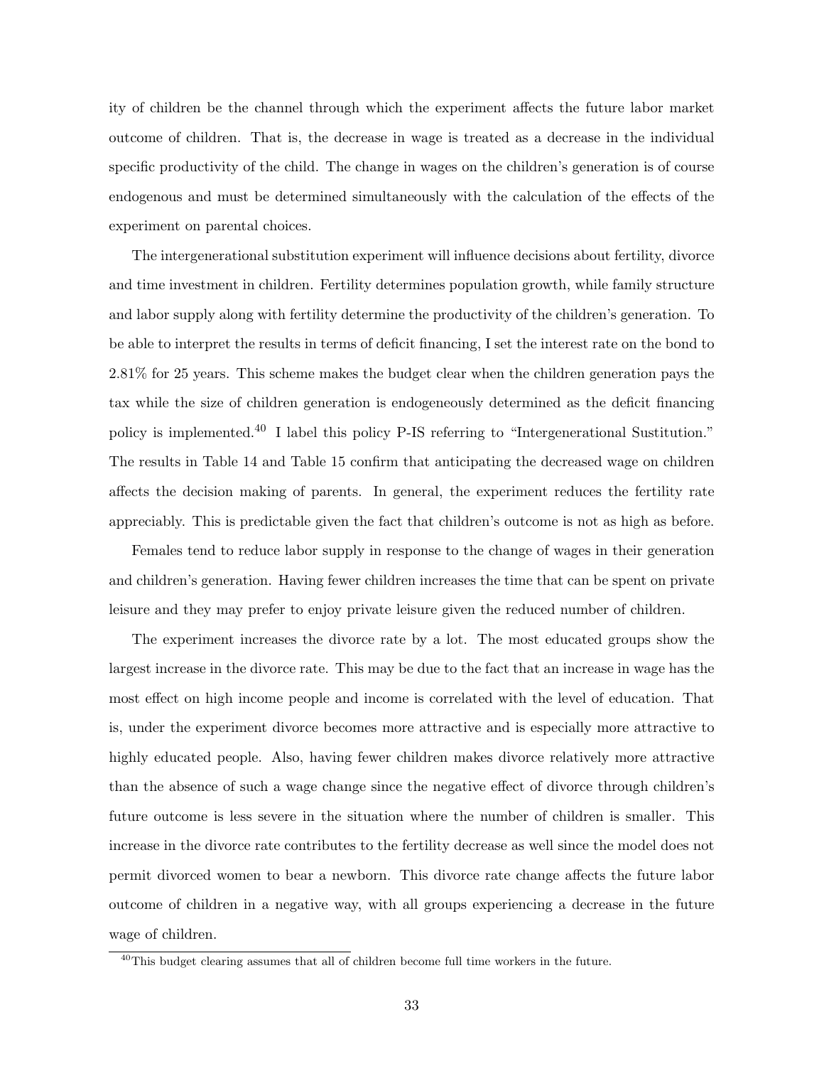ity of children be the channel through which the experiment affects the future labor market outcome of children. That is, the decrease in wage is treated as a decrease in the individual specific productivity of the child. The change in wages on the children's generation is of course endogenous and must be determined simultaneously with the calculation of the effects of the experiment on parental choices.

The intergenerational substitution experiment will influence decisions about fertility, divorce and time investment in children. Fertility determines population growth, while family structure and labor supply along with fertility determine the productivity of the children's generation. To be able to interpret the results in terms of deficit financing, I set the interest rate on the bond to 2.81% for 25 years. This scheme makes the budget clear when the children generation pays the tax while the size of children generation is endogeneously determined as the deficit financing policy is implemented.[40] I label this policy P-IS referring to "Intergenerational Sustitution." The results in Table 14 and Table 15 confirm that anticipating the decreased wage on children affects the decision making of parents. In general, the experiment reduces the fertility rate appreciably. This is predictable given the fact that children's outcome is not as high as before.

Females tend to reduce labor supply in response to the change of wages in their generation and children's generation. Having fewer children increases the time that can be spent on private leisure and they may prefer to enjoy private leisure given the reduced number of children.

The experiment increases the divorce rate by a lot. The most educated groups show the largest increase in the divorce rate. This may be due to the fact that an increase in wage has the most effect on high income people and income is correlated with the level of education. That is, under the experiment divorce becomes more attractive and is especially more attractive to highly educated people. Also, having fewer children makes divorce relatively more attractive than the absence of such a wage change since the negative effect of divorce through children's future outcome is less severe in the situation where the number of children is smaller. This increase in the divorce rate contributes to the fertility decrease as well since the model does not permit divorced women to bear a newborn. This divorce rate change affects the future labor outcome of children in a negative way, with all groups experiencing a decrease in the future wage of children.

[40] This budget clearing assumes that all of children become full time workers in the future.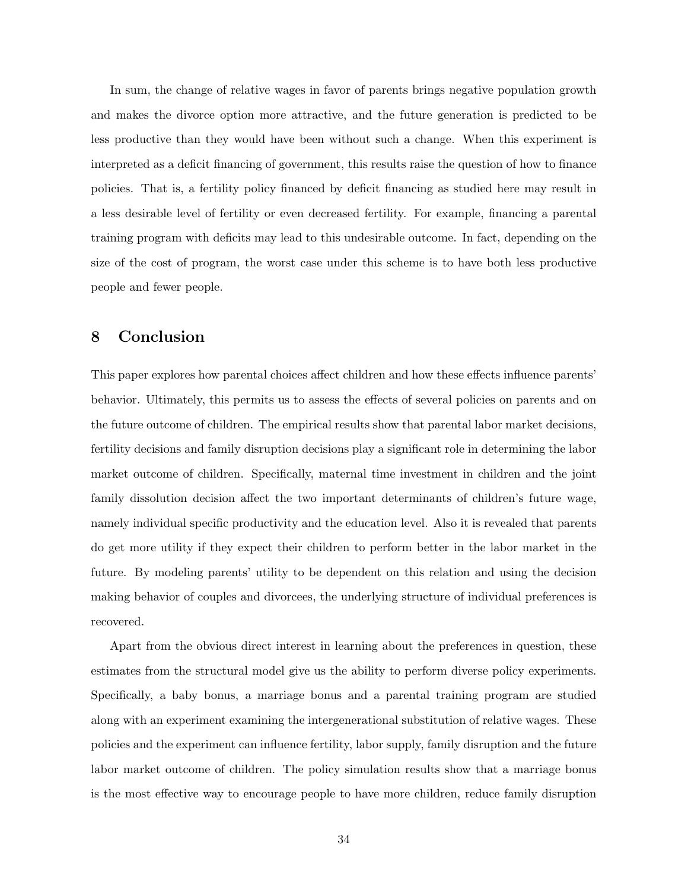In sum, the change of relative wages in favor of parents brings negative population growth and makes the divorce option more attractive, and the future generation is predicted to be less productive than they would have been without such a change. When this experiment is interpreted as a deficit financing of government, this results raise the question of how to finance policies. That is, a fertility policy financed by deficit financing as studied here may result in a less desirable level of fertility or even decreased fertility. For example, financing a parental training program with deficits may lead to this undesirable outcome. In fact, depending on the size of the cost of program, the worst case under this scheme is to have both less productive people and fewer people.

## 8 Conclusion

This paper explores how parental choices affect children and how these effects influence parents' behavior. Ultimately, this permits us to assess the effects of several policies on parents and on the future outcome of children. The empirical results show that parental labor market decisions, fertility decisions and family disruption decisions play a significant role in determining the labor market outcome of children. Specifically, maternal time investment in children and the joint family dissolution decision affect the two important determinants of children's future wage, namely individual specific productivity and the education level. Also it is revealed that parents do get more utility if they expect their children to perform better in the labor market in the future. By modeling parents' utility to be dependent on this relation and using the decision making behavior of couples and divorcees, the underlying structure of individual preferences is recovered.

Apart from the obvious direct interest in learning about the preferences in question, these estimates from the structural model give us the ability to perform diverse policy experiments. Specifically, a baby bonus, a marriage bonus and a parental training program are studied along with an experiment examining the intergenerational substitution of relative wages. These policies and the experiment can influence fertility, labor supply, family disruption and the future labor market outcome of children. The policy simulation results show that a marriage bonus is the most effective way to encourage people to have more children, reduce family disruption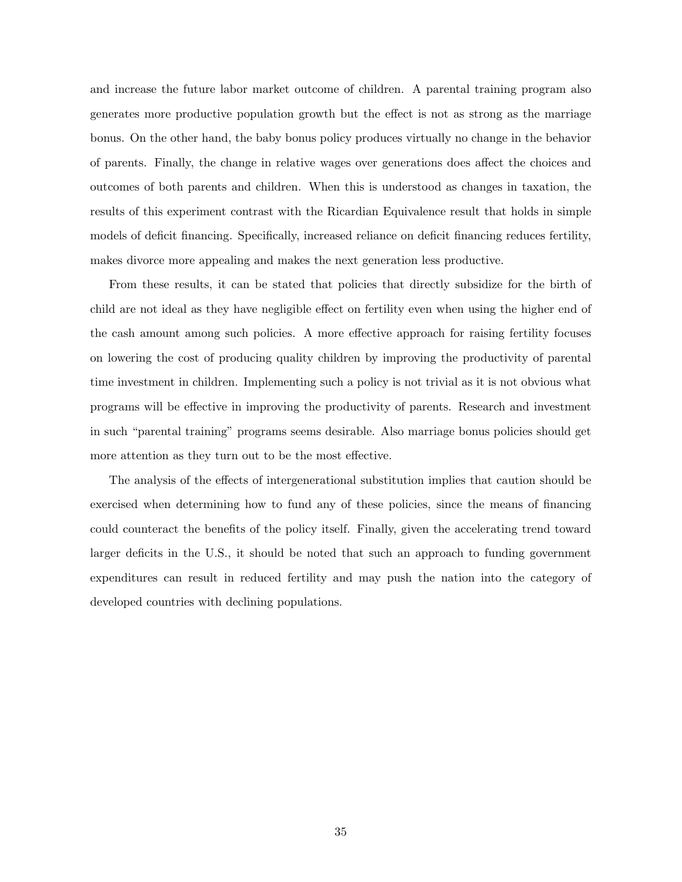and increase the future labor market outcome of children. A parental training program also generates more productive population growth but the effect is not as strong as the marriage bonus. On the other hand, the baby bonus policy produces virtually no change in the behavior of parents. Finally, the change in relative wages over generations does affect the choices and outcomes of both parents and children. When this is understood as changes in taxation, the results of this experiment contrast with the Ricardian Equivalence result that holds in simple models of deficit financing. Specifically, increased reliance on deficit financing reduces fertility, makes divorce more appealing and makes the next generation less productive.

From these results, it can be stated that policies that directly subsidize for the birth of child are not ideal as they have negligible effect on fertility even when using the higher end of the cash amount among such policies. A more effective approach for raising fertility focuses on lowering the cost of producing quality children by improving the productivity of parental time investment in children. Implementing such a policy is not trivial as it is not obvious what programs will be effective in improving the productivity of parents. Research and investment in such "parental training" programs seems desirable. Also marriage bonus policies should get more attention as they turn out to be the most effective.

The analysis of the effects of intergenerational substitution implies that caution should be exercised when determining how to fund any of these policies, since the means of financing could counteract the benefits of the policy itself. Finally, given the accelerating trend toward larger deficits in the U.S., it should be noted that such an approach to funding government expenditures can result in reduced fertility and may push the nation into the category of developed countries with declining populations.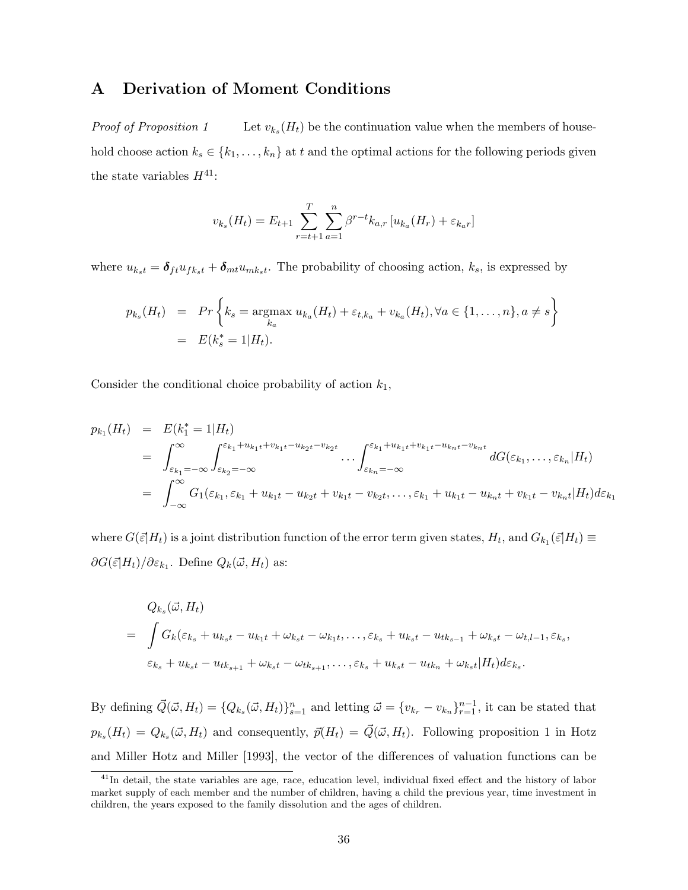## A Derivation of Moment Conditions

*Proof of Proposition 1* Let $v_{k_s}(H_t)$ be the continuation value when the members of household choose action $k_s \in \{k_1, \ldots, k_n\}$ at $t$ and the optimal actions for the following periods given the state variables $H$[41]:

$$v_{k_s}(H_t) = E_{t+1} \sum_{r=t+1}^{T} \sum_{a=1}^{n} \beta^{r-t} k_{a,r} \left[ u_{k_a}(H_r) + \varepsilon_{k_a r} \right]$$

where $u_{k_s t} = \boldsymbol{\delta}_{ft} u_{f k_s t} + \boldsymbol{\delta}_{mt} u_{m k_s t}$. The probability of choosing action, $k_s$, is expressed by

$$\begin{aligned} p_{k_s}(H_t) &= Pr\left\{ k_s = \underset{k_a}{\operatorname{argmax}}\, u_{k_a}(H_t) + \varepsilon_{t,k_a} + v_{k_a}(H_t), \forall a \in \{1, \ldots, n\}, a \neq s \right\} \\ &= E(k_s^* = 1 | H_t). \end{aligned}$$

Consider the conditional choice probability of action $k_1$,

$$\begin{aligned} p_{k_1}(H_t) &= E(k_1^* = 1 | H_t) \\ &= \int_{\varepsilon_{k_1}=-\infty}^{\infty} \int_{\varepsilon_{k_2}=-\infty}^{\varepsilon_{k_1}+u_{k_1 t}+v_{k_1 t}-u_{k_2 t}-v_{k_2 t}} \cdots \int_{\varepsilon_{k_n}=-\infty}^{\varepsilon_{k_1}+u_{k_1 t}+v_{k_1 t}-u_{k_n t}-v_{k_n t}} dG(\varepsilon_{k_1}, \ldots, \varepsilon_{k_n} | H_t) \\ &= \int_{-\infty}^{\infty} G_1(\varepsilon_{k_1}, \varepsilon_{k_1} + u_{k_1 t} - u_{k_2 t} + v_{k_1 t} - v_{k_2 t}, \ldots, \varepsilon_{k_1} + u_{k_1 t} - u_{k_n t} + v_{k_1 t} - v_{k_n t} | H_t) d\varepsilon_{k_1} \end{aligned}$$

where $G(\vec{\varepsilon}|H_t)$ is a joint distribution function of the error term given states, $H_t$, and $G_{k_1}(\vec{\varepsilon}|H_t) \equiv \partial G(\vec{\varepsilon}|H_t)/\partial \varepsilon_{k_1}$. Define $Q_k(\vec{\omega}, H_t)$ as:

$$\begin{aligned} & Q_{k_s}(\vec{\omega}, H_t) \\ = & \int G_k(\varepsilon_{k_s} + u_{k_s t} - u_{k_1 t} + \omega_{k_s t} - \omega_{k_1 t}, \ldots, \varepsilon_{k_s} + u_{k_s t} - u_{t k_{s-1}} + \omega_{k_s t} - \omega_{t, l-1}, \varepsilon_{k_s}, \\ & \varepsilon_{k_s} + u_{k_s t} - u_{t k_{s+1}} + \omega_{k_s t} - \omega_{t k_{s+1}}, \ldots, \varepsilon_{k_s} + u_{k_s t} - u_{t k_n} + \omega_{k_s t} | H_t) d\varepsilon_{k_s}. \end{aligned}$$

By defining $\vec{Q}(\vec{\omega}, H_t) = \{Q_{k_s}(\vec{\omega}, H_t)\}_{s=1}^{n}$ and letting $\vec{\omega} = \{v_{k_r} - v_{k_n}\}_{r=1}^{n-1}$, it can be stated that $p_{k_s}(H_t) = Q_{k_s}(\vec{\omega}, H_t)$ and consequently, $\vec{p}(H_t) = \vec{Q}(\vec{\omega}, H_t)$. Following proposition 1 in Hotz and Miller Hotz and Miller [1993], the vector of the differences of valuation functions can be

[41] In detail, the state variables are age, race, education level, individual fixed effect and the history of labor market supply of each member and the number of children, having a child the previous year, time investment in children, the years exposed to the family dissolution and the ages of children.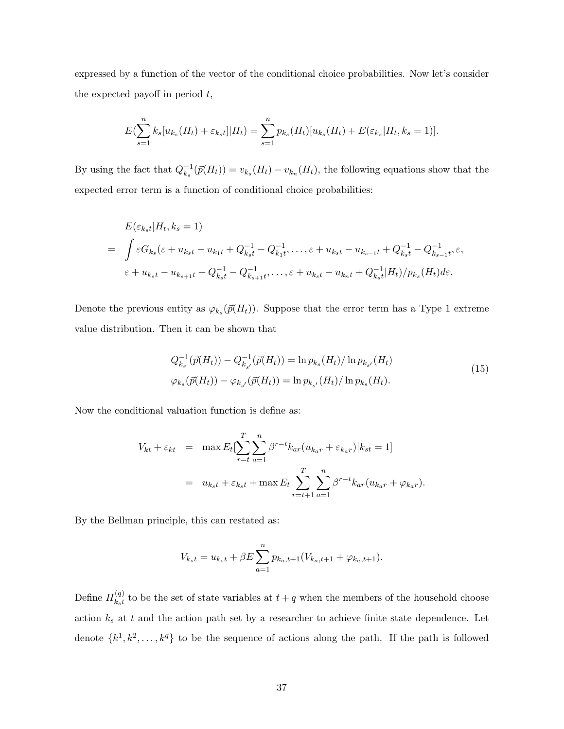expressed by a function of the vector of the conditional choice probabilities. Now let's consider the expected payoff in period $t$,

$$E(\sum_{s=1}^{n} k_s[u_{k_s}(H_t) + \varepsilon_{k_st}]|H_t) = \sum_{s=1}^{n} p_{k_s}(H_t)[u_{k_s}(H_t) + E(\varepsilon_{k_s}|H_t, k_s = 1)].$$

By using the fact that $Q_{k_s}^{-1}(\vec{p}(H_t)) = v_{k_s}(H_t) - v_{k_n}(H_t)$, the following equations show that the expected error term is a function of conditional choice probabilities:

$$\begin{aligned}
& E(\varepsilon_{k_st}|H_t, k_s = 1) \\
= & \int \varepsilon G_{k_s}(\varepsilon + u_{k_st} - u_{k_1t} + Q_{k_st}^{-1} - Q_{k_1t}^{-1}, \ldots, \varepsilon + u_{k_st} - u_{k_{s-1}t} + Q_{k_st}^{-1} - Q_{k_{s-1}t}^{-1}, \varepsilon, \\
& \varepsilon + u_{k_st} - u_{k_{s+1}t} + Q_{k_st}^{-1} - Q_{k_{s+1}t}^{-1}, \ldots, \varepsilon + u_{k_st} - u_{k_nt} + Q_{k_st}^{-1}|H_t)/p_{k_s}(H_t)d\varepsilon.
\end{aligned}$$

Denote the previous entity as $\varphi_{k_s}(\vec{p}(H_t))$. Suppose that the error term has a Type 1 extreme value distribution. Then it can be shown that

$$\begin{aligned}
& Q_{k_s}^{-1}(\vec{p}(H_t)) - Q_{k_{s'}}^{-1}(\vec{p}(H_t)) = \ln p_{k_s}(H_t)/\ln p_{k_{s'}}(H_t) \\
& \varphi_{k_s}(\vec{p}(H_t)) - \varphi_{k_{s'}}(\vec{p}(H_t)) = \ln p_{k_{s'}}(H_t)/\ln p_{k_s}(H_t).
\end{aligned} \tag{15}$$

Now the conditional valuation function is define as:

$$\begin{aligned}
V_{kt} + \varepsilon_{kt} &= \max E_t[\sum_{r=t}^{T}\sum_{a=1}^{n} \beta^{r-t} k_{ar}(u_{k_ar} + \varepsilon_{k_ar})|k_{st} = 1] \\
&= u_{k_st} + \varepsilon_{k_st} + \max E_t \sum_{r=t+1}^{T}\sum_{a=1}^{n} \beta^{r-t} k_{ar}(u_{k_ar} + \varphi_{k_ar}).
\end{aligned}$$

By the Bellman principle, this can restated as:

$$V_{k_st} = u_{k_st} + \beta E \sum_{a=1}^{n} p_{k_a,t+1}(V_{k_a,t+1} + \varphi_{k_a,t+1}).$$

Define $H_{k_st}^{(q)}$ to be the set of state variables at $t+q$ when the members of the household choose action $k_s$ at $t$ and the action path set by a researcher to achieve finite state dependence. Let denote $\{k^1, k^2, \ldots, k^q\}$ to be the sequence of actions along the path. If the path is followed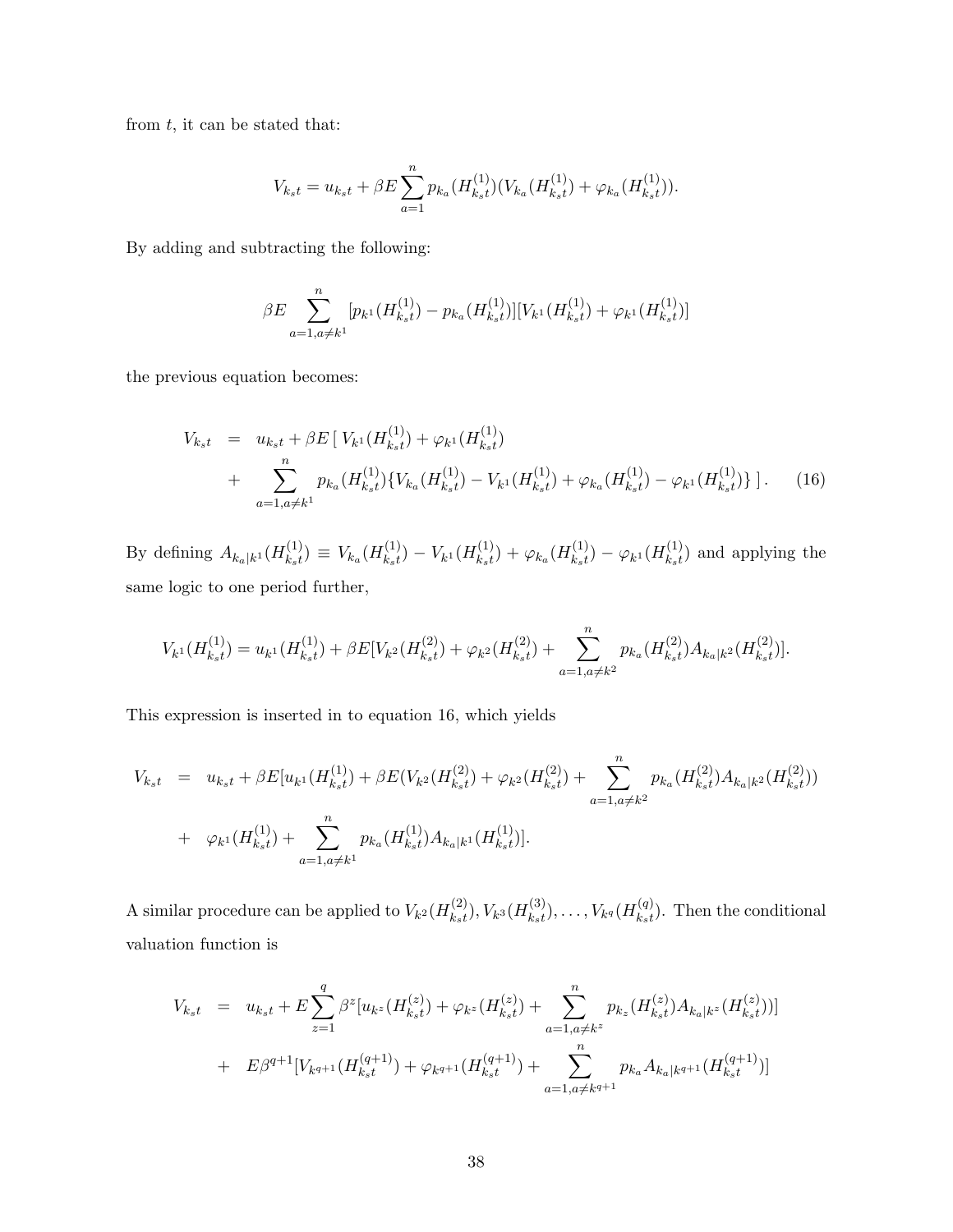from $t$, it can be stated that:

$$V_{k_st} = u_{k_st} + \beta E \sum_{a=1}^{n} p_{k_a}(H_{k_st}^{(1)})(V_{k_a}(H_{k_st}^{(1)}) + \varphi_{k_a}(H_{k_st}^{(1)})).$$

By adding and subtracting the following:

$$\beta E \sum_{a=1, a\neq k^1}^{n} [p_{k^1}(H_{k_st}^{(1)}) - p_{k_a}(H_{k_st}^{(1)})][V_{k^1}(H_{k_st}^{(1)}) + \varphi_{k^1}(H_{k_st}^{(1)})]$$

the previous equation becomes:

$$\begin{aligned} V_{k_st} &= u_{k_st} + \beta E\,[\, V_{k^1}(H_{k_st}^{(1)}) + \varphi_{k^1}(H_{k_st}^{(1)}) \\ &+ \sum_{a=1, a\neq k^1}^{n} p_{k_a}(H_{k_st}^{(1)})\{V_{k_a}(H_{k_st}^{(1)}) - V_{k^1}(H_{k_st}^{(1)}) + \varphi_{k_a}(H_{k_st}^{(1)}) - \varphi_{k^1}(H_{k_st}^{(1)})\}\,]\,. \end{aligned} \tag{16}$$

By defining $A_{k_a|k^1}(H_{k_st}^{(1)}) \equiv V_{k_a}(H_{k_st}^{(1)}) - V_{k^1}(H_{k_st}^{(1)}) + \varphi_{k_a}(H_{k_st}^{(1)}) - \varphi_{k^1}(H_{k_st}^{(1)})$ and applying the same logic to one period further,

$$V_{k^1}(H_{k_st}^{(1)}) = u_{k^1}(H_{k_st}^{(1)}) + \beta E[V_{k^2}(H_{k_st}^{(2)}) + \varphi_{k^2}(H_{k_st}^{(2)}) + \sum_{a=1, a\neq k^2}^{n} p_{k_a}(H_{k_st}^{(2)}) A_{k_a|k^2}(H_{k_st}^{(2)})].$$

This expression is inserted in to equation 16, which yields

$$\begin{aligned} V_{k_st} &= u_{k_st} + \beta E[u_{k^1}(H_{k_st}^{(1)}) + \beta E(V_{k^2}(H_{k_st}^{(2)}) + \varphi_{k^2}(H_{k_st}^{(2)}) + \sum_{a=1, a\neq k^2}^{n} p_{k_a}(H_{k_st}^{(2)}) A_{k_a|k^2}(H_{k_st}^{(2)})) \\ &+ \varphi_{k^1}(H_{k_st}^{(1)}) + \sum_{a=1, a\neq k^1}^{n} p_{k_a}(H_{k_st}^{(1)}) A_{k_a|k^1}(H_{k_st}^{(1)})]. \end{aligned}$$

A similar procedure can be applied to $V_{k^2}(H_{k_st}^{(2)}), V_{k^3}(H_{k_st}^{(3)}), \ldots, V_{k^q}(H_{k_st}^{(q)})$. Then the conditional valuation function is

$$\begin{aligned} V_{k_st} &= u_{k_st} + E\sum_{z=1}^{q} \beta^z [u_{k^z}(H_{k_st}^{(z)}) + \varphi_{k^z}(H_{k_st}^{(z)}) + \sum_{a=1, a\neq k^z}^{n} p_{k_z}(H_{k_st}^{(z)}) A_{k_a|k^z}(H_{k_st}^{(z)}))] \\ &+ E\beta^{q+1}[V_{k^{q+1}}(H_{k_st}^{(q+1)}) + \varphi_{k^{q+1}}(H_{k_st}^{(q+1)}) + \sum_{a=1, a\neq k^{q+1}}^{n} p_{k_a} A_{k_a|k^{q+1}}(H_{k_st}^{(q+1)})] \end{aligned}$$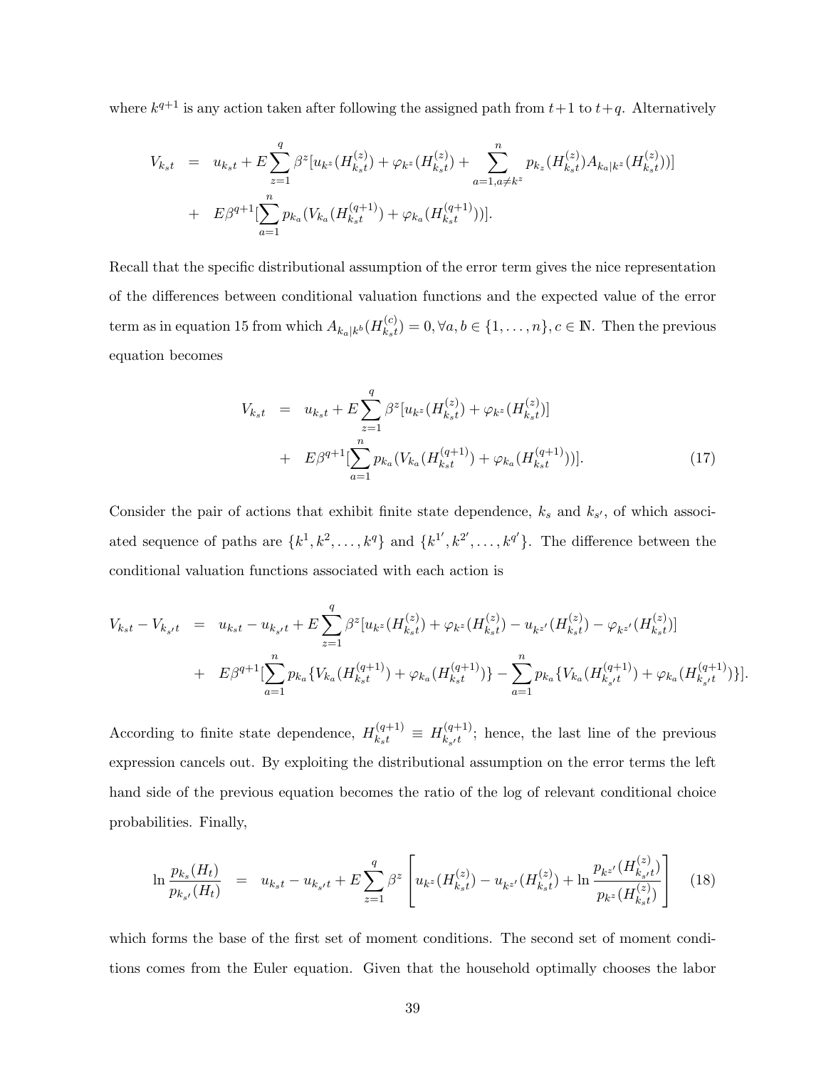where $k^{q+1}$ is any action taken after following the assigned path from $t+1$ to $t+q$. Alternatively

$$
\begin{aligned}
V_{k_st} &= u_{k_st} + E\sum_{z=1}^{q}\beta^z[u_{k^z}(H_{k_st}^{(z)}) + \varphi_{k^z}(H_{k_st}^{(z)}) + \sum_{a=1,a\neq k^z}^{n} p_{k_z}(H_{k_st}^{(z)})A_{k_a|k^z}(H_{k_st}^{(z)}))] \\
&+ E\beta^{q+1}[\sum_{a=1}^{n} p_{k_a}(V_{k_a}(H_{k_st}^{(q+1)}) + \varphi_{k_a}(H_{k_st}^{(q+1)}))].
\end{aligned}
$$

Recall that the specific distributional assumption of the error term gives the nice representation of the differences between conditional valuation functions and the expected value of the error term as in equation 15 from which $A_{k_a|k^b}(H_{k_st}^{(c)}) = 0, \forall a, b \in \{1,\ldots,n\}, c \in \mathbb{N}$. Then the previous equation becomes

$$
\begin{aligned}
V_{k_st} &= u_{k_st} + E\sum_{z=1}^{q}\beta^z[u_{k^z}(H_{k_st}^{(z)}) + \varphi_{k^z}(H_{k_st}^{(z)})] \\
&+ E\beta^{q+1}[\sum_{a=1}^{n} p_{k_a}(V_{k_a}(H_{k_st}^{(q+1)}) + \varphi_{k_a}(H_{k_st}^{(q+1)}))]. \qquad (17)
\end{aligned}
$$

Consider the pair of actions that exhibit finite state dependence, $k_s$ and $k_{s'}$, of which associated sequence of paths are $\{k^1, k^2, \ldots, k^q\}$ and $\{k^{1'}, k^{2'}, \ldots, k^{q'}\}$. The difference between the conditional valuation functions associated with each action is

$$
\begin{aligned}
V_{k_st} - V_{k_{s'}t} &= u_{k_st} - u_{k_{s'}t} + E\sum_{z=1}^{q}\beta^z[u_{k^z}(H_{k_st}^{(z)}) + \varphi_{k^z}(H_{k_st}^{(z)}) - u_{k^{z'}}(H_{k_st}^{(z)}) - \varphi_{k^{z'}}(H_{k_st}^{(z)})] \\
&+ E\beta^{q+1}[\sum_{a=1}^{n} p_{k_a}\{V_{k_a}(H_{k_st}^{(q+1)}) + \varphi_{k_a}(H_{k_st}^{(q+1)})\} - \sum_{a=1}^{n} p_{k_a}\{V_{k_a}(H_{k_{s'}t}^{(q+1)}) + \varphi_{k_a}(H_{k_{s'}t}^{(q+1)})\}].
\end{aligned}
$$

According to finite state dependence, $H_{k_st}^{(q+1)} \equiv H_{k_{s'}t}^{(q+1)}$; hence, the last line of the previous expression cancels out. By exploiting the distributional assumption on the error terms the left hand side of the previous equation becomes the ratio of the log of relevant conditional choice probabilities. Finally,

$$
\ln\frac{p_{k_s}(H_t)}{p_{k_{s'}}(H_t)} = u_{k_st} - u_{k_{s'}t} + E\sum_{z=1}^{q}\beta^z\left[u_{k^z}(H_{k_st}^{(z)}) - u_{k^{z'}}(H_{k_st}^{(z)}) + \ln\frac{p_{k^{z'}}(H_{k_{s'}t}^{(z)})}{p_{k^z}(H_{k_st}^{(z)})}\right] \qquad (18)
$$

which forms the base of the first set of moment conditions. The second set of moment conditions comes from the Euler equation. Given that the household optimally chooses the labor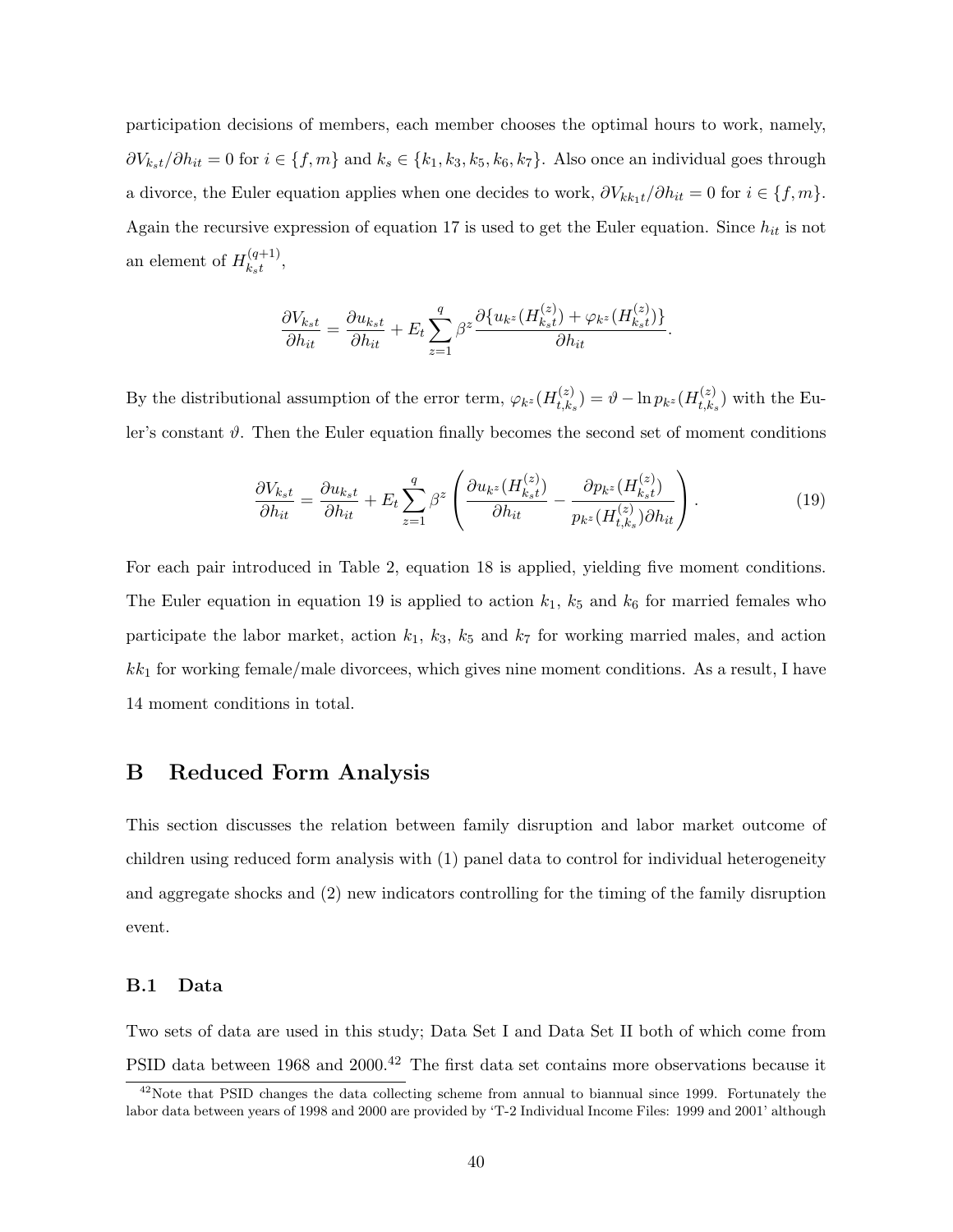participation decisions of members, each member chooses the optimal hours to work, namely, $\partial V_{k_s t}/\partial h_{it} = 0$ for $i \in \{f, m\}$ and $k_s \in \{k_1, k_3, k_5, k_6, k_7\}$. Also once an individual goes through a divorce, the Euler equation applies when one decides to work, $\partial V_{kk_1 t}/\partial h_{it} = 0$ for $i \in \{f, m\}$. Again the recursive expression of equation 17 is used to get the Euler equation. Since $h_{it}$ is not an element of $H_{k_s t}^{(q+1)}$,

$$\frac{\partial V_{k_s t}}{\partial h_{it}} = \frac{\partial u_{k_s t}}{\partial h_{it}} + E_t \sum_{z=1}^{q} \beta^z \frac{\partial \{u_{k^z}(H_{k_s t}^{(z)}) + \varphi_{k^z}(H_{k_s t}^{(z)})\}}{\partial h_{it}}.$$

By the distributional assumption of the error term, $\varphi_{k^z}(H_{t,k_s}^{(z)}) = \vartheta - \ln p_{k^z}(H_{t,k_s}^{(z)})$ with the Euler's constant $\vartheta$. Then the Euler equation finally becomes the second set of moment conditions

$$\frac{\partial V_{k_s t}}{\partial h_{it}} = \frac{\partial u_{k_s t}}{\partial h_{it}} + E_t \sum_{z=1}^{q} \beta^z \left( \frac{\partial u_{k^z}(H_{k_s t}^{(z)})}{\partial h_{it}} - \frac{\partial p_{k^z}(H_{k_s t}^{(z)})}{p_{k^z}(H_{t,k_s}^{(z)}) \partial h_{it}} \right). \tag{19}$$

For each pair introduced in Table 2, equation 18 is applied, yielding five moment conditions. The Euler equation in equation 19 is applied to action $k_1$, $k_5$ and $k_6$ for married females who participate the labor market, action $k_1$, $k_3$, $k_5$ and $k_7$ for working married males, and action $kk_1$ for working female/male divorcees, which gives nine moment conditions. As a result, I have 14 moment conditions in total.

# B Reduced Form Analysis

This section discusses the relation between family disruption and labor market outcome of children using reduced form analysis with (1) panel data to control for individual heterogeneity and aggregate shocks and (2) new indicators controlling for the timing of the family disruption event.

## B.1 Data

Two sets of data are used in this study; Data Set I and Data Set II both of which come from PSID data between 1968 and 2000.[42] The first data set contains more observations because it

[42]Note that PSID changes the data collecting scheme from annual to biannual since 1999. Fortunately the labor data between years of 1998 and 2000 are provided by 'T-2 Individual Income Files: 1999 and 2001' although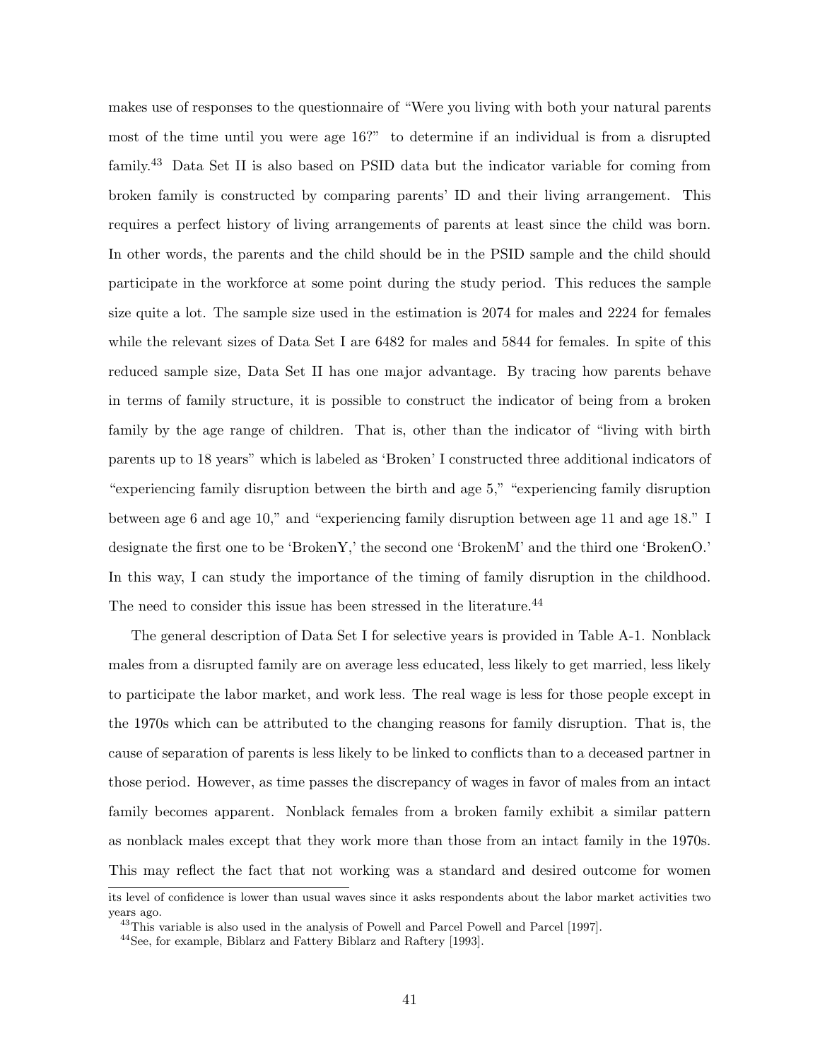makes use of responses to the questionnaire of "Were you living with both your natural parents most of the time until you were age 16?" to determine if an individual is from a disrupted family.[43] Data Set II is also based on PSID data but the indicator variable for coming from broken family is constructed by comparing parents' ID and their living arrangement. This requires a perfect history of living arrangements of parents at least since the child was born. In other words, the parents and the child should be in the PSID sample and the child should participate in the workforce at some point during the study period. This reduces the sample size quite a lot. The sample size used in the estimation is 2074 for males and 2224 for females while the relevant sizes of Data Set I are 6482 for males and 5844 for females. In spite of this reduced sample size, Data Set II has one major advantage. By tracing how parents behave in terms of family structure, it is possible to construct the indicator of being from a broken family by the age range of children. That is, other than the indicator of "living with birth parents up to 18 years" which is labeled as 'Broken' I constructed three additional indicators of "experiencing family disruption between the birth and age 5," "experiencing family disruption between age 6 and age 10," and "experiencing family disruption between age 11 and age 18." I designate the first one to be 'BrokenY,' the second one 'BrokenM' and the third one 'BrokenO.' In this way, I can study the importance of the timing of family disruption in the childhood. The need to consider this issue has been stressed in the literature.[44]

The general description of Data Set I for selective years is provided in Table A-1. Nonblack males from a disrupted family are on average less educated, less likely to get married, less likely to participate the labor market, and work less. The real wage is less for those people except in the 1970s which can be attributed to the changing reasons for family disruption. That is, the cause of separation of parents is less likely to be linked to conflicts than to a deceased partner in those period. However, as time passes the discrepancy of wages in favor of males from an intact family becomes apparent. Nonblack females from a broken family exhibit a similar pattern as nonblack males except that they work more than those from an intact family in the 1970s. This may reflect the fact that not working was a standard and desired outcome for women

its level of confidence is lower than usual waves since it asks respondents about the labor market activities two years ago.

[43] This variable is also used in the analysis of Powell and Parcel Powell and Parcel [1997].

[44] See, for example, Biblarz and Fattery Biblarz and Raftery [1993].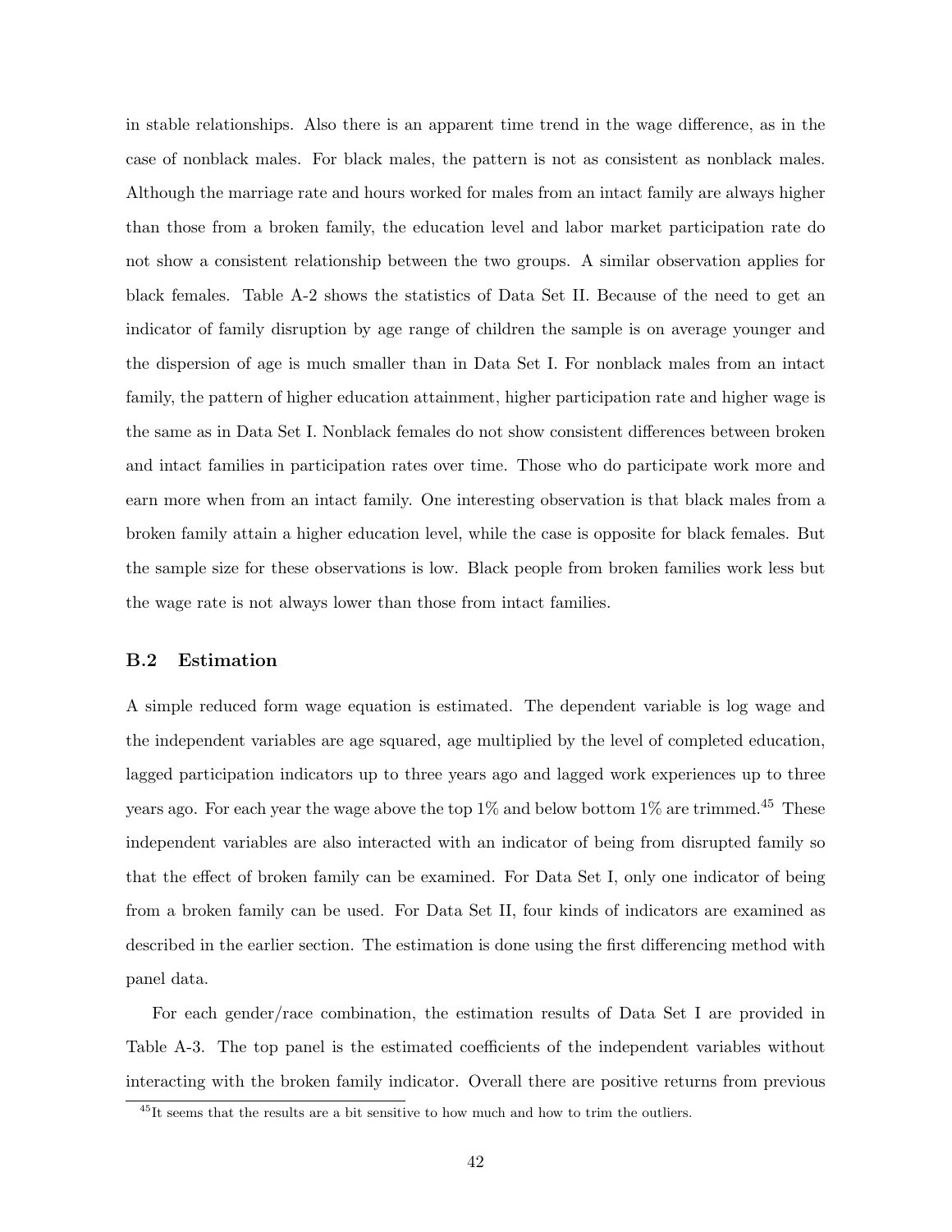in stable relationships. Also there is an apparent time trend in the wage difference, as in the case of nonblack males. For black males, the pattern is not as consistent as nonblack males. Although the marriage rate and hours worked for males from an intact family are always higher than those from a broken family, the education level and labor market participation rate do not show a consistent relationship between the two groups. A similar observation applies for black females. Table A-2 shows the statistics of Data Set II. Because of the need to get an indicator of family disruption by age range of children the sample is on average younger and the dispersion of age is much smaller than in Data Set I. For nonblack males from an intact family, the pattern of higher education attainment, higher participation rate and higher wage is the same as in Data Set I. Nonblack females do not show consistent differences between broken and intact families in participation rates over time. Those who do participate work more and earn more when from an intact family. One interesting observation is that black males from a broken family attain a higher education level, while the case is opposite for black females. But the sample size for these observations is low. Black people from broken families work less but the wage rate is not always lower than those from intact families.

### B.2 Estimation

A simple reduced form wage equation is estimated. The dependent variable is log wage and the independent variables are age squared, age multiplied by the level of completed education, lagged participation indicators up to three years ago and lagged work experiences up to three years ago. For each year the wage above the top 1% and below bottom 1% are trimmed.[45] These independent variables are also interacted with an indicator of being from disrupted family so that the effect of broken family can be examined. For Data Set I, only one indicator of being from a broken family can be used. For Data Set II, four kinds of indicators are examined as described in the earlier section. The estimation is done using the first differencing method with panel data.

For each gender/race combination, the estimation results of Data Set I are provided in Table A-3. The top panel is the estimated coefficients of the independent variables without interacting with the broken family indicator. Overall there are positive returns from previous

[45] It seems that the results are a bit sensitive to how much and how to trim the outliers.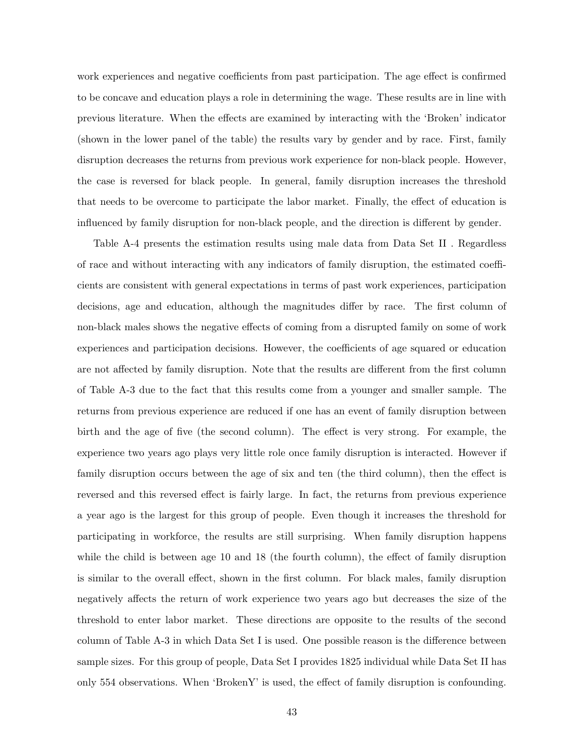work experiences and negative coefficients from past participation. The age effect is confirmed to be concave and education plays a role in determining the wage. These results are in line with previous literature. When the effects are examined by interacting with the 'Broken' indicator (shown in the lower panel of the table) the results vary by gender and by race. First, family disruption decreases the returns from previous work experience for non-black people. However, the case is reversed for black people. In general, family disruption increases the threshold that needs to be overcome to participate the labor market. Finally, the effect of education is influenced by family disruption for non-black people, and the direction is different by gender.

Table A-4 presents the estimation results using male data from Data Set II . Regardless of race and without interacting with any indicators of family disruption, the estimated coefficients are consistent with general expectations in terms of past work experiences, participation decisions, age and education, although the magnitudes differ by race. The first column of non-black males shows the negative effects of coming from a disrupted family on some of work experiences and participation decisions. However, the coefficients of age squared or education are not affected by family disruption. Note that the results are different from the first column of Table A-3 due to the fact that this results come from a younger and smaller sample. The returns from previous experience are reduced if one has an event of family disruption between birth and the age of five (the second column). The effect is very strong. For example, the experience two years ago plays very little role once family disruption is interacted. However if family disruption occurs between the age of six and ten (the third column), then the effect is reversed and this reversed effect is fairly large. In fact, the returns from previous experience a year ago is the largest for this group of people. Even though it increases the threshold for participating in workforce, the results are still surprising. When family disruption happens while the child is between age 10 and 18 (the fourth column), the effect of family disruption is similar to the overall effect, shown in the first column. For black males, family disruption negatively affects the return of work experience two years ago but decreases the size of the threshold to enter labor market. These directions are opposite to the results of the second column of Table A-3 in which Data Set I is used. One possible reason is the difference between sample sizes. For this group of people, Data Set I provides 1825 individual while Data Set II has only 554 observations. When 'BrokenY' is used, the effect of family disruption is confounding.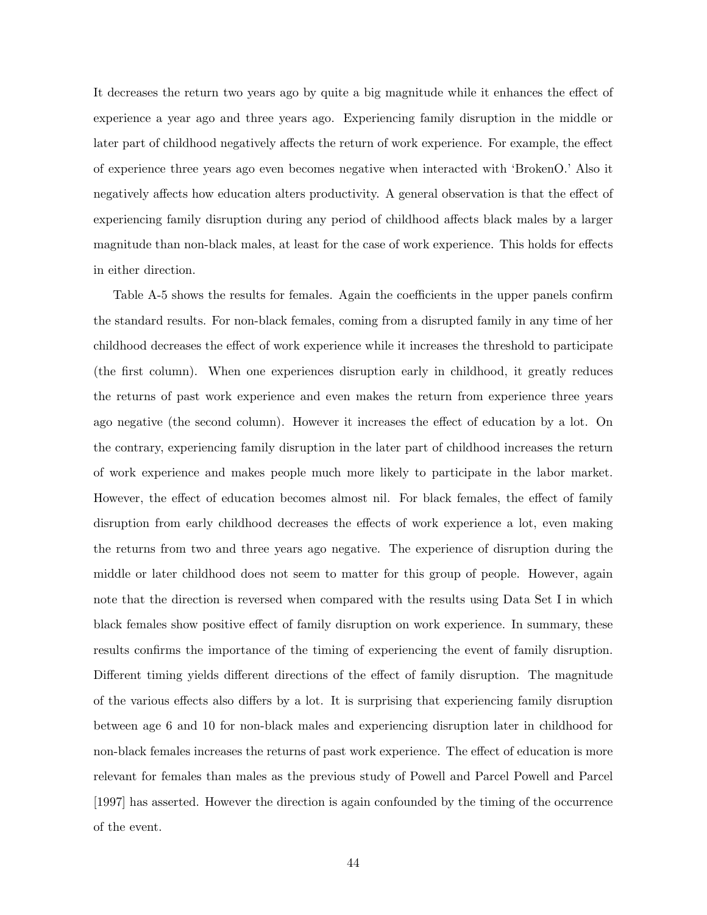It decreases the return two years ago by quite a big magnitude while it enhances the effect of experience a year ago and three years ago. Experiencing family disruption in the middle or later part of childhood negatively affects the return of work experience. For example, the effect of experience three years ago even becomes negative when interacted with 'BrokenO.' Also it negatively affects how education alters productivity. A general observation is that the effect of experiencing family disruption during any period of childhood affects black males by a larger magnitude than non-black males, at least for the case of work experience. This holds for effects in either direction.

Table A-5 shows the results for females. Again the coefficients in the upper panels confirm the standard results. For non-black females, coming from a disrupted family in any time of her childhood decreases the effect of work experience while it increases the threshold to participate (the first column). When one experiences disruption early in childhood, it greatly reduces the returns of past work experience and even makes the return from experience three years ago negative (the second column). However it increases the effect of education by a lot. On the contrary, experiencing family disruption in the later part of childhood increases the return of work experience and makes people much more likely to participate in the labor market. However, the effect of education becomes almost nil. For black females, the effect of family disruption from early childhood decreases the effects of work experience a lot, even making the returns from two and three years ago negative. The experience of disruption during the middle or later childhood does not seem to matter for this group of people. However, again note that the direction is reversed when compared with the results using Data Set I in which black females show positive effect of family disruption on work experience. In summary, these results confirms the importance of the timing of experiencing the event of family disruption. Different timing yields different directions of the effect of family disruption. The magnitude of the various effects also differs by a lot. It is surprising that experiencing family disruption between age 6 and 10 for non-black males and experiencing disruption later in childhood for non-black females increases the returns of past work experience. The effect of education is more relevant for females than males as the previous study of Powell and Parcel Powell and Parcel [1997] has asserted. However the direction is again confounded by the timing of the occurrence of the event.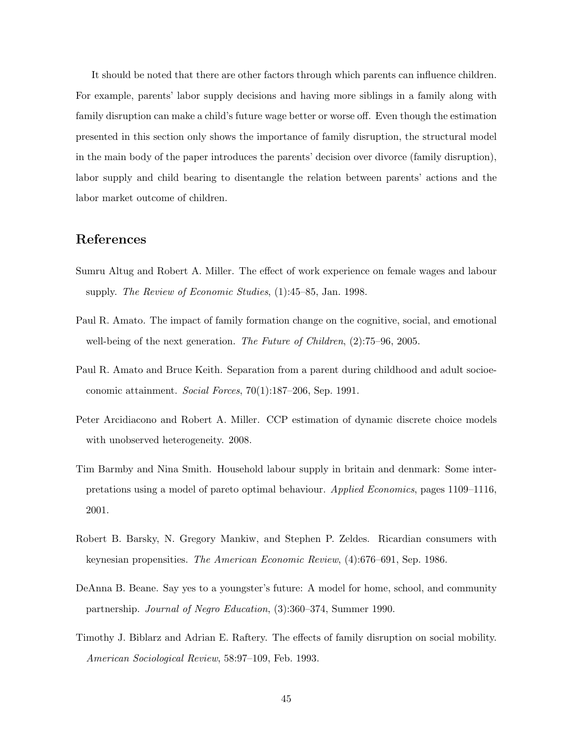It should be noted that there are other factors through which parents can influence children. For example, parents' labor supply decisions and having more siblings in a family along with family disruption can make a child's future wage better or worse off. Even though the estimation presented in this section only shows the importance of family disruption, the structural model in the main body of the paper introduces the parents' decision over divorce (family disruption), labor supply and child bearing to disentangle the relation between parents' actions and the labor market outcome of children.

## References

Sumru Altug and Robert A. Miller. The effect of work experience on female wages and labour supply. *The Review of Economic Studies*, (1):45–85, Jan. 1998.

Paul R. Amato. The impact of family formation change on the cognitive, social, and emotional well-being of the next generation. *The Future of Children*, (2):75–96, 2005.

Paul R. Amato and Bruce Keith. Separation from a parent during childhood and adult socioeconomic attainment. *Social Forces*, 70(1):187–206, Sep. 1991.

Peter Arcidiacono and Robert A. Miller. CCP estimation of dynamic discrete choice models with unobserved heterogeneity. 2008.

Tim Barmby and Nina Smith. Household labour supply in britain and denmark: Some interpretations using a model of pareto optimal behaviour. *Applied Economics*, pages 1109–1116, 2001.

Robert B. Barsky, N. Gregory Mankiw, and Stephen P. Zeldes. Ricardian consumers with keynesian propensities. *The American Economic Review*, (4):676–691, Sep. 1986.

DeAnna B. Beane. Say yes to a youngster's future: A model for home, school, and community partnership. *Journal of Negro Education*, (3):360–374, Summer 1990.

Timothy J. Biblarz and Adrian E. Raftery. The effects of family disruption on social mobility. *American Sociological Review*, 58:97–109, Feb. 1993.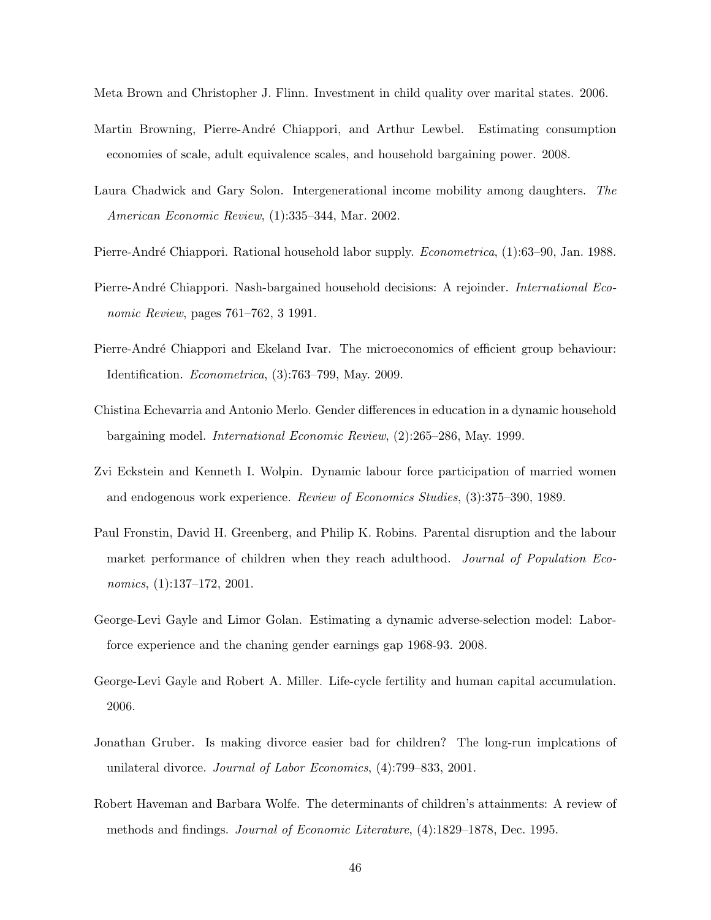Meta Brown and Christopher J. Flinn. Investment in child quality over marital states. 2006.

Martin Browning, Pierre-André Chiappori, and Arthur Lewbel. Estimating consumption economies of scale, adult equivalence scales, and household bargaining power. 2008.

Laura Chadwick and Gary Solon. Intergenerational income mobility among daughters. *The American Economic Review*, (1):335–344, Mar. 2002.

Pierre-André Chiappori. Rational household labor supply. *Econometrica*, (1):63–90, Jan. 1988.

Pierre-André Chiappori. Nash-bargained household decisions: A rejoinder. *International Economic Review*, pages 761–762, 3 1991.

Pierre-André Chiappori and Ekeland Ivar. The microeconomics of efficient group behaviour: Identification. *Econometrica*, (3):763–799, May. 2009.

Chistina Echevarria and Antonio Merlo. Gender differences in education in a dynamic household bargaining model. *International Economic Review*, (2):265–286, May. 1999.

Zvi Eckstein and Kenneth I. Wolpin. Dynamic labour force participation of married women and endogenous work experience. *Review of Economics Studies*, (3):375–390, 1989.

Paul Fronstin, David H. Greenberg, and Philip K. Robins. Parental disruption and the labour market performance of children when they reach adulthood. *Journal of Population Economics*, (1):137–172, 2001.

George-Levi Gayle and Limor Golan. Estimating a dynamic adverse-selection model: Labor-force experience and the chaning gender earnings gap 1968-93. 2008.

George-Levi Gayle and Robert A. Miller. Life-cycle fertility and human capital accumulation. 2006.

Jonathan Gruber. Is making divorce easier bad for children? The long-run implcations of unilateral divorce. *Journal of Labor Economics*, (4):799–833, 2001.

Robert Haveman and Barbara Wolfe. The determinants of children's attainments: A review of methods and findings. *Journal of Economic Literature*, (4):1829–1878, Dec. 1995.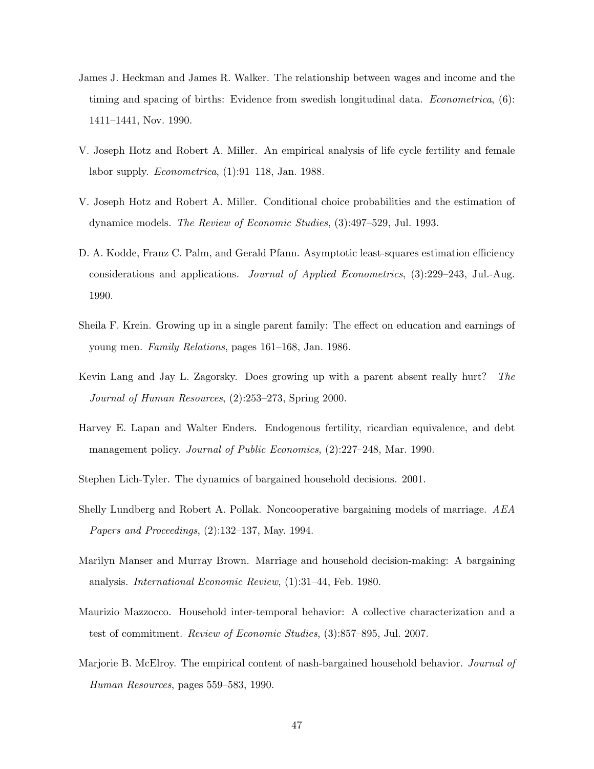James J. Heckman and James R. Walker. The relationship between wages and income and the timing and spacing of births: Evidence from swedish longitudinal data. *Econometrica*, (6): 1411–1441, Nov. 1990.

V. Joseph Hotz and Robert A. Miller. An empirical analysis of life cycle fertility and female labor supply. *Econometrica*, (1):91–118, Jan. 1988.

V. Joseph Hotz and Robert A. Miller. Conditional choice probabilities and the estimation of dynamice models. *The Review of Economic Studies*, (3):497–529, Jul. 1993.

D. A. Kodde, Franz C. Palm, and Gerald Pfann. Asymptotic least-squares estimation efficiency considerations and applications. *Journal of Applied Econometrics*, (3):229–243, Jul.-Aug. 1990.

Sheila F. Krein. Growing up in a single parent family: The effect on education and earnings of young men. *Family Relations*, pages 161–168, Jan. 1986.

Kevin Lang and Jay L. Zagorsky. Does growing up with a parent absent really hurt? *The Journal of Human Resources*, (2):253–273, Spring 2000.

Harvey E. Lapan and Walter Enders. Endogenous fertility, ricardian equivalence, and debt management policy. *Journal of Public Economics*, (2):227–248, Mar. 1990.

Stephen Lich-Tyler. The dynamics of bargained household decisions. 2001.

Shelly Lundberg and Robert A. Pollak. Noncooperative bargaining models of marriage. *AEA Papers and Proceedings*, (2):132–137, May. 1994.

Marilyn Manser and Murray Brown. Marriage and household decision-making: A bargaining analysis. *International Economic Review*, (1):31–44, Feb. 1980.

Maurizio Mazzocco. Household inter-temporal behavior: A collective characterization and a test of commitment. *Review of Economic Studies*, (3):857–895, Jul. 2007.

Marjorie B. McElroy. The empirical content of nash-bargained household behavior. *Journal of Human Resources*, pages 559–583, 1990.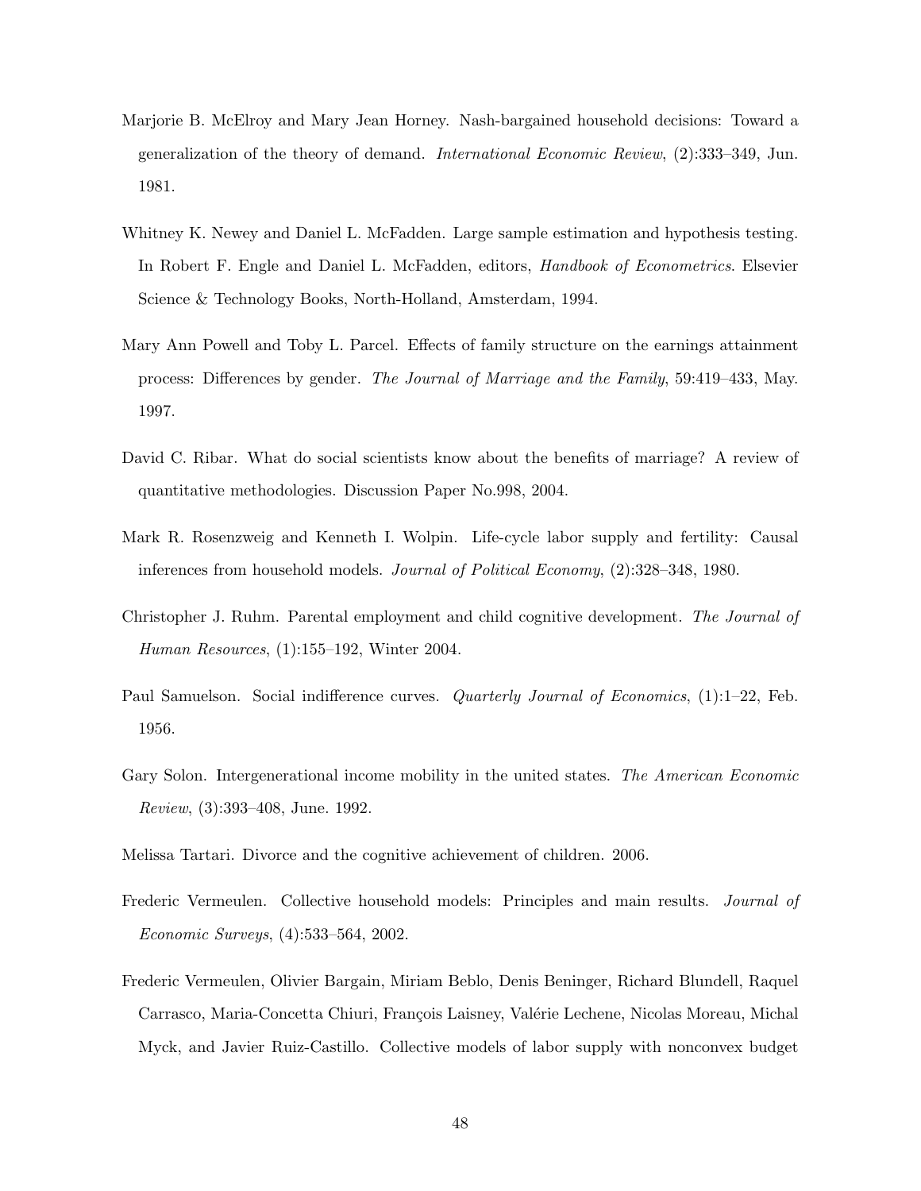Marjorie B. McElroy and Mary Jean Horney. Nash-bargained household decisions: Toward a generalization of the theory of demand. *International Economic Review*, (2):333–349, Jun. 1981.

Whitney K. Newey and Daniel L. McFadden. Large sample estimation and hypothesis testing. In Robert F. Engle and Daniel L. McFadden, editors, *Handbook of Econometrics*. Elsevier Science & Technology Books, North-Holland, Amsterdam, 1994.

Mary Ann Powell and Toby L. Parcel. Effects of family structure on the earnings attainment process: Differences by gender. *The Journal of Marriage and the Family*, 59:419–433, May. 1997.

David C. Ribar. What do social scientists know about the benefits of marriage? A review of quantitative methodologies. Discussion Paper No.998, 2004.

Mark R. Rosenzweig and Kenneth I. Wolpin. Life-cycle labor supply and fertility: Causal inferences from household models. *Journal of Political Economy*, (2):328–348, 1980.

Christopher J. Ruhm. Parental employment and child cognitive development. *The Journal of Human Resources*, (1):155–192, Winter 2004.

Paul Samuelson. Social indifference curves. *Quarterly Journal of Economics*, (1):1–22, Feb. 1956.

Gary Solon. Intergenerational income mobility in the united states. *The American Economic Review*, (3):393–408, June. 1992.

Melissa Tartari. Divorce and the cognitive achievement of children. 2006.

Frederic Vermeulen. Collective household models: Principles and main results. *Journal of Economic Surveys*, (4):533–564, 2002.

Frederic Vermeulen, Olivier Bargain, Miriam Beblo, Denis Beninger, Richard Blundell, Raquel Carrasco, Maria-Concetta Chiuri, François Laisney, Valérie Lechene, Nicolas Moreau, Michal Myck, and Javier Ruiz-Castillo. Collective models of labor supply with nonconvex budget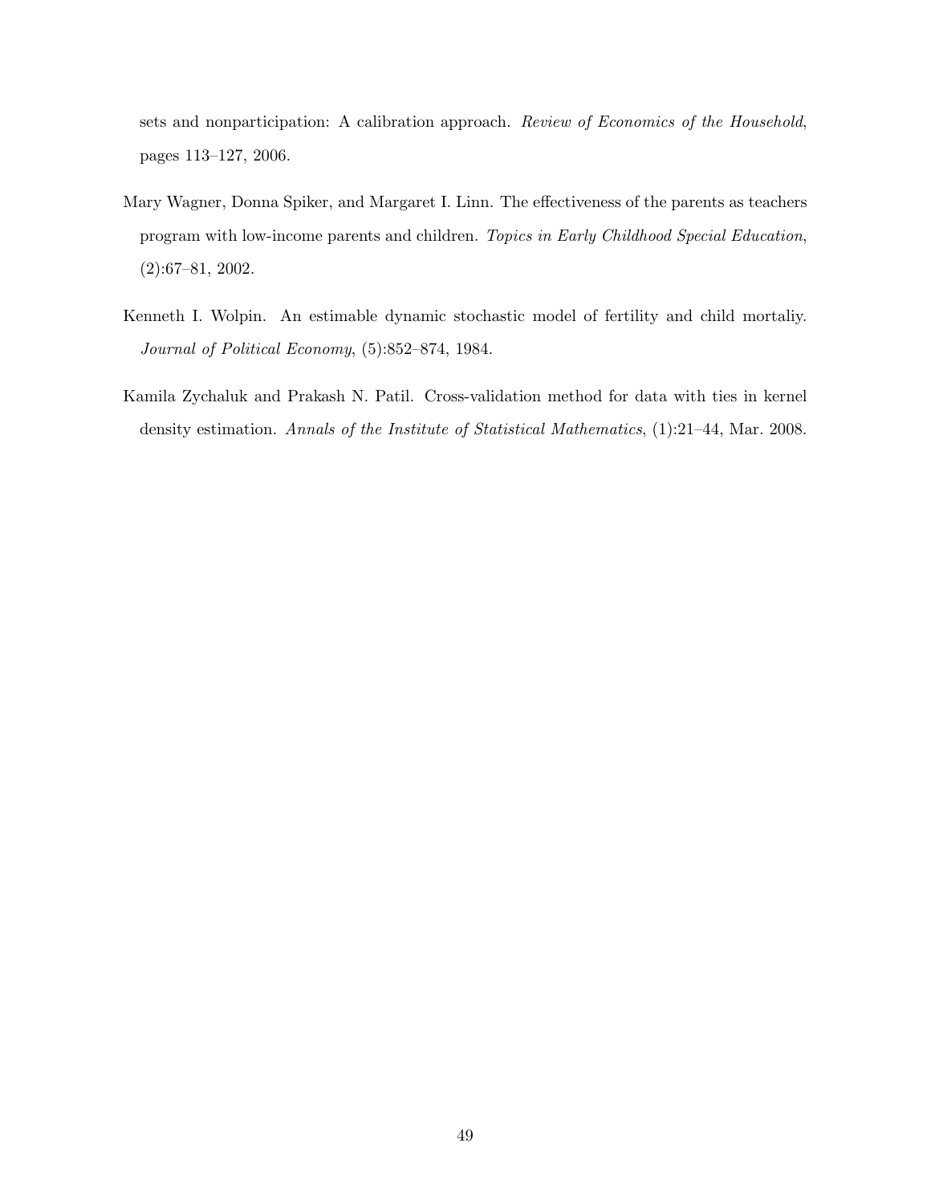sets and nonparticipation: A calibration approach. *Review of Economics of the Household*, pages 113–127, 2006.

Mary Wagner, Donna Spiker, and Margaret I. Linn. The effectiveness of the parents as teachers program with low-income parents and children. *Topics in Early Childhood Special Education*, (2):67–81, 2002.

Kenneth I. Wolpin. An estimable dynamic stochastic model of fertility and child mortaliy. *Journal of Political Economy*, (5):852–874, 1984.

Kamila Zychaluk and Prakash N. Patil. Cross-validation method for data with ties in kernel density estimation. *Annals of the Institute of Statistical Mathematics*, (1):21–44, Mar. 2008.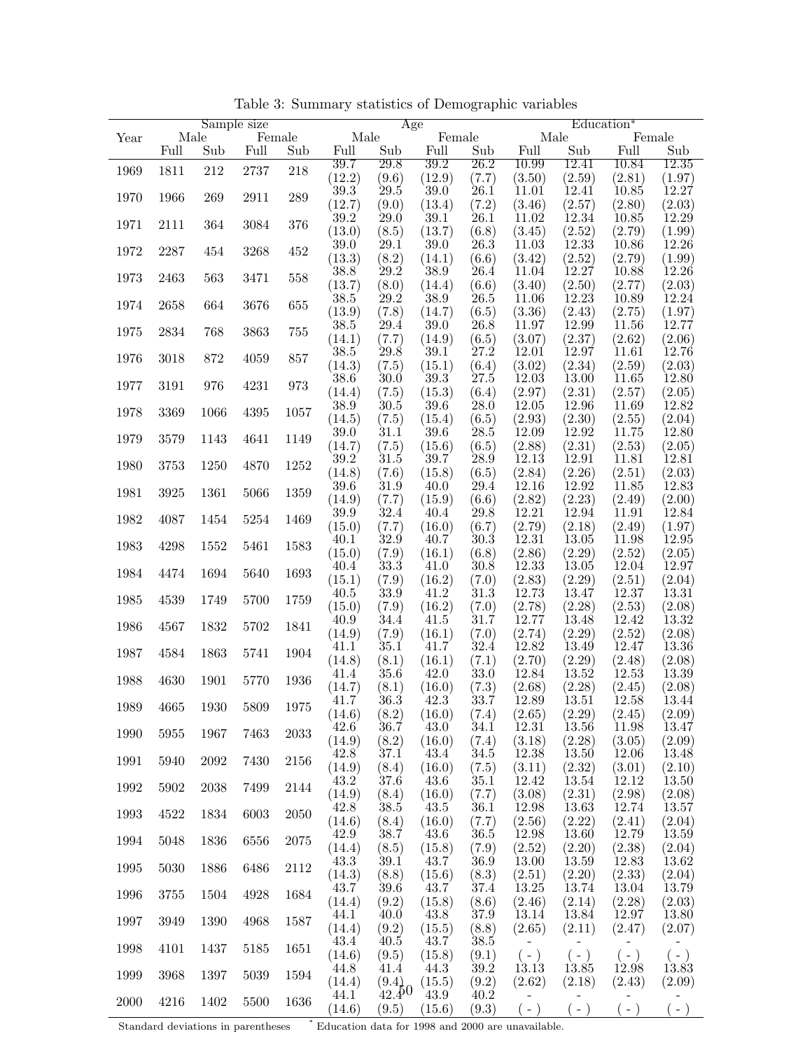Table 3: Summary statistics of Demographic variables

| Year | Sample size | | | | Age | | | | Education* | | | |
|---|---|---|---|---|---|---|---|---|---|---|---|---|
| | Male | | Female | | Male | | Female | | Male | | Female | |
| | Full | Sub | Full | Sub | Full | Sub | Full | Sub | Full | Sub | Full | Sub |
| 1969 | 1811 | 212 | 2737 | 218 | 39.7 | 29.8 | 39.2 | 26.2 | 10.99 | 12.41 | 10.84 | 12.35 |
| | | | | | (12.2) | (9.6) | (12.9) | (7.7) | (3.50) | (2.59) | (2.81) | (1.97) |
| 1970 | 1966 | 269 | 2911 | 289 | 39.3 | 29.5 | 39.0 | 26.1 | 11.01 | 12.41 | 10.85 | 12.27 |
| | | | | | (12.7) | (9.0) | (13.4) | (7.2) | (3.46) | (2.57) | (2.80) | (2.03) |
| 1971 | 2111 | 364 | 3084 | 376 | 39.2 | 29.0 | 39.1 | 26.1 | 11.02 | 12.34 | 10.85 | 12.29 |
| | | | | | (13.0) | (8.5) | (13.7) | (6.8) | (3.45) | (2.52) | (2.79) | (1.99) |
| 1972 | 2287 | 454 | 3268 | 452 | 39.0 | 29.1 | 39.0 | 26.3 | 11.03 | 12.33 | 10.86 | 12.26 |
| | | | | | (13.3) | (8.2) | (14.1) | (6.6) | (3.42) | (2.52) | (2.79) | (1.99) |
| 1973 | 2463 | 563 | 3471 | 558 | 38.8 | 29.2 | 38.9 | 26.4 | 11.04 | 12.27 | 10.88 | 12.26 |
| | | | | | (13.7) | (8.0) | (14.4) | (6.6) | (3.40) | (2.50) | (2.77) | (2.03) |
| 1974 | 2658 | 664 | 3676 | 655 | 38.5 | 29.2 | 38.9 | 26.5 | 11.06 | 12.23 | 10.89 | 12.24 |
| | | | | | (13.9) | (7.8) | (14.7) | (6.5) | (3.36) | (2.43) | (2.75) | (1.97) |
| 1975 | 2834 | 768 | 3863 | 755 | 38.5 | 29.4 | 39.0 | 26.8 | 11.97 | 12.99 | 11.56 | 12.77 |
| | | | | | (14.1) | (7.7) | (14.9) | (6.5) | (3.07) | (2.37) | (2.62) | (2.06) |
| 1976 | 3018 | 872 | 4059 | 857 | 38.5 | 29.8 | 39.1 | 27.2 | 12.01 | 12.97 | 11.61 | 12.76 |
| | | | | | (14.3) | (7.5) | (15.1) | (6.4) | (3.02) | (2.34) | (2.59) | (2.03) |
| 1977 | 3191 | 976 | 4231 | 973 | 38.6 | 30.0 | 39.3 | 27.5 | 12.03 | 13.00 | 11.65 | 12.80 |
| | | | | | (14.4) | (7.5) | (15.3) | (6.4) | (2.97) | (2.31) | (2.57) | (2.05) |
| 1978 | 3369 | 1066 | 4395 | 1057 | 38.9 | 30.5 | 39.6 | 28.0 | 12.05 | 12.96 | 11.69 | 12.82 |
| | | | | | (14.5) | (7.5) | (15.4) | (6.5) | (2.93) | (2.30) | (2.55) | (2.04) |
| 1979 | 3579 | 1143 | 4641 | 1149 | 39.0 | 31.1 | 39.6 | 28.5 | 12.09 | 12.92 | 11.75 | 12.80 |
| | | | | | (14.7) | (7.5) | (15.6) | (6.5) | (2.88) | (2.31) | (2.53) | (2.05) |
| 1980 | 3753 | 1250 | 4870 | 1252 | 39.2 | 31.5 | 39.7 | 28.9 | 12.13 | 12.91 | 11.81 | 12.81 |
| | | | | | (14.8) | (7.6) | (15.8) | (6.5) | (2.84) | (2.26) | (2.51) | (2.03) |
| 1981 | 3925 | 1361 | 5066 | 1359 | 39.6 | 31.9 | 40.0 | 29.4 | 12.16 | 12.92 | 11.85 | 12.83 |
| | | | | | (14.9) | (7.7) | (15.9) | (6.6) | (2.82) | (2.23) | (2.49) | (2.00) |
| 1982 | 4087 | 1454 | 5254 | 1469 | 39.9 | 32.4 | 40.4 | 29.8 | 12.21 | 12.94 | 11.91 | 12.84 |
| | | | | | (15.0) | (7.7) | (16.0) | (6.7) | (2.79) | (2.18) | (2.49) | (1.97) |
| 1983 | 4298 | 1552 | 5461 | 1583 | 40.1 | 32.9 | 40.7 | 30.3 | 12.31 | 13.05 | 11.98 | 12.95 |
| | | | | | (15.0) | (7.9) | (16.1) | (6.8) | (2.86) | (2.29) | (2.52) | (2.05) |
| 1984 | 4474 | 1694 | 5640 | 1693 | 40.4 | 33.3 | 41.0 | 30.8 | 12.33 | 13.05 | 12.04 | 12.97 |
| | | | | | (15.1) | (7.9) | (16.2) | (7.0) | (2.83) | (2.29) | (2.51) | (2.04) |
| 1985 | 4539 | 1749 | 5700 | 1759 | 40.5 | 33.9 | 41.2 | 31.3 | 12.73 | 13.47 | 12.37 | 13.31 |
| | | | | | (15.0) | (7.9) | (16.2) | (7.0) | (2.78) | (2.28) | (2.53) | (2.08) |
| 1986 | 4567 | 1832 | 5702 | 1841 | 40.9 | 34.4 | 41.5 | 31.7 | 12.77 | 13.48 | 12.42 | 13.32 |
| | | | | | (14.9) | (7.9) | (16.1) | (7.0) | (2.74) | (2.29) | (2.52) | (2.08) |
| 1987 | 4584 | 1863 | 5741 | 1904 | 41.1 | 35.1 | 41.7 | 32.4 | 12.82 | 13.49 | 12.47 | 13.36 |
| | | | | | (14.8) | (8.1) | (16.1) | (7.1) | (2.70) | (2.29) | (2.48) | (2.08) |
| 1988 | 4630 | 1901 | 5770 | 1936 | 41.4 | 35.6 | 42.0 | 33.0 | 12.84 | 13.52 | 12.53 | 13.39 |
| | | | | | (14.7) | (8.1) | (16.0) | (7.3) | (2.68) | (2.28) | (2.45) | (2.08) |
| 1989 | 4665 | 1930 | 5809 | 1975 | 41.7 | 36.3 | 42.3 | 33.7 | 12.89 | 13.51 | 12.58 | 13.44 |
| | | | | | (14.6) | (8.2) | (16.0) | (7.4) | (2.65) | (2.29) | (2.45) | (2.09) |
| 1990 | 5955 | 1967 | 7463 | 2033 | 42.6 | 36.7 | 43.0 | 34.1 | 12.31 | 13.56 | 11.98 | 13.47 |
| | | | | | (14.9) | (8.2) | (16.0) | (7.4) | (3.18) | (2.28) | (3.05) | (2.09) |
| 1991 | 5940 | 2092 | 7430 | 2156 | 42.8 | 37.1 | 43.4 | 34.5 | 12.38 | 13.50 | 12.06 | 13.48 |
| | | | | | (14.9) | (8.4) | (16.0) | (7.5) | (3.11) | (2.32) | (3.01) | (2.10) |
| 1992 | 5902 | 2038 | 7499 | 2144 | 43.2 | 37.6 | 43.6 | 35.1 | 12.42 | 13.54 | 12.12 | 13.50 |
| | | | | | (14.9) | (8.4) | (16.0) | (7.7) | (3.08) | (2.31) | (2.98) | (2.08) |
| 1993 | 4522 | 1834 | 6003 | 2050 | 42.8 | 38.5 | 43.5 | 36.1 | 12.98 | 13.63 | 12.74 | 13.57 |
| | | | | | (14.6) | (8.4) | (16.0) | (7.7) | (2.56) | (2.22) | (2.41) | (2.04) |
| 1994 | 5048 | 1836 | 6556 | 2075 | 42.9 | 38.7 | 43.6 | 36.5 | 12.98 | 13.60 | 12.79 | 13.59 |
| | | | | | (14.4) | (8.5) | (15.8) | (7.9) | (2.52) | (2.20) | (2.38) | (2.04) |
| 1995 | 5030 | 1886 | 6486 | 2112 | 43.3 | 39.1 | 43.7 | 36.9 | 13.00 | 13.59 | 12.83 | 13.62 |
| | | | | | (14.3) | (8.8) | (15.6) | (8.3) | (2.51) | (2.20) | (2.33) | (2.04) |
| 1996 | 3755 | 1504 | 4928 | 1684 | 43.7 | 39.6 | 43.7 | 37.4 | 13.25 | 13.74 | 13.04 | 13.79 |
| | | | | | (14.4) | (9.2) | (15.8) | (8.6) | (2.46) | (2.14) | (2.28) | (2.03) |
| 1997 | 3949 | 1390 | 4968 | 1587 | 44.1 | 40.0 | 43.8 | 37.9 | 13.14 | 13.84 | 12.97 | 13.80 |
| | | | | | (14.4) | (9.2) | (15.5) | (8.8) | (2.65) | (2.11) | (2.47) | (2.07) |
| 1998 | 4101 | 1437 | 5185 | 1651 | 43.4 | 40.5 | 43.7 | 38.5 | - | - | - | - |
| | | | | | (14.6) | (9.5) | (15.8) | (9.1) | ( - ) | ( - ) | ( - ) | ( - ) |
| 1999 | 3968 | 1397 | 5039 | 1594 | 44.8 | 41.4 | 44.3 | 39.2 | 13.13 | 13.85 | 12.98 | 13.83 |
| | | | | | (14.4) | (9.4) | (15.5) | (9.2) | (2.62) | (2.18) | (2.43) | (2.09) |
| 2000 | 4216 | 1402 | 5500 | 1636 | 44.1 | 42.4 | 43.9 | 40.2 | - | - | - | - |
| | | | | | (14.6) | (9.5) | (15.6) | (9.3) | ( - ) | ( - ) | ( - ) | ( - ) |

Standard deviations in parentheses &nbsp;&nbsp;&nbsp; * Education data for 1998 and 2000 are unavailable.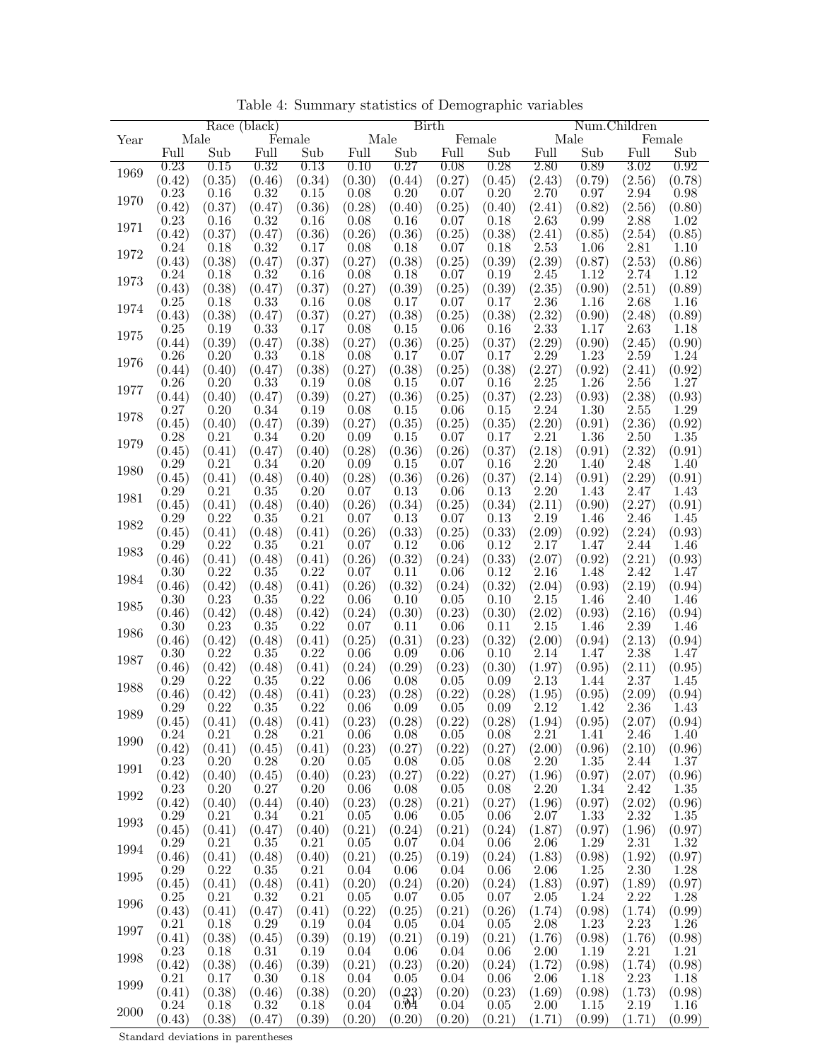Table 4: Summary statistics of Demographic variables

| Year | Race (black) | | | | Birth | | | | Num.Children | | | |
|---|---|---|---|---|---|---|---|---|---|---|---|---|
| | Male | | Female | | Male | | Female | | Male | | Female | |
| | Full | Sub | Full | Sub | Full | Sub | Full | Sub | Full | Sub | Full | Sub |
| 1969 | 0.23 | 0.15 | 0.32 | 0.13 | 0.10 | 0.27 | 0.08 | 0.28 | 2.80 | 0.89 | 3.02 | 0.92 |
| | (0.42) | (0.35) | (0.46) | (0.34) | (0.30) | (0.44) | (0.27) | (0.45) | (2.43) | (0.79) | (2.56) | (0.78) |
| 1970 | 0.23 | 0.16 | 0.32 | 0.15 | 0.08 | 0.20 | 0.07 | 0.20 | 2.70 | 0.97 | 2.94 | 0.98 |
| | (0.42) | (0.37) | (0.47) | (0.36) | (0.28) | (0.40) | (0.25) | (0.40) | (2.41) | (0.82) | (2.56) | (0.80) |
| 1971 | 0.23 | 0.16 | 0.32 | 0.16 | 0.08 | 0.16 | 0.07 | 0.18 | 2.63 | 0.99 | 2.88 | 1.02 |
| | (0.42) | (0.37) | (0.47) | (0.36) | (0.26) | (0.36) | (0.25) | (0.38) | (2.41) | (0.85) | (2.54) | (0.85) |
| 1972 | 0.24 | 0.18 | 0.32 | 0.17 | 0.08 | 0.18 | 0.07 | 0.18 | 2.53 | 1.06 | 2.81 | 1.10 |
| | (0.43) | (0.38) | (0.47) | (0.37) | (0.27) | (0.38) | (0.25) | (0.39) | (2.39) | (0.87) | (2.53) | (0.86) |
| 1973 | 0.24 | 0.18 | 0.32 | 0.16 | 0.08 | 0.18 | 0.07 | 0.19 | 2.45 | 1.12 | 2.74 | 1.12 |
| | (0.43) | (0.38) | (0.47) | (0.37) | (0.27) | (0.39) | (0.25) | (0.39) | (2.35) | (0.90) | (2.51) | (0.89) |
| 1974 | 0.25 | 0.18 | 0.33 | 0.16 | 0.08 | 0.17 | 0.07 | 0.17 | 2.36 | 1.16 | 2.68 | 1.16 |
| | (0.43) | (0.38) | (0.47) | (0.37) | (0.27) | (0.38) | (0.25) | (0.38) | (2.32) | (0.90) | (2.48) | (0.89) |
| 1975 | 0.25 | 0.19 | 0.33 | 0.17 | 0.08 | 0.15 | 0.06 | 0.16 | 2.33 | 1.17 | 2.63 | 1.18 |
| | (0.44) | (0.39) | (0.47) | (0.38) | (0.27) | (0.36) | (0.25) | (0.37) | (2.29) | (0.90) | (2.45) | (0.90) |
| 1976 | 0.26 | 0.20 | 0.33 | 0.18 | 0.08 | 0.17 | 0.07 | 0.17 | 2.29 | 1.23 | 2.59 | 1.24 |
| | (0.44) | (0.40) | (0.47) | (0.38) | (0.27) | (0.38) | (0.25) | (0.38) | (2.27) | (0.92) | (2.41) | (0.92) |
| 1977 | 0.26 | 0.20 | 0.33 | 0.19 | 0.08 | 0.15 | 0.07 | 0.16 | 2.25 | 1.26 | 2.56 | 1.27 |
| | (0.44) | (0.40) | (0.47) | (0.39) | (0.27) | (0.36) | (0.25) | (0.37) | (2.23) | (0.93) | (2.38) | (0.93) |
| 1978 | 0.27 | 0.20 | 0.34 | 0.19 | 0.08 | 0.15 | 0.06 | 0.15 | 2.24 | 1.30 | 2.55 | 1.29 |
| | (0.45) | (0.40) | (0.47) | (0.39) | (0.27) | (0.35) | (0.25) | (0.35) | (2.20) | (0.91) | (2.36) | (0.92) |
| 1979 | 0.28 | 0.21 | 0.34 | 0.20 | 0.09 | 0.15 | 0.07 | 0.17 | 2.21 | 1.36 | 2.50 | 1.35 |
| | (0.45) | (0.41) | (0.47) | (0.40) | (0.28) | (0.36) | (0.26) | (0.37) | (2.18) | (0.91) | (2.32) | (0.91) |
| 1980 | 0.29 | 0.21 | 0.34 | 0.20 | 0.09 | 0.15 | 0.07 | 0.16 | 2.20 | 1.40 | 2.48 | 1.40 |
| | (0.45) | (0.41) | (0.48) | (0.40) | (0.28) | (0.36) | (0.26) | (0.37) | (2.14) | (0.91) | (2.29) | (0.91) |
| 1981 | 0.29 | 0.21 | 0.35 | 0.20 | 0.07 | 0.13 | 0.06 | 0.13 | 2.20 | 1.43 | 2.47 | 1.43 |
| | (0.45) | (0.41) | (0.48) | (0.40) | (0.26) | (0.34) | (0.25) | (0.34) | (2.11) | (0.90) | (2.27) | (0.91) |
| 1982 | 0.29 | 0.22 | 0.35 | 0.21 | 0.07 | 0.13 | 0.07 | 0.13 | 2.19 | 1.46 | 2.46 | 1.45 |
| | (0.45) | (0.41) | (0.48) | (0.41) | (0.26) | (0.33) | (0.25) | (0.33) | (2.09) | (0.92) | (2.24) | (0.93) |
| 1983 | 0.29 | 0.22 | 0.35 | 0.21 | 0.07 | 0.12 | 0.06 | 0.12 | 2.17 | 1.47 | 2.44 | 1.46 |
| | (0.46) | (0.41) | (0.48) | (0.41) | (0.26) | (0.32) | (0.24) | (0.33) | (2.07) | (0.92) | (2.21) | (0.93) |
| 1984 | 0.30 | 0.22 | 0.35 | 0.22 | 0.07 | 0.11 | 0.06 | 0.12 | 2.16 | 1.48 | 2.42 | 1.47 |
| | (0.46) | (0.42) | (0.48) | (0.41) | (0.26) | (0.32) | (0.24) | (0.32) | (2.04) | (0.93) | (2.19) | (0.94) |
| 1985 | 0.30 | 0.23 | 0.35 | 0.22 | 0.06 | 0.10 | 0.05 | 0.10 | 2.15 | 1.46 | 2.40 | 1.46 |
| | (0.46) | (0.42) | (0.48) | (0.42) | (0.24) | (0.30) | (0.23) | (0.30) | (2.02) | (0.93) | (2.16) | (0.94) |
| 1986 | 0.30 | 0.23 | 0.35 | 0.22 | 0.07 | 0.11 | 0.06 | 0.11 | 2.15 | 1.46 | 2.39 | 1.46 |
| | (0.46) | (0.42) | (0.48) | (0.41) | (0.25) | (0.31) | (0.23) | (0.32) | (2.00) | (0.94) | (2.13) | (0.94) |
| 1987 | 0.30 | 0.22 | 0.35 | 0.22 | 0.06 | 0.09 | 0.06 | 0.10 | 2.14 | 1.47 | 2.38 | 1.47 |
| | (0.46) | (0.42) | (0.48) | (0.41) | (0.24) | (0.29) | (0.23) | (0.30) | (1.97) | (0.95) | (2.11) | (0.95) |
| 1988 | 0.29 | 0.22 | 0.35 | 0.22 | 0.06 | 0.08 | 0.05 | 0.09 | 2.13 | 1.44 | 2.37 | 1.45 |
| | (0.46) | (0.42) | (0.48) | (0.41) | (0.23) | (0.28) | (0.22) | (0.28) | (1.95) | (0.95) | (2.09) | (0.94) |
| 1989 | 0.29 | 0.22 | 0.35 | 0.22 | 0.06 | 0.09 | 0.05 | 0.09 | 2.12 | 1.42 | 2.36 | 1.43 |
| | (0.45) | (0.41) | (0.48) | (0.41) | (0.23) | (0.28) | (0.22) | (0.28) | (1.94) | (0.95) | (2.07) | (0.94) |
| 1990 | 0.24 | 0.21 | 0.28 | 0.21 | 0.06 | 0.08 | 0.05 | 0.08 | 2.21 | 1.41 | 2.46 | 1.40 |
| | (0.42) | (0.41) | (0.45) | (0.41) | (0.23) | (0.27) | (0.22) | (0.27) | (2.00) | (0.96) | (2.10) | (0.96) |
| 1991 | 0.23 | 0.20 | 0.28 | 0.20 | 0.05 | 0.08 | 0.05 | 0.08 | 2.20 | 1.35 | 2.44 | 1.37 |
| | (0.42) | (0.40) | (0.45) | (0.40) | (0.23) | (0.27) | (0.22) | (0.27) | (1.96) | (0.97) | (2.07) | (0.96) |
| 1992 | 0.23 | 0.20 | 0.27 | 0.20 | 0.06 | 0.08 | 0.05 | 0.08 | 2.20 | 1.34 | 2.42 | 1.35 |
| | (0.42) | (0.40) | (0.44) | (0.40) | (0.23) | (0.28) | (0.21) | (0.27) | (1.96) | (0.97) | (2.02) | (0.96) |
| 1993 | 0.29 | 0.21 | 0.34 | 0.21 | 0.05 | 0.06 | 0.05 | 0.06 | 2.07 | 1.33 | 2.32 | 1.35 |
| | (0.45) | (0.41) | (0.47) | (0.40) | (0.21) | (0.24) | (0.21) | (0.24) | (1.87) | (0.97) | (1.96) | (0.97) |
| 1994 | 0.29 | 0.21 | 0.35 | 0.21 | 0.05 | 0.07 | 0.04 | 0.06 | 2.06 | 1.29 | 2.31 | 1.32 |
| | (0.46) | (0.41) | (0.48) | (0.40) | (0.21) | (0.25) | (0.19) | (0.24) | (1.83) | (0.98) | (1.92) | (0.97) |
| 1995 | 0.29 | 0.22 | 0.35 | 0.21 | 0.04 | 0.06 | 0.04 | 0.06 | 2.06 | 1.25 | 2.30 | 1.28 |
| | (0.45) | (0.41) | (0.48) | (0.41) | (0.20) | (0.24) | (0.20) | (0.24) | (1.83) | (0.97) | (1.89) | (0.97) |
| 1996 | 0.25 | 0.21 | 0.32 | 0.21 | 0.05 | 0.07 | 0.05 | 0.07 | 2.05 | 1.24 | 2.22 | 1.28 |
| | (0.43) | (0.41) | (0.47) | (0.41) | (0.22) | (0.25) | (0.21) | (0.26) | (1.74) | (0.98) | (1.74) | (0.99) |
| 1997 | 0.21 | 0.18 | 0.29 | 0.19 | 0.04 | 0.05 | 0.04 | 0.05 | 2.08 | 1.23 | 2.23 | 1.26 |
| | (0.41) | (0.38) | (0.45) | (0.39) | (0.19) | (0.21) | (0.19) | (0.21) | (1.76) | (0.98) | (1.76) | (0.98) |
| 1998 | 0.23 | 0.18 | 0.31 | 0.19 | 0.04 | 0.06 | 0.04 | 0.06 | 2.00 | 1.19 | 2.21 | 1.21 |
| | (0.42) | (0.38) | (0.46) | (0.39) | (0.21) | (0.23) | (0.20) | (0.24) | (1.72) | (0.98) | (1.74) | (0.98) |
| 1999 | 0.21 | 0.17 | 0.30 | 0.18 | 0.04 | 0.05 | 0.04 | 0.06 | 2.06 | 1.18 | 2.23 | 1.18 |
| | (0.41) | (0.38) | (0.46) | (0.38) | (0.20) | (0.23) | (0.20) | (0.23) | (1.69) | (0.98) | (1.73) | (0.98) |
| 2000 | 0.24 | 0.18 | 0.32 | 0.18 | 0.04 | 0.04 | 0.04 | 0.05 | 2.00 | 1.15 | 2.19 | 1.16 |
| | (0.43) | (0.38) | (0.47) | (0.39) | (0.20) | (0.20) | (0.20) | (0.21) | (1.71) | (0.99) | (1.71) | (0.99) |

Standard deviations in parentheses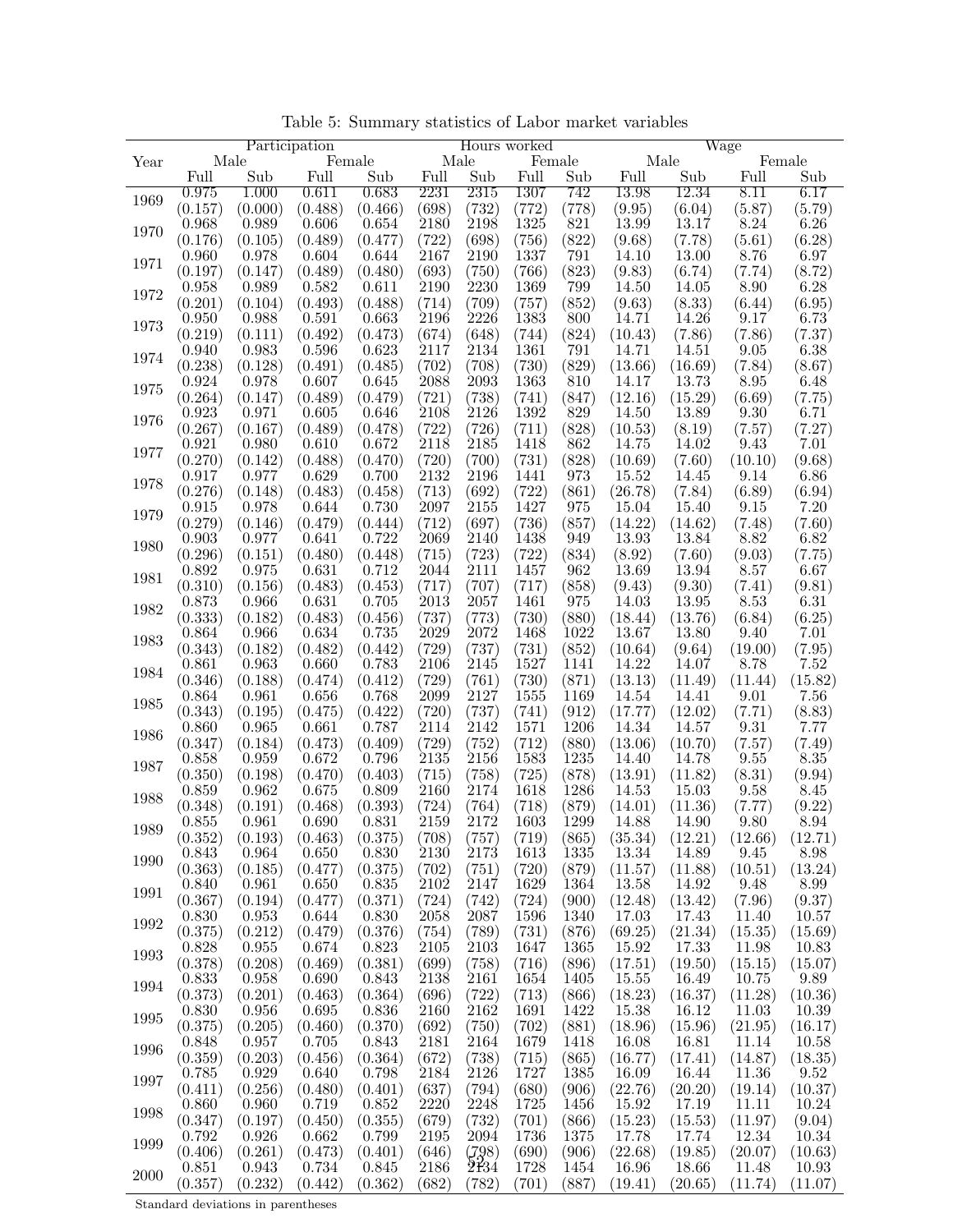Table 5: Summary statistics of Labor market variables

| Year | Participation | | | | Hours worked | | | | Wage | | | |
|---|---|---|---|---|---|---|---|---|---|---|---|---|
| | Male | | Female | | Male | | Female | | Male | | Female | |
| | Full | Sub | Full | Sub | Full | Sub | Full | Sub | Full | Sub | Full | Sub |
| 1969 | 0.975 | 1.000 | 0.611 | 0.683 | 2231 | 2315 | 1307 | 742 | 13.98 | 12.34 | 8.11 | 6.17 |
| | (0.157) | (0.000) | (0.488) | (0.466) | (698) | (732) | (772) | (778) | (9.95) | (6.04) | (5.87) | (5.79) |
| 1970 | 0.968 | 0.989 | 0.606 | 0.654 | 2180 | 2198 | 1325 | 821 | 13.99 | 13.17 | 8.24 | 6.26 |
| | (0.176) | (0.105) | (0.489) | (0.477) | (722) | (698) | (756) | (822) | (9.68) | (7.78) | (5.61) | (6.28) |
| 1971 | 0.960 | 0.978 | 0.604 | 0.644 | 2167 | 2190 | 1337 | 791 | 14.10 | 13.00 | 8.76 | 6.97 |
| | (0.197) | (0.147) | (0.489) | (0.480) | (693) | (750) | (766) | (823) | (9.83) | (6.74) | (7.74) | (8.72) |
| 1972 | 0.958 | 0.989 | 0.582 | 0.611 | 2190 | 2230 | 1369 | 799 | 14.50 | 14.05 | 8.90 | 6.28 |
| | (0.201) | (0.104) | (0.493) | (0.488) | (714) | (709) | (757) | (852) | (9.63) | (8.33) | (6.44) | (6.95) |
| 1973 | 0.950 | 0.988 | 0.591 | 0.663 | 2196 | 2226 | 1383 | 800 | 14.71 | 14.26 | 9.17 | 6.73 |
| | (0.219) | (0.111) | (0.492) | (0.473) | (674) | (648) | (744) | (824) | (10.43) | (7.86) | (7.86) | (7.37) |
| 1974 | 0.940 | 0.983 | 0.596 | 0.623 | 2117 | 2134 | 1361 | 791 | 14.71 | 14.51 | 9.05 | 6.38 |
| | (0.238) | (0.128) | (0.491) | (0.485) | (702) | (708) | (730) | (829) | (13.66) | (16.69) | (7.84) | (8.67) |
| 1975 | 0.924 | 0.978 | 0.607 | 0.645 | 2088 | 2093 | 1363 | 810 | 14.17 | 13.73 | 8.95 | 6.48 |
| | (0.264) | (0.147) | (0.489) | (0.479) | (721) | (738) | (741) | (847) | (12.16) | (15.29) | (6.69) | (7.75) |
| 1976 | 0.923 | 0.971 | 0.605 | 0.646 | 2108 | 2126 | 1392 | 829 | 14.50 | 13.89 | 9.30 | 6.71 |
| | (0.267) | (0.167) | (0.489) | (0.478) | (722) | (726) | (711) | (828) | (10.53) | (8.19) | (7.57) | (7.27) |
| 1977 | 0.921 | 0.980 | 0.610 | 0.672 | 2118 | 2185 | 1418 | 862 | 14.75 | 14.02 | 9.43 | 7.01 |
| | (0.270) | (0.142) | (0.488) | (0.470) | (720) | (700) | (731) | (828) | (10.69) | (7.60) | (10.10) | (9.68) |
| 1978 | 0.917 | 0.977 | 0.629 | 0.700 | 2132 | 2196 | 1441 | 973 | 15.52 | 14.45 | 9.14 | 6.86 |
| | (0.276) | (0.148) | (0.483) | (0.458) | (713) | (692) | (722) | (861) | (26.78) | (7.84) | (6.89) | (6.94) |
| 1979 | 0.915 | 0.978 | 0.644 | 0.730 | 2097 | 2155 | 1427 | 975 | 15.04 | 15.40 | 9.15 | 7.20 |
| | (0.279) | (0.146) | (0.479) | (0.444) | (712) | (697) | (736) | (857) | (14.22) | (14.62) | (7.48) | (7.60) |
| 1980 | 0.903 | 0.977 | 0.641 | 0.722 | 2069 | 2140 | 1438 | 949 | 13.93 | 13.84 | 8.82 | 6.82 |
| | (0.296) | (0.151) | (0.480) | (0.448) | (715) | (723) | (722) | (834) | (8.92) | (7.60) | (9.03) | (7.75) |
| 1981 | 0.892 | 0.975 | 0.631 | 0.712 | 2044 | 2111 | 1457 | 962 | 13.69 | 13.94 | 8.57 | 6.67 |
| | (0.310) | (0.156) | (0.483) | (0.453) | (717) | (707) | (717) | (858) | (9.43) | (9.30) | (7.41) | (9.81) |
| 1982 | 0.873 | 0.966 | 0.631 | 0.705 | 2013 | 2057 | 1461 | 975 | 14.03 | 13.95 | 8.53 | 6.31 |
| | (0.333) | (0.182) | (0.483) | (0.456) | (737) | (773) | (730) | (880) | (18.44) | (13.76) | (6.84) | (6.25) |
| 1983 | 0.864 | 0.966 | 0.634 | 0.735 | 2029 | 2072 | 1468 | 1022 | 13.67 | 13.80 | 9.40 | 7.01 |
| | (0.343) | (0.182) | (0.482) | (0.442) | (729) | (737) | (731) | (852) | (10.64) | (9.64) | (19.00) | (7.95) |
| 1984 | 0.861 | 0.963 | 0.660 | 0.783 | 2106 | 2145 | 1527 | 1141 | 14.22 | 14.07 | 8.78 | 7.52 |
| | (0.346) | (0.188) | (0.474) | (0.412) | (729) | (761) | (730) | (871) | (13.13) | (11.49) | (11.44) | (15.82) |
| 1985 | 0.864 | 0.961 | 0.656 | 0.768 | 2099 | 2127 | 1555 | 1169 | 14.54 | 14.41 | 9.01 | 7.56 |
| | (0.343) | (0.195) | (0.475) | (0.422) | (720) | (737) | (741) | (912) | (17.77) | (12.02) | (7.71) | (8.83) |
| 1986 | 0.860 | 0.965 | 0.661 | 0.787 | 2114 | 2142 | 1571 | 1206 | 14.34 | 14.57 | 9.31 | 7.77 |
| | (0.347) | (0.184) | (0.473) | (0.409) | (729) | (752) | (712) | (880) | (13.06) | (10.70) | (7.57) | (7.49) |
| 1987 | 0.858 | 0.959 | 0.672 | 0.796 | 2135 | 2156 | 1583 | 1235 | 14.40 | 14.78 | 9.55 | 8.35 |
| | (0.350) | (0.198) | (0.470) | (0.403) | (715) | (758) | (725) | (878) | (13.91) | (11.82) | (8.31) | (9.94) |
| 1988 | 0.859 | 0.962 | 0.675 | 0.809 | 2160 | 2174 | 1618 | 1286 | 14.53 | 15.03 | 9.58 | 8.45 |
| | (0.348) | (0.191) | (0.468) | (0.393) | (724) | (764) | (718) | (879) | (14.01) | (11.36) | (7.77) | (9.22) |
| 1989 | 0.855 | 0.961 | 0.690 | 0.831 | 2159 | 2172 | 1603 | 1299 | 14.88 | 14.90 | 9.80 | 8.94 |
| | (0.352) | (0.193) | (0.463) | (0.375) | (708) | (757) | (719) | (865) | (35.34) | (12.21) | (12.66) | (12.71) |
| 1990 | 0.843 | 0.964 | 0.650 | 0.830 | 2130 | 2173 | 1613 | 1335 | 13.34 | 14.89 | 9.45 | 8.98 |
| | (0.363) | (0.185) | (0.477) | (0.375) | (702) | (751) | (720) | (879) | (11.57) | (11.88) | (10.51) | (13.24) |
| 1991 | 0.840 | 0.961 | 0.650 | 0.835 | 2102 | 2147 | 1629 | 1364 | 13.58 | 14.92 | 9.48 | 8.99 |
| | (0.367) | (0.194) | (0.477) | (0.371) | (724) | (742) | (724) | (900) | (12.48) | (13.42) | (7.96) | (9.37) |
| 1992 | 0.830 | 0.953 | 0.644 | 0.830 | 2058 | 2087 | 1596 | 1340 | 17.03 | 17.43 | 11.40 | 10.57 |
| | (0.375) | (0.212) | (0.479) | (0.376) | (754) | (789) | (731) | (876) | (69.25) | (21.34) | (15.35) | (15.69) |
| 1993 | 0.828 | 0.955 | 0.674 | 0.823 | 2105 | 2103 | 1647 | 1365 | 15.92 | 17.33 | 11.98 | 10.83 |
| | (0.378) | (0.208) | (0.469) | (0.381) | (699) | (758) | (716) | (896) | (17.51) | (19.50) | (15.15) | (15.07) |
| 1994 | 0.833 | 0.958 | 0.690 | 0.843 | 2138 | 2161 | 1654 | 1405 | 15.55 | 16.49 | 10.75 | 9.89 |
| | (0.373) | (0.201) | (0.463) | (0.364) | (696) | (722) | (713) | (866) | (18.23) | (16.37) | (11.28) | (10.36) |
| 1995 | 0.830 | 0.956 | 0.695 | 0.836 | 2160 | 2162 | 1691 | 1422 | 15.38 | 16.12 | 11.03 | 10.39 |
| | (0.375) | (0.205) | (0.460) | (0.370) | (692) | (750) | (702) | (881) | (18.96) | (15.96) | (21.95) | (16.17) |
| 1996 | 0.848 | 0.957 | 0.705 | 0.843 | 2181 | 2164 | 1679 | 1418 | 16.08 | 16.81 | 11.14 | 10.58 |
| | (0.359) | (0.203) | (0.456) | (0.364) | (672) | (738) | (715) | (865) | (16.77) | (17.41) | (14.87) | (18.35) |
| 1997 | 0.785 | 0.929 | 0.640 | 0.798 | 2184 | 2126 | 1727 | 1385 | 16.09 | 16.44 | 11.36 | 9.52 |
| | (0.411) | (0.256) | (0.480) | (0.401) | (637) | (794) | (680) | (906) | (22.76) | (20.20) | (19.14) | (10.37) |
| 1998 | 0.860 | 0.960 | 0.719 | 0.852 | 2220 | 2248 | 1725 | 1456 | 15.92 | 17.19 | 11.11 | 10.24 |
| | (0.347) | (0.197) | (0.450) | (0.355) | (679) | (732) | (701) | (866) | (15.23) | (15.53) | (11.97) | (9.04) |
| 1999 | 0.792 | 0.926 | 0.662 | 0.799 | 2195 | 2094 | 1736 | 1375 | 17.78 | 17.74 | 12.34 | 10.34 |
| | (0.406) | (0.261) | (0.473) | (0.401) | (646) | (798) | (690) | (906) | (22.68) | (19.85) | (20.07) | (10.63) |
| 2000 | 0.851 | 0.943 | 0.734 | 0.845 | 2186 | 2134 | 1728 | 1454 | 16.96 | 18.66 | 11.48 | 10.93 |
| | (0.357) | (0.232) | (0.442) | (0.362) | (682) | (782) | (701) | (887) | (19.41) | (20.65) | (11.74) | (11.07) |

Standard deviations in parentheses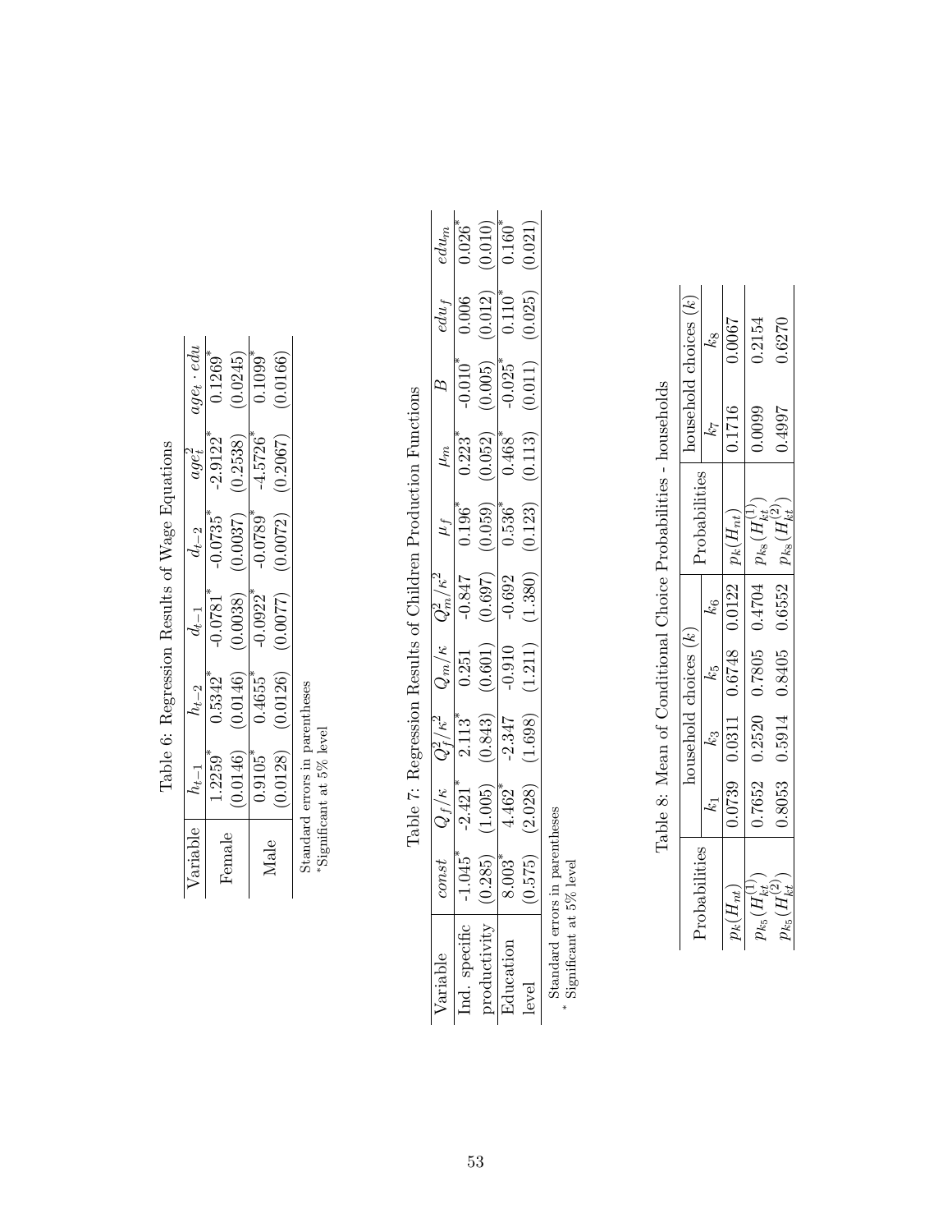Table 6: Regression Results of Wage Equations

| Variable | | $h_{t-1}$ | $h_{t-2}$ | $d_{t-1}$ | $d_{t-2}$ | $age_t^2$ | $age_t \cdot edu$ |
|---|---|---|---|---|---|---|---|
| Female | | 1.2259* | 0.5342* | -0.0781* | -0.0735* | -2.9122* | 0.1269* |
| | | (0.0146) | (0.0146) | (0.0038) | (0.0037) | (0.2538) | (0.0245) |
| Male | | 0.9105* | 0.4655* | -0.0922* | -0.0789* | -4.5726* | 0.1099* |
| | | (0.0128) | (0.0126) | (0.0077) | (0.0072) | (0.2067) | (0.0166) |

Standard errors in parentheses
*Significant at 5% level

Table 7: Regression Results of Children Production Functions

| Variable | $const$ | $Q_f/\kappa$ | $Q_f^2/\kappa^2$ | $Q_m/\kappa$ | $Q_m^2/\kappa^2$ | $\mu_f$ | $\mu_m$ | $B$ | $edu_f$ | $edu_m$ |
|---|---|---|---|---|---|---|---|---|---|---|
| Ind. specific | -1.045* | -2.421* | 2.113* | 0.251 | -0.847 | 0.196* | 0.223* | -0.010* | 0.006 | 0.026* |
| productivity | (0.285) | (1.005) | (0.843) | (0.601) | (0.697) | (0.059) | (0.052) | (0.005) | (0.012) | (0.010) |
| Education | 8.003* | 4.462* | -2.347 | -0.910 | -0.692 | 0.536* | 0.468* | -0.025* | 0.110* | 0.160* |
| level | (0.575) | (2.028) | (1.698) | (1.211) | (1.380) | (0.123) | (0.113) | (0.011) | (0.025) | (0.021) |

Standard errors in parentheses
* Significant at 5% level

Table 8: Mean of Conditional Choice Probabilities - households

| Probabilities | household choices ($k$) | | | | Probabilities | household choices ($k$) | |
|---|---|---|---|---|---|---|---|
| | $k_1$ | $k_3$ | $k_5$ | $k_6$ | | $k_7$ | $k_8$ |
| $p_k(H_{nt})$ | 0.0739 | 0.0311 | 0.6748 | 0.0122 | $p_k(H_{nt})$ | 0.1716 | 0.0067 |
| $p_{k_5}(H_{kt}^{(1)})$ | 0.7652 | 0.2520 | 0.7805 | 0.4704 | $p_{k_8}(H_{kt}^{(1)})$ | 0.0099 | 0.2154 |
| $p_{k_5}(H_{kt}^{(2)})$ | 0.8053 | 0.5914 | 0.8405 | 0.6552 | $p_{k_8}(H_{kt}^{(2)})$ | 0.4997 | 0.6270 |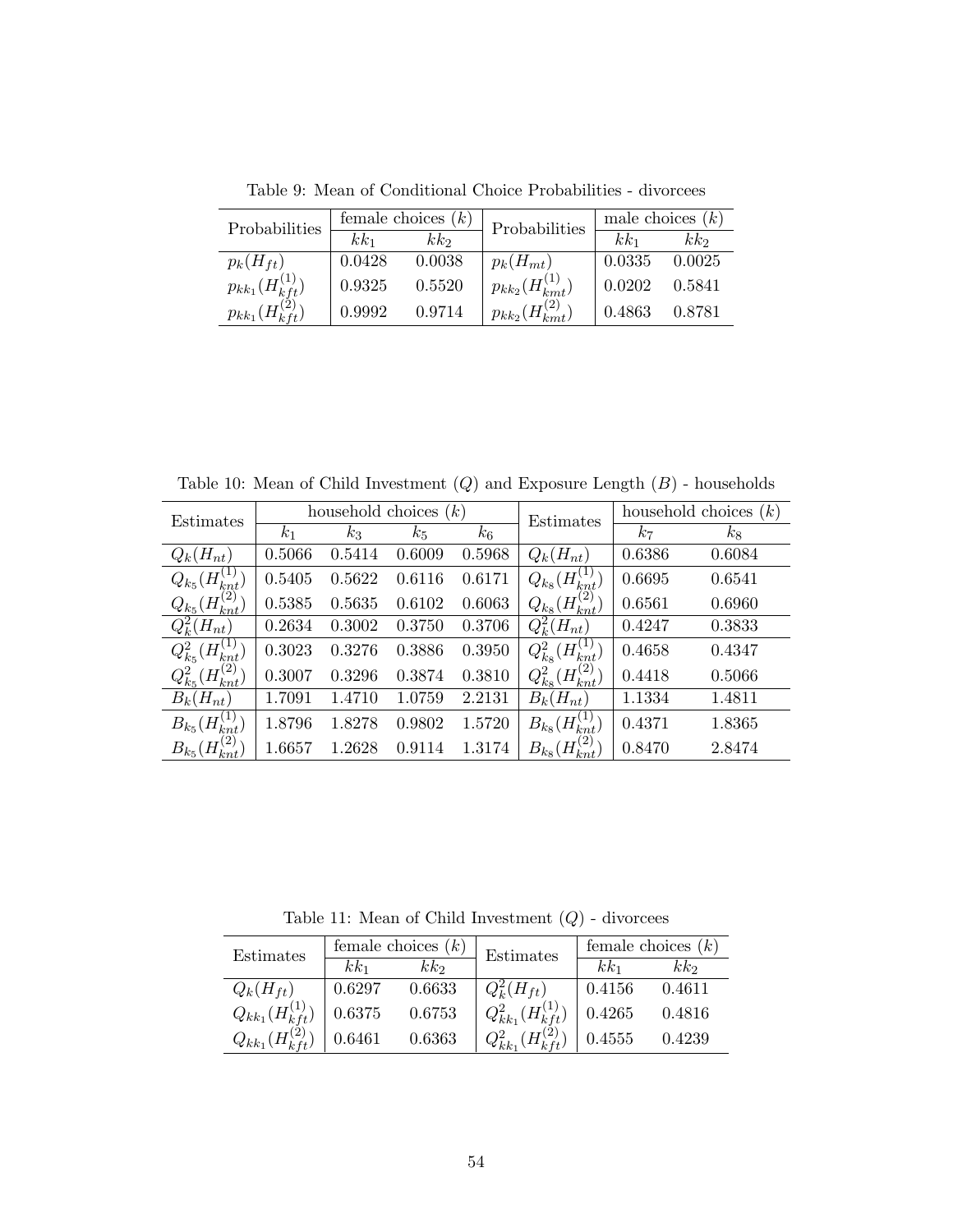Table 9: Mean of Conditional Choice Probabilities - divorcees

| Probabilities | female choices ($k$) | | Probabilities | male choices ($k$) | |
|---|---|---|---|---|---|
| | $kk_1$ | $kk_2$ | | $kk_1$ | $kk_2$ |
| $p_k(H_{ft})$ | 0.0428 | 0.0038 | $p_k(H_{mt})$ | 0.0335 | 0.0025 |
| $p_{kk_1}(H_{kft}^{(1)})$ | 0.9325 | 0.5520 | $p_{kk_2}(H_{kmt}^{(1)})$ | 0.0202 | 0.5841 |
| $p_{kk_1}(H_{kft}^{(2)})$ | 0.9992 | 0.9714 | $p_{kk_2}(H_{kmt}^{(2)})$ | 0.4863 | 0.8781 |

Table 10: Mean of Child Investment ($Q$) and Exposure Length ($B$) - households

| Estimates | household choices ($k$) | | | | Estimates | household choices ($k$) | |
|---|---|---|---|---|---|---|---|
| | $k_1$ | $k_3$ | $k_5$ | $k_6$ | | $k_7$ | $k_8$ |
| $Q_k(H_{nt})$ | 0.5066 | 0.5414 | 0.6009 | 0.5968 | $Q_k(H_{nt})$ | 0.6386 | 0.6084 |
| $Q_{k_5}(H_{knt}^{(1)})$ | 0.5405 | 0.5622 | 0.6116 | 0.6171 | $Q_{k_8}(H_{knt}^{(1)})$ | 0.6695 | 0.6541 |
| $Q_{k_5}(H_{knt}^{(2)})$ | 0.5385 | 0.5635 | 0.6102 | 0.6063 | $Q_{k_8}(H_{knt}^{(2)})$ | 0.6561 | 0.6960 |
| $Q_k^2(H_{nt})$ | 0.2634 | 0.3002 | 0.3750 | 0.3706 | $Q_k^2(H_{nt})$ | 0.4247 | 0.3833 |
| $Q_{k_5}^2(H_{knt}^{(1)})$ | 0.3023 | 0.3276 | 0.3886 | 0.3950 | $Q_{k_8}^2(H_{knt}^{(1)})$ | 0.4658 | 0.4347 |
| $Q_{k_5}^2(H_{knt}^{(2)})$ | 0.3007 | 0.3296 | 0.3874 | 0.3810 | $Q_{k_8}^2(H_{knt}^{(2)})$ | 0.4418 | 0.5066 |
| $B_k(H_{nt})$ | 1.7091 | 1.4710 | 1.0759 | 2.2131 | $B_k(H_{nt})$ | 1.1334 | 1.4811 |
| $B_{k_5}(H_{knt}^{(1)})$ | 1.8796 | 1.8278 | 0.9802 | 1.5720 | $B_{k_8}(H_{knt}^{(1)})$ | 0.4371 | 1.8365 |
| $B_{k_5}(H_{knt}^{(2)})$ | 1.6657 | 1.2628 | 0.9114 | 1.3174 | $B_{k_8}(H_{knt}^{(2)})$ | 0.8470 | 2.8474 |

Table 11: Mean of Child Investment ($Q$) - divorcees

| Estimates | female choices ($k$) | | Estimates | female choices ($k$) | |
|---|---|---|---|---|---|
| | $kk_1$ | $kk_2$ | | $kk_1$ | $kk_2$ |
| $Q_k(H_{ft})$ | 0.6297 | 0.6633 | $Q_k^2(H_{ft})$ | 0.4156 | 0.4611 |
| $Q_{kk_1}(H_{kft}^{(1)})$ | 0.6375 | 0.6753 | $Q_{kk_1}^2(H_{kft}^{(1)})$ | 0.4265 | 0.4816 |
| $Q_{kk_1}(H_{kft}^{(2)})$ | 0.6461 | 0.6363 | $Q_{kk_1}^2(H_{kft}^{(2)})$ | 0.4555 | 0.4239 |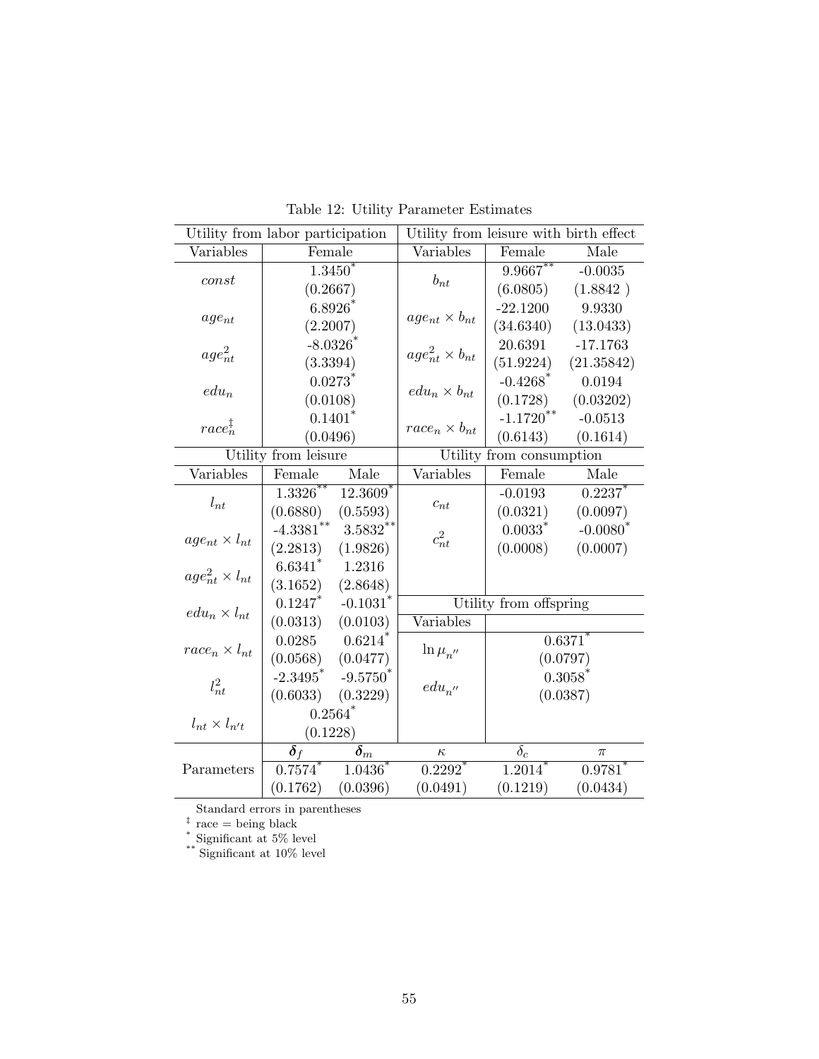Table 12: Utility Parameter Estimates

| Utility from labor participation | | | Utility from leisure with birth effect | | |
|---|---|---|---|---|---|
| Variables | Female | | Variables | Female | Male |
| $const$ | 1.3450* | | $b_{nt}$ | 9.9667** | -0.0035 |
| | (0.2667) | | | (6.0805) | (1.8842 ) |
| $age_{nt}$ | 6.8926* | | $age_{nt} \times b_{nt}$ | -22.1200 | 9.9330 |
| | (2.2007) | | | (34.6340) | (13.0433) |
| $age^2_{nt}$ | -8.0326* | | $age^2_{nt} \times b_{nt}$ | 20.6391 | -17.1763 |
| | (3.3394) | | | (51.9224) | (21.35842) |
| $edu_n$ | 0.0273* | | $edu_n \times b_{nt}$ | -0.4268* | 0.0194 |
| | (0.0108) | | | (0.1728) | (0.03202) |
| $race^{\ddagger}_n$ | 0.1401* | | $race_n \times b_{nt}$ | -1.1720** | -0.0513 |
| | (0.0496) | | | (0.6143) | (0.1614) |
| Utility from leisure | | | Utility from consumption | | |
| Variables | Female | Male | Variables | Female | Male |
| $l_{nt}$ | 1.3326** | 12.3609* | $c_{nt}$ | -0.0193 | 0.2237* |
| | (0.6880) | (0.5593) | | (0.0321) | (0.0097) |
| $age_{nt} \times l_{nt}$ | -4.3381** | 3.5832** | $c^2_{nt}$ | 0.0033* | -0.0080* |
| | (2.2813) | (1.9826) | | (0.0008) | (0.0007) |
| $age^2_{nt} \times l_{nt}$ | 6.6341* | 1.2316 | | | |
| | (3.1652) | (2.8648) | | | |
| $edu_n \times l_{nt}$ | 0.1247* | -0.1031* | Utility from offspring | | |
| | (0.0313) | (0.0103) | Variables | | |
| $race_n \times l_{nt}$ | 0.0285 | 0.6214* | $\ln \mu_{n''}$ | 0.6371* | |
| | (0.0568) | (0.0477) | | (0.0797) | |
| $l^2_{nt}$ | -2.3495* | -9.5750* | $edu_{n''}$ | 0.3058* | |
| | (0.6033) | (0.3229) | | (0.0387) | |
| $l_{nt} \times l_{n't}$ | 0.2564* | | | | |
| | (0.1228) | | | | |
| | $\boldsymbol{\delta}_f$ | $\boldsymbol{\delta}_m$ | $\kappa$ | $\delta_c$ | $\pi$ |
| Parameters | 0.7574* | 1.0436* | 0.2292* | 1.2014* | 0.9781* |
| | (0.1762) | (0.0396) | (0.0491) | (0.1219) | (0.0434) |

Standard errors in parentheses

‡ race = being black

\* Significant at 5% level

\*\* Significant at 10% level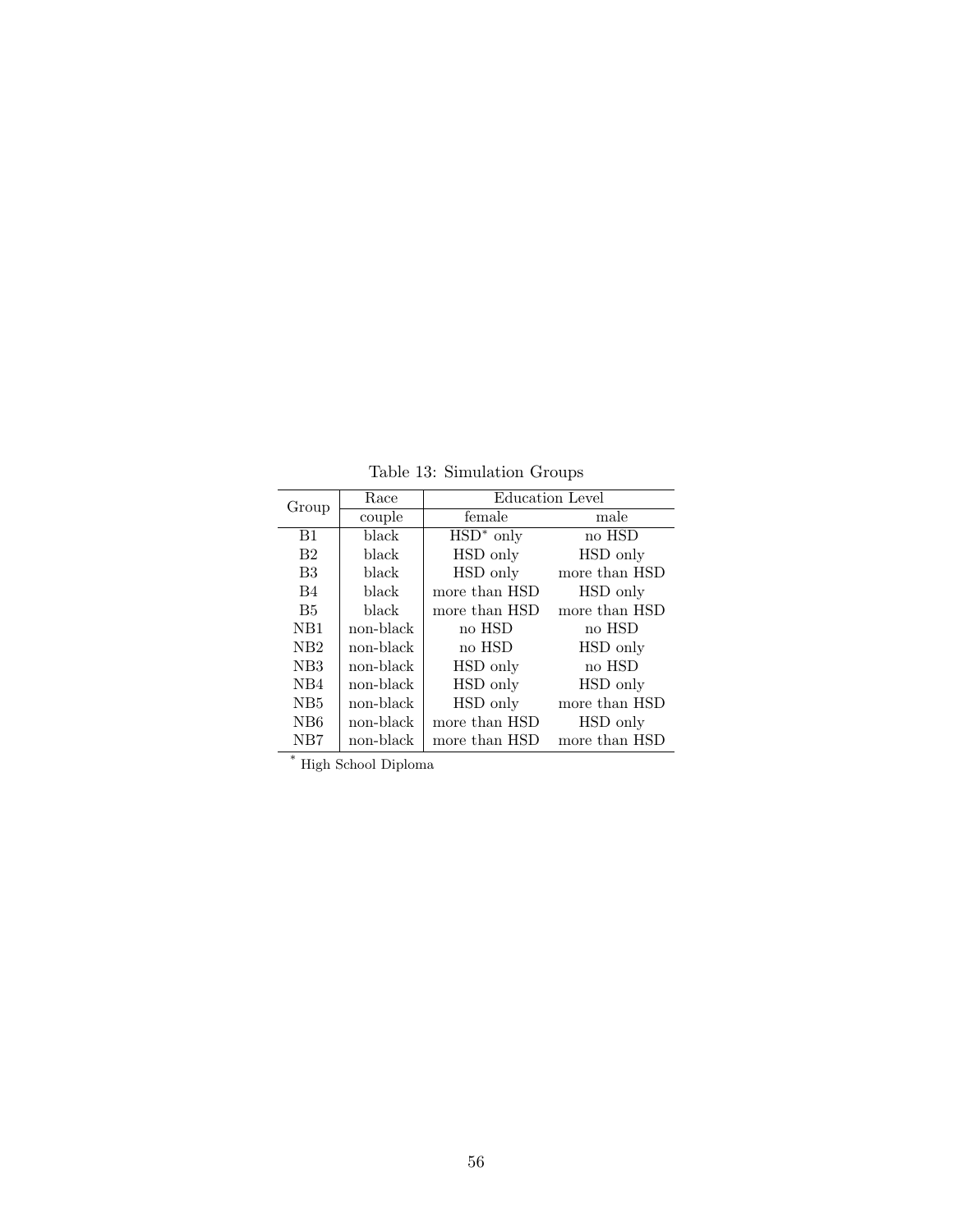Table 13: Simulation Groups

| Group | Race | Education Level | |
|---|---|---|---|
| | couple | female | male |
| B1 | black | HSD* only | no HSD |
| B2 | black | HSD only | HSD only |
| B3 | black | HSD only | more than HSD |
| B4 | black | more than HSD | HSD only |
| B5 | black | more than HSD | more than HSD |
| NB1 | non-black | no HSD | no HSD |
| NB2 | non-black | no HSD | HSD only |
| NB3 | non-black | HSD only | no HSD |
| NB4 | non-black | HSD only | HSD only |
| NB5 | non-black | HSD only | more than HSD |
| NB6 | non-black | more than HSD | HSD only |
| NB7 | non-black | more than HSD | more than HSD |

* High School Diploma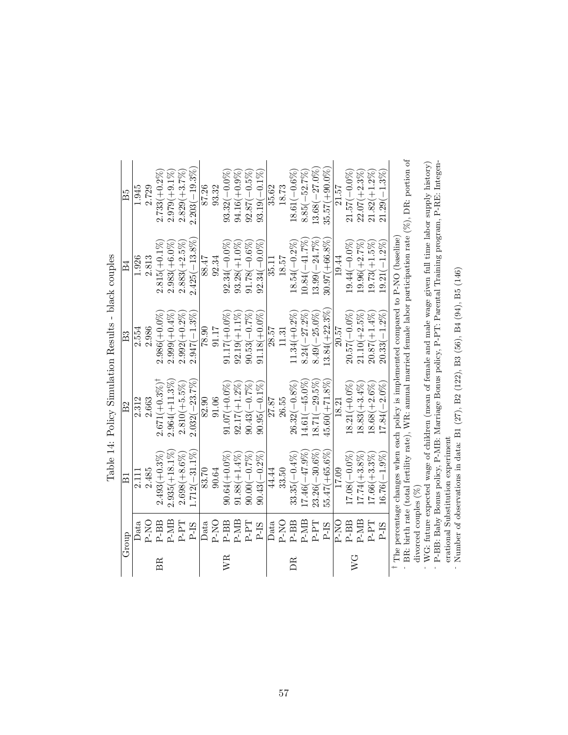Table 14: Policy Simulation Results - black couples

| Group | | B1 | B2 | B3 | B4 | B5 |
|---|---|---|---|---|---|---|
| BR | Data | 2.111 | 2.312 | 2.554 | 1.926 | 1.945 |
| | P-NO | 2.485 | 2.663 | 2.986 | 2.813 | 2.729 |
| | P-BB | 2.493(+0.3%) | 2.671(+0.3%)† | 2.986(+0.0%) | 2.815(+0.1%) | 2.733(+0.2%) |
| | P-MB | 2.935(+18.1%) | 2.964(+11.3%) | 2.999(+0.4%) | 2.983(+6.0%) | 2.979(+9.1%) |
| | P-PT | 2.698(+8.6%) | 2.810(+5.5%) | 2.992(+0.2%) | 2.883(+2.5%) | 2.829(+3.7%) |
| | P-IS | 1.712(−31.1%) | 2.032(−23.7%) | 2.947(−1.3%) | 2.425(−13.8%) | 2.203(−19.3%) |
| WR | Data | 83.70 | 82.90 | 78.90 | 88.47 | 87.26 |
| | P-NO | 90.64 | 91.06 | 91.17 | 92.34 | 93.32 |
| | P-BB | 90.64(+0.0%) | 91.07(+0.0%) | 91.17(+0.0%) | 92.34(−0.0%) | 93.32(−0.0%) |
| | P-MB | 91.88(+1.4%) | 92.17(+1.2%) | 92.19(+1.1%) | 93.28(+1.0%) | 94.16(+0.9%) |
| | P-PT | 90.00(−0.7%) | 90.43(−0.7%) | 90.53(−0.7%) | 91.78(−0.6%) | 92.87(−0.5%) |
| | P-IS | 90.43(−0.2%) | 90.95(−0.1%) | 91.18(+0.0%) | 92.34(−0.0%) | 93.19(−0.1%) |
| DR | Data | 44.44 | 27.87 | 28.57 | 35.11 | 35.62 |
| | P-NO | 33.50 | 26.55 | 11.31 | 18.57 | 18.73 |
| | P-BB | 33.35(−0.4%) | 26.32(−0.8%) | 11.34(+0.2%) | 18.54(−0.2%) | 18.61(−0.6%) |
| | P-MB | 17.46(−47.9%) | 14.61(−45.0%) | 8.24(−27.2%) | 10.84(−41.7%) | 8.85(−52.7%) |
| | P-PT | 23.26(−30.6%) | 18.71(−29.5%) | 8.49(−25.0%) | 13.99(−24.7%) | 13.68(−27.0%) |
| | P-IS | 55.47(+65.6%) | 45.60(+71.8%) | 13.84(+22.3%) | 30.97(+66.8%) | 35.57(+90.0%) |
| WG | P-NO | 17.09 | 18.21 | 20.57 | 19.44 | 21.57 |
| | P-BB | 17.08(−0.0%) | 18.21(+0.0%) | 20.57(−0.0%) | 19.44(−0.0%) | 21.57(−0.0%) |
| | P-MB | 17.74(+3.8%) | 18.83(+3.4%) | 21.10(+2.5%) | 19.96(+2.7%) | 22.07(+2.3%) |
| | P-PT | 17.66(+3.3%) | 18.68(+2.6%) | 20.87(+1.4%) | 19.73(+1.5%) | 21.82(+1.2%) |
| | P-IS | 16.76(−1.9%) | 17.84(−2.0%) | 20.33(−1.2%) | 19.21(−1.2%) | 21.29(−1.3%) |

† The percentage changes when each policy is implemented compared to P-NO (baseline)

- BR: birth rate (total fertility rate), WR: annual married female labor participation rate (%), DR: portion of divorced couples (%)
- WG: future expected wage of children (mean of female and male wage given full time labor supply history)
- P-BB: Baby Bonus policy, P-MB: Marriage Bonus policy, P-PT: Parental Training program, P-RE: Intergenerational Substitution experiment
- Number of observations in data: B1 (27), B2 (122), B3 (56), B4 (94), B5 (146)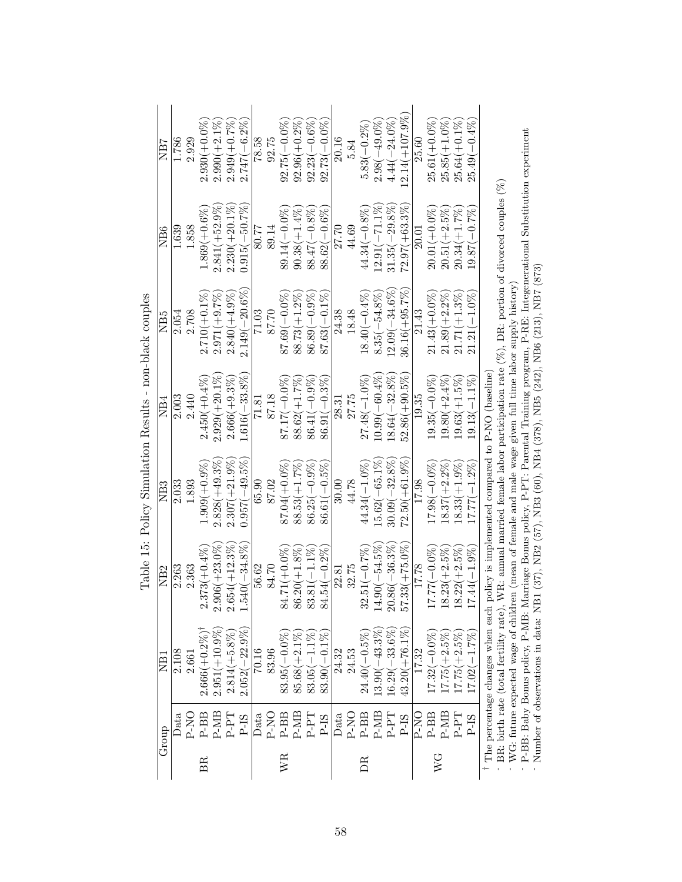Table 15: Policy Simulation Results - non-black couples

| Group | | NB1 | NB2 | NB3 | NB4 | NB5 | NB6 | NB7 |
|---|---|---|---|---|---|---|---|---|
| | Data | 2.108 | 2.263 | 2.033 | 2.003 | 2.054 | 1.639 | 1.786 |
| | P-NO | 2.661 | 2.363 | 1.893 | 2.440 | 2.708 | 1.858 | 2.929 |
| BR | P-BB | 2.666(+0.2%)[†] | 2.373(+0.4%) | 1.909(+0.9%) | 2.450(+0.4%) | 2.710(+0.1%) | 1.869(+0.6%) | 2.930(+0.0%) |
| | P-MB | 2.951(+10.9%) | 2.906(+23.0%) | 2.828(+49.3%) | 2.929(+20.1%) | 2.971(+9.7%) | 2.841(+52.9%) | 2.990(+2.1%) |
| | P-PT | 2.814(+5.8%) | 2.654(+12.3%) | 2.307(+21.9%) | 2.666(+9.3%) | 2.840(+4.9%) | 2.230(+20.1%) | 2.949(+0.7%) |
| | P-IS | 2.052(−22.9%) | 1.540(−34.8%) | 0.957(−49.5%) | 1.616(−33.8%) | 2.149(−20.6%) | 0.915(−50.7%) | 2.747(−6.2%) |
| | Data | 70.16 | 56.62 | 65.90 | 71.81 | 71.03 | 80.77 | 78.58 |
| | P-NO | 83.96 | 84.70 | 87.02 | 87.18 | 87.70 | 89.14 | 92.75 |
| WR | P-BB | 83.95(−0.0%) | 84.71(+0.0%) | 87.04(+0.0%) | 87.17(−0.0%) | 87.69(−0.0%) | 89.14(−0.0%) | 92.75(−0.0%) |
| | P-MB | 85.68(+2.1%) | 86.20(+1.8%) | 88.53(+1.7%) | 88.62(+1.7%) | 88.73(+1.2%) | 90.38(+1.4%) | 92.96(+0.2%) |
| | P-PT | 83.05(−1.1%) | 83.81(−1.1%) | 86.25(−0.9%) | 86.41(−0.9%) | 86.89(−0.9%) | 88.47(−0.8%) | 92.23(−0.6%) |
| | P-IS | 83.90(−0.1%) | 84.54(−0.2%) | 86.61(−0.5%) | 86.91(−0.3%) | 87.63(−0.1%) | 88.62(−0.6%) | 92.73(−0.0%) |
| | Data | 24.32 | 22.81 | 30.00 | 28.31 | 24.38 | 27.70 | 20.16 |
| | P-NO | 24.53 | 32.75 | 44.78 | 27.75 | 18.48 | 44.69 | 5.84 |
| DR | P-BB | 24.40(−0.5%) | 32.51(−0.7%) | 44.34(−1.0%) | 27.48(−1.0%) | 18.40(−0.4%) | 44.34(−0.8%) | 5.83(−0.2%) |
| | P-MB | 13.90(−43.3%) | 14.90(−54.5%) | 15.62(−65.1%) | 10.99(−60.4%) | 8.35(−54.8%) | 12.91(−71.1%) | 2.98(−49.0%) |
| | P-PT | 16.29(−33.6%) | 20.86(−36.3%) | 30.09(−32.8%) | 18.64(−32.8%) | 12.09(−34.6%) | 31.35(−29.8%) | 4.44(−24.0%) |
| | P-IS | 43.20(+76.1%) | 57.33(+75.0%) | 72.50(+61.9%) | 52.86(+90.5%) | 36.16(+95.7%) | 72.97(+63.3%) | 12.14(+107.9%) |
| | P-NO | 17.32 | 17.78 | 17.98 | 19.35 | 21.43 | 20.01 | 25.60 |
| WG | P-BB | 17.32(−0.0%) | 17.77(−0.0%) | 17.98(−0.0%) | 19.35(−0.0%) | 21.43(+0.0%) | 20.01(+0.0%) | 25.61(+0.0%) |
| | P-MB | 17.75(+2.5%) | 18.23(+2.5%) | 18.37(+2.2%) | 19.80(+2.4%) | 21.89(+2.2%) | 20.51(+2.5%) | 25.85(+1.0%) |
| | P-PT | 17.75(+2.5%) | 18.22(+2.5%) | 18.33(+1.9%) | 19.63(+1.5%) | 21.71(+1.3%) | 20.34(+1.7%) | 25.64(+0.1%) |
| | P-IS | 17.02(−1.7%) | 17.44(−1.9%) | 17.77(−1.2%) | 19.13(−1.1%) | 21.21(−1.0%) | 19.87(−0.7%) | 25.49(−0.4%) |

[†] The percentage changes when each policy is implemented compared to P-NO (baseline)

- BR: birth rate (total fertility rate), WR: annual married female labor participation rate (%), DR: portion of divorced couples (%)
- WG: future expected wage of children (mean of female and male wage given full time labor supply history)
- P-BB: Baby Bonus policy, P-MB: Marriage Bonus policy, P-PT: Parental Training program, P-RE: Intergenerational Substitution experiment
- Number of observations in data: NB1 (37), NB2 (57), NB3 (60), NB4 (378), NB5 (242), NB6 (213), NB7 (873)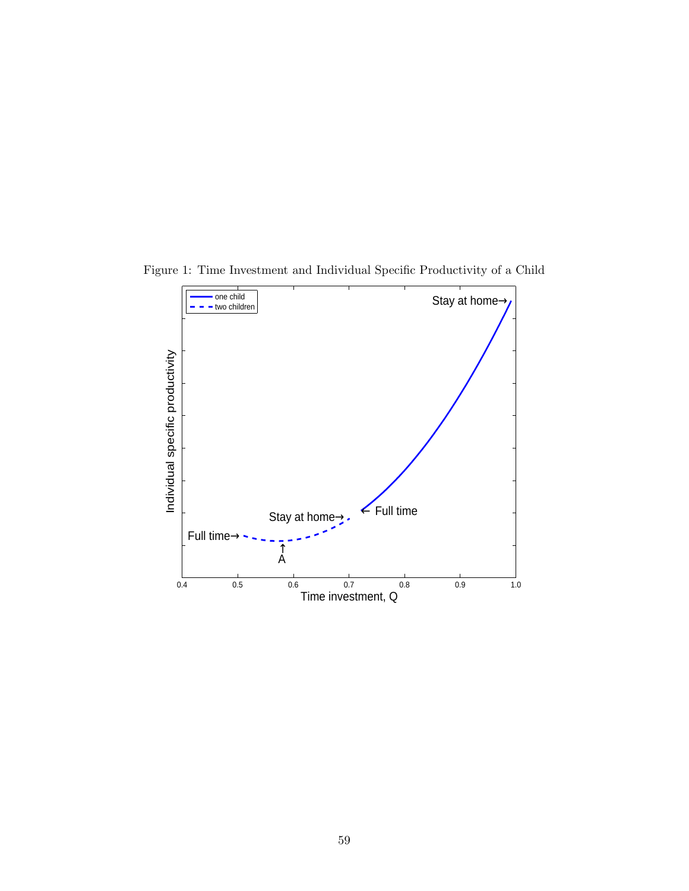Figure 1: Time Investment and Individual Specific Productivity of a Child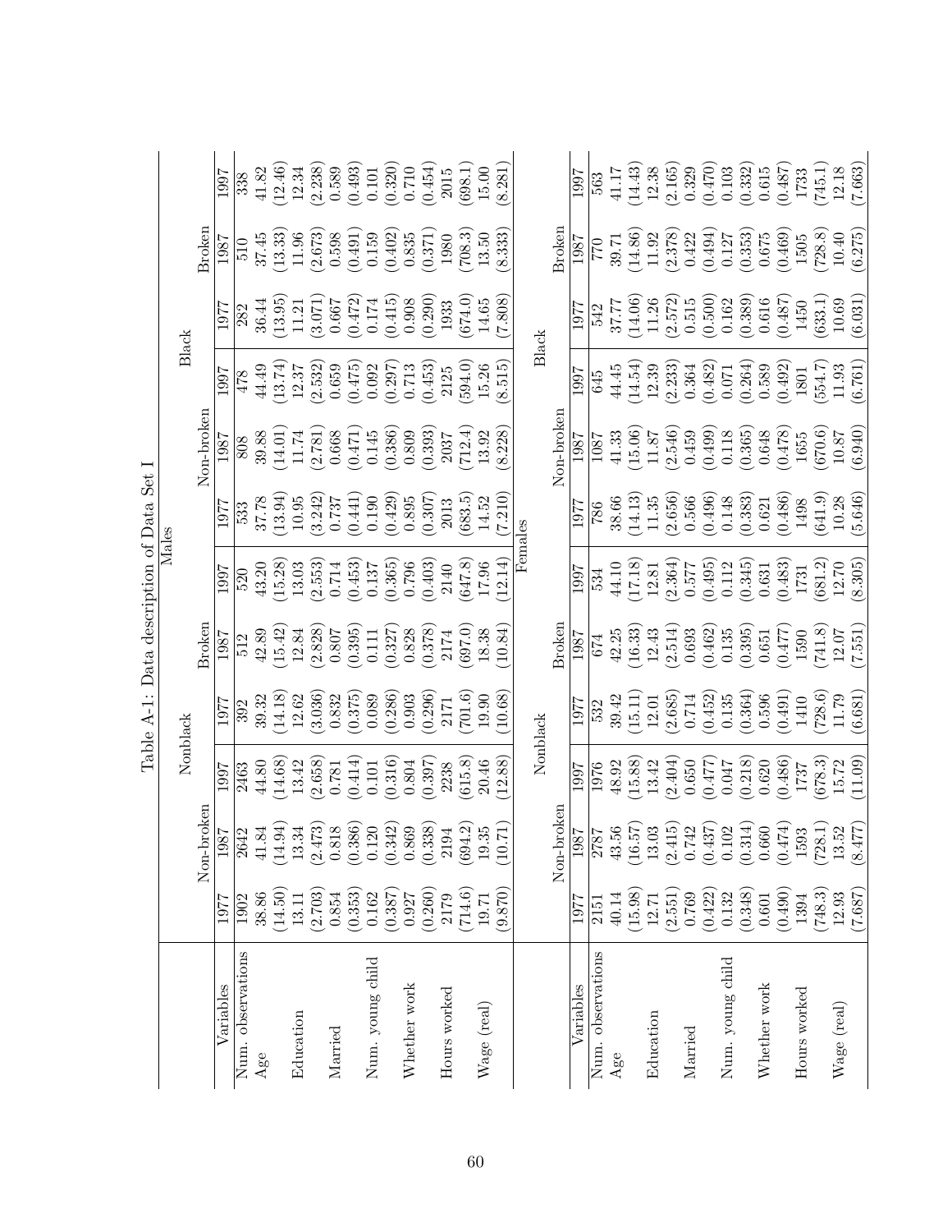# Table A-1: Data description of Data Set I

**Males**

| Variables | Nonblack | | | | | | Black | | | | | |
|---|---|---|---|---|---|---|---|---|---|---|---|---|
| | Non-broken | | | Broken | | | Non-broken | | | Broken | | |
| | 1977 | 1987 | 1997 | 1977 | 1987 | 1997 | 1977 | 1987 | 1997 | 1977 | 1987 | 1997 |
| Num. observations | 1902 | 2642 | 2463 | 392 | 512 | 520 | 533 | 808 | 478 | 282 | 510 | 338 |
| Age | 38.86 | 41.84 | 44.80 | 39.32 | 42.89 | 43.20 | 37.78 | 39.88 | 44.49 | 36.44 | 37.45 | 41.82 |
| | (14.50) | (14.94) | (14.68) | (14.18) | (15.42) | (15.28) | (13.94) | (14.01) | (13.74) | (13.95) | (13.33) | (12.46) |
| Education | 13.11 | 13.34 | 13.42 | 12.62 | 12.84 | 13.03 | 10.95 | 11.74 | 12.37 | 11.21 | 11.96 | 12.34 |
| | (2.703) | (2.473) | (2.658) | (3.036) | (2.828) | (2.553) | (3.242) | (2.781) | (2.532) | (3.071) | (2.673) | (2.238) |
| Married | 0.854 | 0.818 | 0.781 | 0.832 | 0.807 | 0.714 | 0.737 | 0.668 | 0.659 | 0.667 | 0.598 | 0.589 |
| | (0.353) | (0.386) | (0.414) | (0.375) | (0.395) | (0.453) | (0.441) | (0.471) | (0.475) | (0.472) | (0.491) | (0.493) |
| Num. young child | 0.162 | 0.120 | 0.101 | 0.089 | 0.111 | 0.137 | 0.190 | 0.145 | 0.092 | 0.174 | 0.159 | 0.101 |
| | (0.387) | (0.342) | (0.316) | (0.286) | (0.327) | (0.365) | (0.429) | (0.386) | (0.297) | (0.415) | (0.402) | (0.320) |
| Whether work | 0.927 | 0.869 | 0.804 | 0.903 | 0.828 | 0.796 | 0.895 | 0.809 | 0.713 | 0.908 | 0.835 | 0.710 |
| | (0.260) | (0.338) | (0.397) | (0.296) | (0.378) | (0.403) | (0.307) | (0.393) | (0.453) | (0.290) | (0.371) | (0.454) |
| Hours worked | 2179 | 2194 | 2238 | 2171 | 2174 | 2140 | 2013 | 2037 | 2125 | 1933 | 1980 | 2015 |
| | (714.6) | (694.2) | (615.8) | (701.6) | (697.0) | (647.8) | (683.5) | (712.4) | (594.0) | (674.0) | (708.3) | (698.1) |
| Wage (real) | 19.71 | 19.35 | 20.46 | 19.90 | 18.38 | 17.96 | 14.52 | 13.92 | 15.26 | 14.65 | 13.50 | 15.00 |
| | (9.870) | (10.71) | (12.88) | (10.68) | (10.84) | (12.14) | (7.210) | (8.228) | (8.515) | (7.808) | (8.333) | (8.281) |

**Females**

| Variables | Nonblack | | | | | | Black | | | | | |
|---|---|---|---|---|---|---|---|---|---|---|---|---|
| | Non-broken | | | Broken | | | Non-broken | | | Broken | | |
| | 1977 | 1987 | 1997 | 1977 | 1987 | 1997 | 1977 | 1987 | 1997 | 1977 | 1987 | 1997 |
| Num. observations | 2151 | 2787 | 1976 | 532 | 674 | 534 | 786 | 1087 | 645 | 542 | 770 | 563 |
| Age | 40.14 | 43.56 | 48.92 | 39.42 | 42.25 | 44.10 | 38.66 | 41.33 | 44.45 | 37.77 | 39.71 | 41.17 |
| | (15.98) | (16.57) | (15.88) | (15.11) | (16.33) | (17.18) | (14.13) | (15.06) | (14.54) | (14.06) | (14.86) | (14.43) |
| Education | 12.71 | 13.03 | 13.42 | 12.01 | 12.43 | 12.81 | 11.35 | 11.87 | 12.39 | 11.26 | 11.92 | 12.38 |
| | (2.551) | (2.415) | (2.404) | (2.685) | (2.514) | (2.364) | (2.656) | (2.546) | (2.233) | (2.572) | (2.378) | (2.165) |
| Married | 0.769 | 0.742 | 0.650 | 0.714 | 0.693 | 0.577 | 0.566 | 0.459 | 0.364 | 0.515 | 0.422 | 0.329 |
| | (0.422) | (0.437) | (0.477) | (0.452) | (0.462) | (0.495) | (0.496) | (0.499) | (0.482) | (0.500) | (0.494) | (0.470) |
| Num. young child | 0.132 | 0.102 | 0.047 | 0.135 | 0.135 | 0.112 | 0.148 | 0.118 | 0.071 | 0.162 | 0.127 | 0.103 |
| | (0.348) | (0.314) | (0.218) | (0.364) | (0.395) | (0.345) | (0.383) | (0.365) | (0.264) | (0.389) | (0.353) | (0.332) |
| Whether work | 0.601 | 0.660 | 0.620 | 0.596 | 0.651 | 0.631 | 0.621 | 0.648 | 0.589 | 0.616 | 0.675 | 0.615 |
| | (0.490) | (0.474) | (0.486) | (0.491) | (0.477) | (0.483) | (0.486) | (0.478) | (0.492) | (0.487) | (0.469) | (0.487) |
| Hours worked | 1394 | 1593 | 1737 | 1410 | 1590 | 1731 | 1498 | 1655 | 1801 | 1450 | 1505 | 1733 |
| | (748.3) | (728.1) | (678.3) | (728.6) | (741.8) | (681.2) | (641.9) | (670.6) | (554.7) | (633.1) | (728.8) | (745.1) |
| Wage (real) | 12.93 | 13.52 | 15.72 | 11.79 | 12.07 | 12.70 | 10.28 | 10.87 | 11.93 | 10.69 | 10.40 | 12.18 |
| | (7.687) | (8.477) | (11.09) | (6.681) | (7.551) | (8.305) | (5.646) | (6.940) | (6.761) | (6.031) | (6.275) | (7.663) |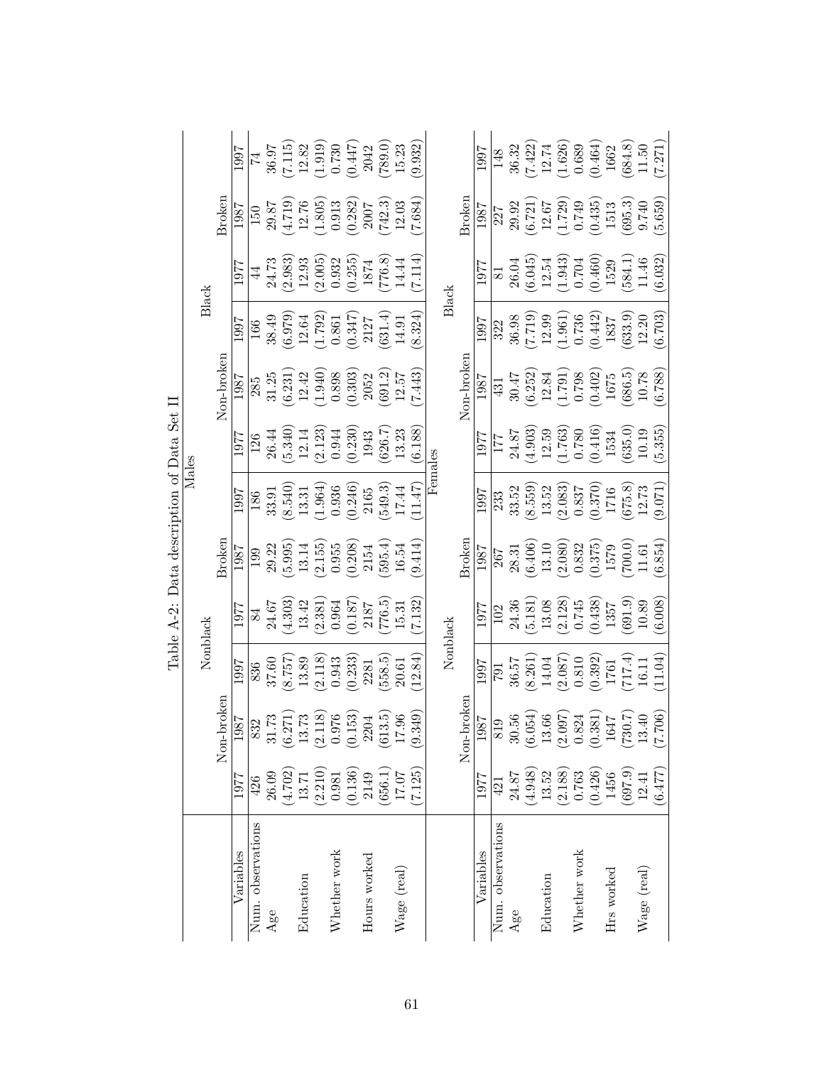Table A-2: Data description of Data Set II

| | Males | | | | | | | | | | | |
|---|---|---|---|---|---|---|---|---|---|---|---|---|
| | Nonblack | | | | | | Black | | | | | |
| | Non-broken | | | Broken | | | Non-broken | | | Broken | | |
| Variables | 1977 | 1987 | 1997 | 1977 | 1987 | 1997 | 1977 | 1987 | 1997 | 1977 | 1987 | 1997 |
| Num. observations | 426 | 832 | 836 | 84 | 199 | 186 | 126 | 285 | 166 | 44 | 150 | 74 |
| Age | 26.09 | 31.73 | 37.60 | 24.67 | 29.22 | 33.91 | 26.44 | 31.25 | 38.49 | 24.73 | 29.87 | 36.97 |
| | (4.702) | (6.271) | (8.757) | (4.303) | (5.995) | (8.540) | (5.340) | (6.231) | (6.979) | (2.983) | (4.719) | (7.115) |
| Education | 13.71 | 13.73 | 13.89 | 13.42 | 13.14 | 13.31 | 12.14 | 12.42 | 12.64 | 12.93 | 12.76 | 12.82 |
| | (2.210) | (2.118) | (2.118) | (2.381) | (2.155) | (1.964) | (2.123) | (1.940) | (1.792) | (2.005) | (1.805) | (1.919) |
| Whether work | 0.981 | 0.976 | 0.943 | 0.964 | 0.955 | 0.936 | 0.944 | 0.898 | 0.861 | 0.932 | 0.913 | 0.730 |
| | (0.136) | (0.153) | (0.233) | (0.187) | (0.208) | (0.246) | (0.230) | (0.303) | (0.347) | (0.255) | (0.282) | (0.447) |
| Hours worked | 2149 | 2204 | 2281 | 2187 | 2154 | 2165 | 1943 | 2052 | 2127 | 1874 | 2007 | 2042 |
| | (656.1) | (613.5) | (558.5) | (776.5) | (595.4) | (549.3) | (626.7) | (691.2) | (631.4) | (776.8) | (742.3) | (789.0) |
| Wage (real) | 17.07 | 17.96 | 20.61 | 15.31 | 16.54 | 17.44 | 13.23 | 12.57 | 14.91 | 14.44 | 12.03 | 15.23 |
| | (7.125) | (9.349) | (12.84) | (7.132) | (9.414) | (11.47) | (6.188) | (7.443) | (8.324) | (7.114) | (7.684) | (9.932) |

| | Females | | | | | | | | | | | |
|---|---|---|---|---|---|---|---|---|---|---|---|---|
| | Nonblack | | | | | | Black | | | | | |
| | Non-broken | | | Broken | | | Non-broken | | | Broken | | |
| Variables | 1977 | 1987 | 1997 | 1977 | 1987 | 1997 | 1977 | 1987 | 1997 | 1977 | 1987 | 1997 |
| Num. observations | 421 | 819 | 791 | 102 | 267 | 233 | 177 | 431 | 322 | 81 | 227 | 148 |
| Age | 24.87 | 30.56 | 36.57 | 24.36 | 28.31 | 33.52 | 24.87 | 30.47 | 36.98 | 26.04 | 29.92 | 36.32 |
| | (4.948) | (6.054) | (8.261) | (5.181) | (6.406) | (8.559) | (4.903) | (6.252) | (7.719) | (6.045) | (6.721) | (7.422) |
| Education | 13.52 | 13.66 | 14.04 | 13.08 | 13.10 | 13.52 | 12.59 | 12.84 | 12.99 | 12.54 | 12.67 | 12.74 |
| | (2.188) | (2.097) | (2.087) | (2.128) | (2.080) | (2.083) | (1.763) | (1.791) | (1.961) | (1.943) | (1.729) | (1.626) |
| Whether work | 0.763 | 0.824 | 0.810 | 0.745 | 0.832 | 0.837 | 0.780 | 0.798 | 0.736 | 0.704 | 0.749 | 0.689 |
| | (0.426) | (0.381) | (0.392) | (0.438) | (0.375) | (0.370) | (0.416) | (0.402) | (0.442) | (0.460) | (0.435) | (0.464) |
| Hrs worked | 1456 | 1647 | 1761 | 1357 | 1579 | 1716 | 1534 | 1675 | 1837 | 1529 | 1513 | 1662 |
| | (697.9) | (730.7) | (717.4) | (691.9) | (700.0) | (675.8) | (635.0) | (686.5) | (633.9) | (584.1) | (695.3) | (684.8) |
| Wage (real) | 12.41 | 13.40 | 16.11 | 10.89 | 11.61 | 12.73 | 10.19 | 10.78 | 12.20 | 11.46 | 9.740 | 11.50 |
| | (6.477) | (7.706) | (11.04) | (6.008) | (6.854) | (9.071) | (5.355) | (6.788) | (6.703) | (6.032) | (5.659) | (7.271) |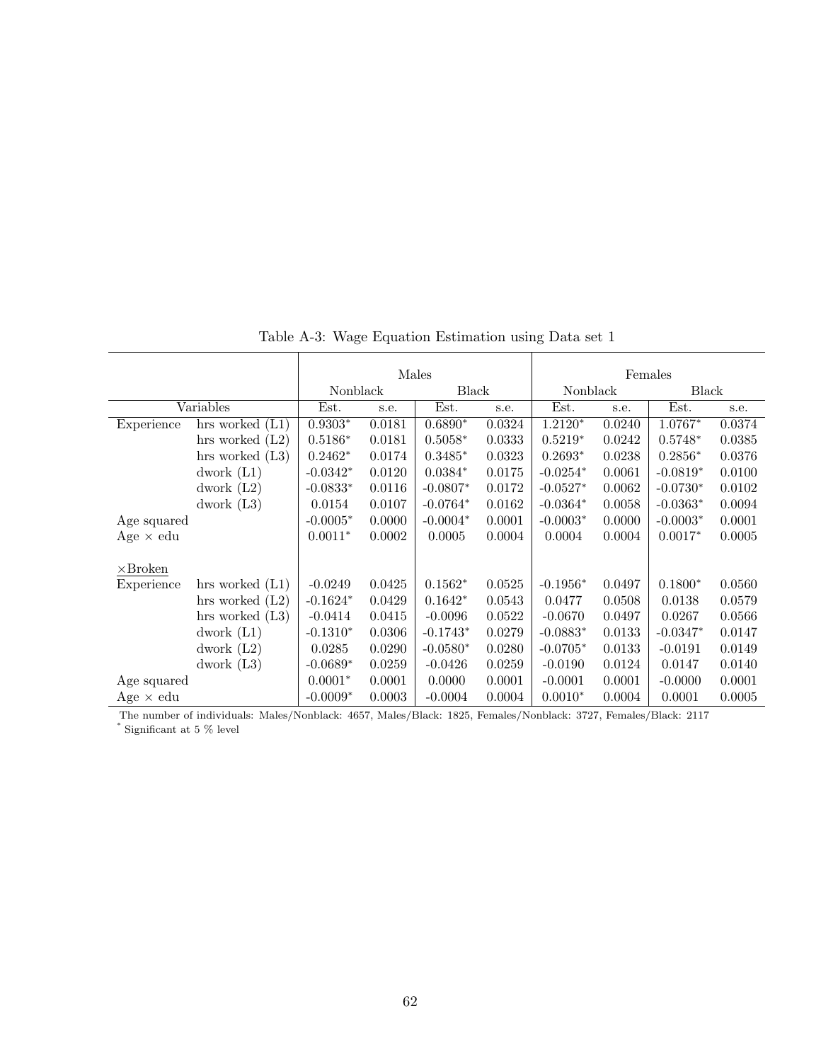Table A-3: Wage Equation Estimation using Data set 1

| | | Males | | | | Females | | | |
|---|---|---|---|---|---|---|---|---|---|
| | | Nonblack | | Black | | Nonblack | | Black | |
| Variables | | Est. | s.e. | Est. | s.e. | Est. | s.e. | Est. | s.e. |
| Experience | hrs worked (L1) | 0.9303* | 0.0181 | 0.6890* | 0.0324 | 1.2120* | 0.0240 | 1.0767* | 0.0374 |
| | hrs worked (L2) | 0.5186* | 0.0181 | 0.5058* | 0.0333 | 0.5219* | 0.0242 | 0.5748* | 0.0385 |
| | hrs worked (L3) | 0.2462* | 0.0174 | 0.3485* | 0.0323 | 0.2693* | 0.0238 | 0.2856* | 0.0376 |
| | dwork (L1) | -0.0342* | 0.0120 | 0.0384* | 0.0175 | -0.0254* | 0.0061 | -0.0819* | 0.0100 |
| | dwork (L2) | -0.0833* | 0.0116 | -0.0807* | 0.0172 | -0.0527* | 0.0062 | -0.0730* | 0.0102 |
| | dwork (L3) | 0.0154 | 0.0107 | -0.0764* | 0.0162 | -0.0364* | 0.0058 | -0.0363* | 0.0094 |
| Age squared | | -0.0005* | 0.0000 | -0.0004* | 0.0001 | -0.0003* | 0.0000 | -0.0003* | 0.0001 |
| Age × edu | | 0.0011* | 0.0002 | 0.0005 | 0.0004 | 0.0004 | 0.0004 | 0.0017* | 0.0005 |
| ×Broken | | | | | | | | | |
| Experience | hrs worked (L1) | -0.0249 | 0.0425 | 0.1562* | 0.0525 | -0.1956* | 0.0497 | 0.1800* | 0.0560 |
| | hrs worked (L2) | -0.1624* | 0.0429 | 0.1642* | 0.0543 | 0.0477 | 0.0508 | 0.0138 | 0.0579 |
| | hrs worked (L3) | -0.0414 | 0.0415 | -0.0096 | 0.0522 | -0.0670 | 0.0497 | 0.0267 | 0.0566 |
| | dwork (L1) | -0.1310* | 0.0306 | -0.1743* | 0.0279 | -0.0883* | 0.0133 | -0.0347* | 0.0147 |
| | dwork (L2) | 0.0285 | 0.0290 | -0.0580* | 0.0280 | -0.0705* | 0.0133 | -0.0191 | 0.0149 |
| | dwork (L3) | -0.0689* | 0.0259 | -0.0426 | 0.0259 | -0.0190 | 0.0124 | 0.0147 | 0.0140 |
| Age squared | | 0.0001* | 0.0001 | 0.0000 | 0.0001 | -0.0001 | 0.0001 | -0.0000 | 0.0001 |
| Age × edu | | -0.0009* | 0.0003 | -0.0004 | 0.0004 | 0.0010* | 0.0004 | 0.0001 | 0.0005 |

The number of individuals: Males/Nonblack: 4657, Males/Black: 1825, Females/Nonblack: 3727, Females/Black: 2117

\* Significant at 5 % level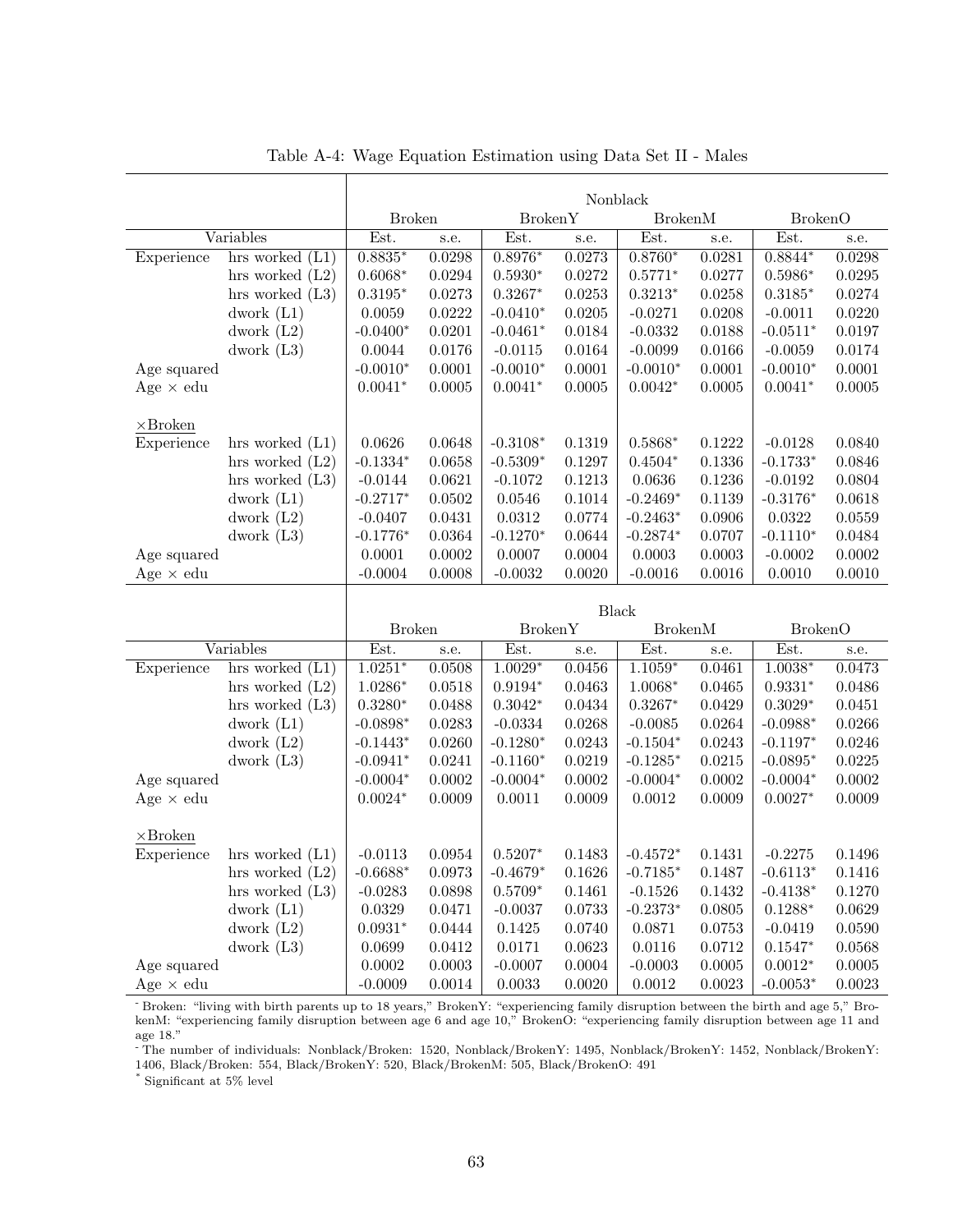Table A-4: Wage Equation Estimation using Data Set II - Males

| | | Nonblack | | | | | | | |
|---|---|---|---|---|---|---|---|---|---|
| | | Broken | | BrokenY | | BrokenM | | BrokenO | |
| Variables | | Est. | s.e. | Est. | s.e. | Est. | s.e. | Est. | s.e. |
| Experience | hrs worked (L1) | 0.8835* | 0.0298 | 0.8976* | 0.0273 | 0.8760* | 0.0281 | 0.8844* | 0.0298 |
| | hrs worked (L2) | 0.6068* | 0.0294 | 0.5930* | 0.0272 | 0.5771* | 0.0277 | 0.5986* | 0.0295 |
| | hrs worked (L3) | 0.3195* | 0.0273 | 0.3267* | 0.0253 | 0.3213* | 0.0258 | 0.3185* | 0.0274 |
| | dwork (L1) | 0.0059 | 0.0222 | -0.0410* | 0.0205 | -0.0271 | 0.0208 | -0.0011 | 0.0220 |
| | dwork (L2) | -0.0400* | 0.0201 | -0.0461* | 0.0184 | -0.0332 | 0.0188 | -0.0511* | 0.0197 |
| | dwork (L3) | 0.0044 | 0.0176 | -0.0115 | 0.0164 | -0.0099 | 0.0166 | -0.0059 | 0.0174 |
| Age squared | | -0.0010* | 0.0001 | -0.0010* | 0.0001 | -0.0010* | 0.0001 | -0.0010* | 0.0001 |
| Age × edu | | 0.0041* | 0.0005 | 0.0041* | 0.0005 | 0.0042* | 0.0005 | 0.0041* | 0.0005 |
| ×Broken | | | | | | | | | |
| Experience | hrs worked (L1) | 0.0626 | 0.0648 | -0.3108* | 0.1319 | 0.5868* | 0.1222 | -0.0128 | 0.0840 |
| | hrs worked (L2) | -0.1334* | 0.0658 | -0.5309* | 0.1297 | 0.4504* | 0.1336 | -0.1733* | 0.0846 |
| | hrs worked (L3) | -0.0144 | 0.0621 | -0.1072 | 0.1213 | 0.0636 | 0.1236 | -0.0192 | 0.0804 |
| | dwork (L1) | -0.2717* | 0.0502 | 0.0546 | 0.1014 | -0.2469* | 0.1139 | -0.3176* | 0.0618 |
| | dwork (L2) | -0.0407 | 0.0431 | 0.0312 | 0.0774 | -0.2463* | 0.0906 | 0.0322 | 0.0559 |
| | dwork (L3) | -0.1776* | 0.0364 | -0.1270* | 0.0644 | -0.2874* | 0.0707 | -0.1110* | 0.0484 |
| Age squared | | 0.0001 | 0.0002 | 0.0007 | 0.0004 | 0.0003 | 0.0003 | -0.0002 | 0.0002 |
| Age × edu | | -0.0004 | 0.0008 | -0.0032 | 0.0020 | -0.0016 | 0.0016 | 0.0010 | 0.0010 |
| | | Black | | | | | | | |
| | | Broken | | BrokenY | | BrokenM | | BrokenO | |
| Variables | | Est. | s.e. | Est. | s.e. | Est. | s.e. | Est. | s.e. |
| Experience | hrs worked (L1) | 1.0251* | 0.0508 | 1.0029* | 0.0456 | 1.1059* | 0.0461 | 1.0038* | 0.0473 |
| | hrs worked (L2) | 1.0286* | 0.0518 | 0.9194* | 0.0463 | 1.0068* | 0.0465 | 0.9331* | 0.0486 |
| | hrs worked (L3) | 0.3280* | 0.0488 | 0.3042* | 0.0434 | 0.3267* | 0.0429 | 0.3029* | 0.0451 |
| | dwork (L1) | -0.0898* | 0.0283 | -0.0334 | 0.0268 | -0.0085 | 0.0264 | -0.0988* | 0.0266 |
| | dwork (L2) | -0.1443* | 0.0260 | -0.1280* | 0.0243 | -0.1504* | 0.0243 | -0.1197* | 0.0246 |
| | dwork (L3) | -0.0941* | 0.0241 | -0.1160* | 0.0219 | -0.1285* | 0.0215 | -0.0895* | 0.0225 |
| Age squared | | -0.0004* | 0.0002 | -0.0004* | 0.0002 | -0.0004* | 0.0002 | -0.0004* | 0.0002 |
| Age × edu | | 0.0024* | 0.0009 | 0.0011 | 0.0009 | 0.0012 | 0.0009 | 0.0027* | 0.0009 |
| ×Broken | | | | | | | | | |
| Experience | hrs worked (L1) | -0.0113 | 0.0954 | 0.5207* | 0.1483 | -0.4572* | 0.1431 | -0.2275 | 0.1496 |
| | hrs worked (L2) | -0.6688* | 0.0973 | -0.4679* | 0.1626 | -0.7185* | 0.1487 | -0.6113* | 0.1416 |
| | hrs worked (L3) | -0.0283 | 0.0898 | 0.5709* | 0.1461 | -0.1526 | 0.1432 | -0.4138* | 0.1270 |
| | dwork (L1) | 0.0329 | 0.0471 | -0.0037 | 0.0733 | -0.2373* | 0.0805 | 0.1288* | 0.0629 |
| | dwork (L2) | 0.0931* | 0.0444 | 0.1425 | 0.0740 | 0.0871 | 0.0753 | -0.0419 | 0.0590 |
| | dwork (L3) | 0.0699 | 0.0412 | 0.0171 | 0.0623 | 0.0116 | 0.0712 | 0.1547* | 0.0568 |
| Age squared | | 0.0002 | 0.0003 | -0.0007 | 0.0004 | -0.0003 | 0.0005 | 0.0012* | 0.0005 |
| Age × edu | | -0.0009 | 0.0014 | 0.0033 | 0.0020 | 0.0012 | 0.0023 | -0.0053* | 0.0023 |

- Broken: "living with birth parents up to 18 years," BrokenY: "experiencing family disruption between the birth and age 5," BrokenM: "experiencing family disruption between age 6 and age 10," BrokenO: "experiencing family disruption between age 11 and age 18."

- The number of individuals: Nonblack/Broken: 1520, Nonblack/BrokenY: 1495, Nonblack/BrokenY: 1452, Nonblack/BrokenY: 1406, Black/Broken: 554, Black/BrokenY: 520, Black/BrokenM: 505, Black/BrokenO: 491

* Significant at 5% level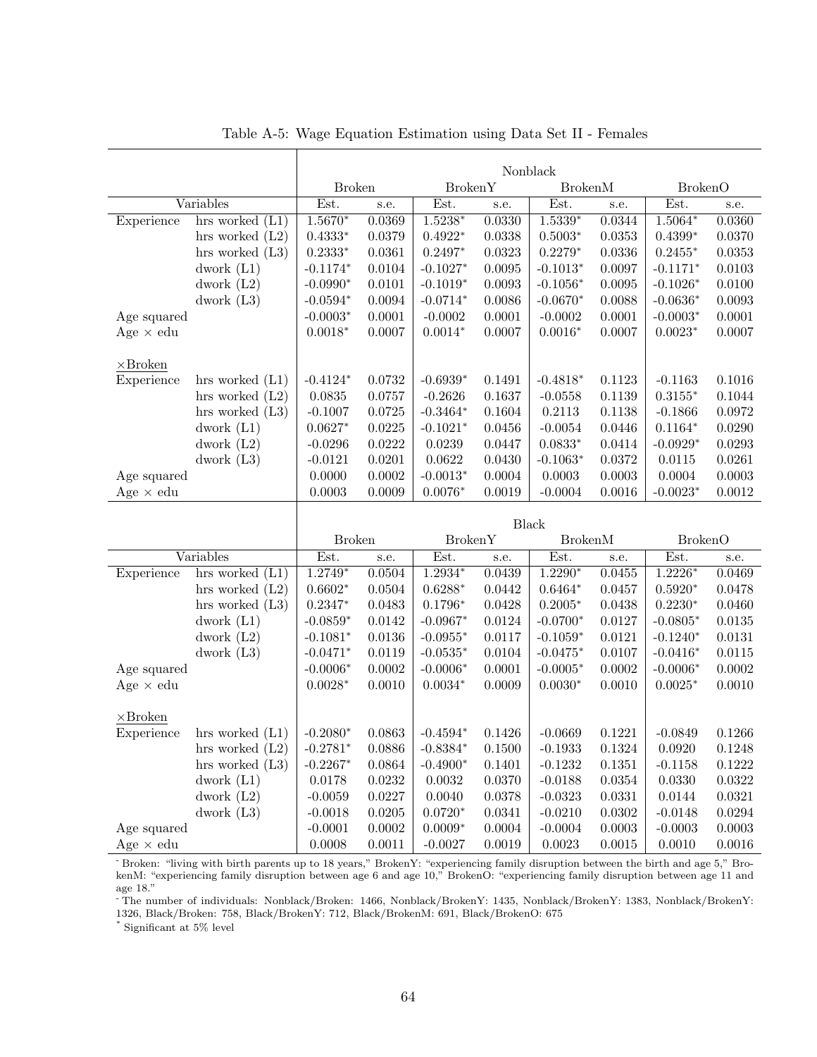Table A-5: Wage Equation Estimation using Data Set II - Females

| | | Nonblack | | | | | | | |
|---|---|---|---|---|---|---|---|---|---|
| | | Broken | | BrokenY | | BrokenM | | BrokenO | |
| Variables | | Est. | s.e. | Est. | s.e. | Est. | s.e. | Est. | s.e. |
| Experience | hrs worked (L1) | 1.5670* | 0.0369 | 1.5238* | 0.0330 | 1.5339* | 0.0344 | 1.5064* | 0.0360 |
| | hrs worked (L2) | 0.4333* | 0.0379 | 0.4922* | 0.0338 | 0.5003* | 0.0353 | 0.4399* | 0.0370 |
| | hrs worked (L3) | 0.2333* | 0.0361 | 0.2497* | 0.0323 | 0.2279* | 0.0336 | 0.2455* | 0.0353 |
| | dwork (L1) | -0.1174* | 0.0104 | -0.1027* | 0.0095 | -0.1013* | 0.0097 | -0.1171* | 0.0103 |
| | dwork (L2) | -0.0990* | 0.0101 | -0.1019* | 0.0093 | -0.1056* | 0.0095 | -0.1026* | 0.0100 |
| | dwork (L3) | -0.0594* | 0.0094 | -0.0714* | 0.0086 | -0.0670* | 0.0088 | -0.0636* | 0.0093 |
| Age squared | | -0.0003* | 0.0001 | -0.0002 | 0.0001 | -0.0002 | 0.0001 | -0.0003* | 0.0001 |
| Age × edu | | 0.0018* | 0.0007 | 0.0014* | 0.0007 | 0.0016* | 0.0007 | 0.0023* | 0.0007 |
| ×Broken | | | | | | | | | |
| Experience | hrs worked (L1) | -0.4124* | 0.0732 | -0.6939* | 0.1491 | -0.4818* | 0.1123 | -0.1163 | 0.1016 |
| | hrs worked (L2) | 0.0835 | 0.0757 | -0.2626 | 0.1637 | -0.0558 | 0.1139 | 0.3155* | 0.1044 |
| | hrs worked (L3) | -0.1007 | 0.0725 | -0.3464* | 0.1604 | 0.2113 | 0.1138 | -0.1866 | 0.0972 |
| | dwork (L1) | 0.0627* | 0.0225 | -0.1021* | 0.0456 | -0.0054 | 0.0446 | 0.1164* | 0.0290 |
| | dwork (L2) | -0.0296 | 0.0222 | 0.0239 | 0.0447 | 0.0833* | 0.0414 | -0.0929* | 0.0293 |
| | dwork (L3) | -0.0121 | 0.0201 | 0.0622 | 0.0430 | -0.1063* | 0.0372 | 0.0115 | 0.0261 |
| Age squared | | 0.0000 | 0.0002 | -0.0013* | 0.0004 | 0.0003 | 0.0003 | 0.0004 | 0.0003 |
| Age × edu | | 0.0003 | 0.0009 | 0.0076* | 0.0019 | -0.0004 | 0.0016 | -0.0023* | 0.0012 |

| | | Black | | | | | | | |
|---|---|---|---|---|---|---|---|---|---|
| | | Broken | | BrokenY | | BrokenM | | BrokenO | |
| Variables | | Est. | s.e. | Est. | s.e. | Est. | s.e. | Est. | s.e. |
| Experience | hrs worked (L1) | 1.2749* | 0.0504 | 1.2934* | 0.0439 | 1.2290* | 0.0455 | 1.2226* | 0.0469 |
| | hrs worked (L2) | 0.6602* | 0.0504 | 0.6288* | 0.0442 | 0.6464* | 0.0457 | 0.5920* | 0.0478 |
| | hrs worked (L3) | 0.2347* | 0.0483 | 0.1796* | 0.0428 | 0.2005* | 0.0438 | 0.2230* | 0.0460 |
| | dwork (L1) | -0.0859* | 0.0142 | -0.0967* | 0.0124 | -0.0700* | 0.0127 | -0.0805* | 0.0135 |
| | dwork (L2) | -0.1081* | 0.0136 | -0.0955* | 0.0117 | -0.1059* | 0.0121 | -0.1240* | 0.0131 |
| | dwork (L3) | -0.0471* | 0.0119 | -0.0535* | 0.0104 | -0.0475* | 0.0107 | -0.0416* | 0.0115 |
| Age squared | | -0.0006* | 0.0002 | -0.0006* | 0.0001 | -0.0005* | 0.0002 | -0.0006* | 0.0002 |
| Age × edu | | 0.0028* | 0.0010 | 0.0034* | 0.0009 | 0.0030* | 0.0010 | 0.0025* | 0.0010 |
| ×Broken | | | | | | | | | |
| Experience | hrs worked (L1) | -0.2080* | 0.0863 | -0.4594* | 0.1426 | -0.0669 | 0.1221 | -0.0849 | 0.1266 |
| | hrs worked (L2) | -0.2781* | 0.0886 | -0.8384* | 0.1500 | -0.1933 | 0.1324 | 0.0920 | 0.1248 |
| | hrs worked (L3) | -0.2267* | 0.0864 | -0.4900* | 0.1401 | -0.1232 | 0.1351 | -0.1158 | 0.1222 |
| | dwork (L1) | 0.0178 | 0.0232 | 0.0032 | 0.0370 | -0.0188 | 0.0354 | 0.0330 | 0.0322 |
| | dwork (L2) | -0.0059 | 0.0227 | 0.0040 | 0.0378 | -0.0323 | 0.0331 | 0.0144 | 0.0321 |
| | dwork (L3) | -0.0018 | 0.0205 | 0.0720* | 0.0341 | -0.0210 | 0.0302 | -0.0148 | 0.0294 |
| Age squared | | -0.0001 | 0.0002 | 0.0009* | 0.0004 | -0.0004 | 0.0003 | -0.0003 | 0.0003 |
| Age × edu | | 0.0008 | 0.0011 | -0.0027 | 0.0019 | 0.0023 | 0.0015 | 0.0010 | 0.0016 |

- Broken: "living with birth parents up to 18 years," BrokenY: "experiencing family disruption between the birth and age 5," BrokenM: "experiencing family disruption between age 6 and age 10," BrokenO: "experiencing family disruption between age 11 and age 18."

- The number of individuals: Nonblack/Broken: 1466, Nonblack/BrokenY: 1435, Nonblack/BrokenY: 1383, Nonblack/BrokenY: 1326, Black/Broken: 758, Black/BrokenY: 712, Black/BrokenM: 691, Black/BrokenO: 675

* Significant at 5% level